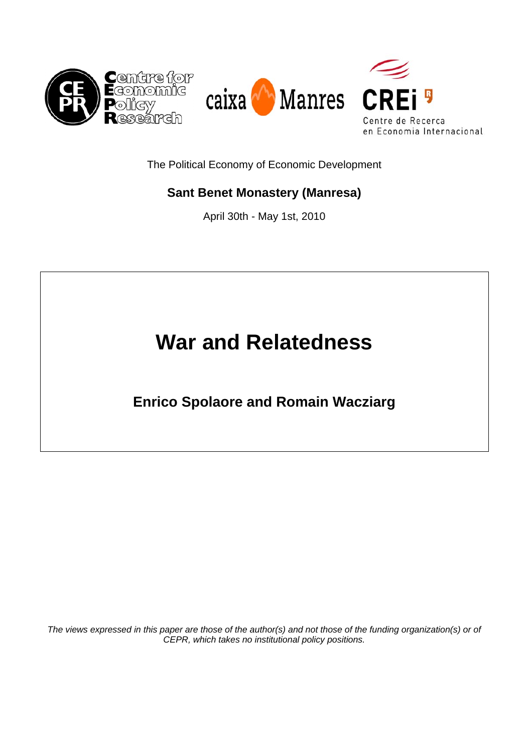Centre for Economic Policy Research

caixa Manresa

CREi

Centre de Recerca en Economia Internacional

The Political Economy of Economic Development

**Sant Benet Monastery (Manresa)**

April 30th - May 1st, 2010

# War and Relatedness

## Enrico Spolaore and Romain Wacziarg

*The views expressed in this paper are those of the author(s) and not those of the funding organization(s) or of CEPR, which takes no institutional policy positions.*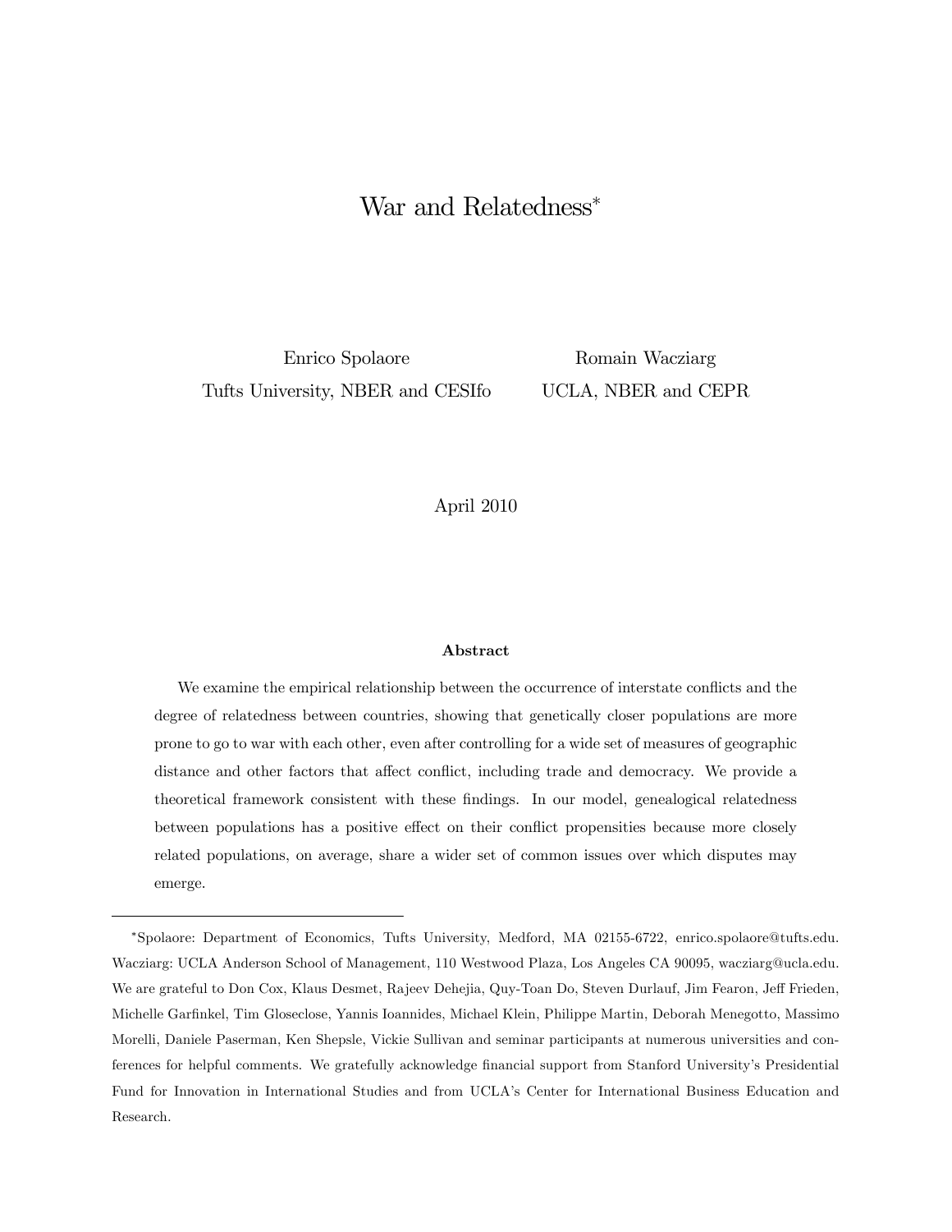# War and Relatedness*

Enrico Spolaore
Tufts University, NBER and CESIfo

Romain Wacziarg
UCLA, NBER and CEPR

April 2010

### Abstract

We examine the empirical relationship between the occurrence of interstate conflicts and the degree of relatedness between countries, showing that genetically closer populations are more prone to go to war with each other, even after controlling for a wide set of measures of geographic distance and other factors that affect conflict, including trade and democracy. We provide a theoretical framework consistent with these findings. In our model, genealogical relatedness between populations has a positive effect on their conflict propensities because more closely related populations, on average, share a wider set of common issues over which disputes may emerge.

---

*Spolaore: Department of Economics, Tufts University, Medford, MA 02155-6722, enrico.spolaore@tufts.edu. Wacziarg: UCLA Anderson School of Management, 110 Westwood Plaza, Los Angeles CA 90095, wacziarg@ucla.edu. We are grateful to Don Cox, Klaus Desmet, Rajeev Dehejia, Quy-Toan Do, Steven Durlauf, Jim Fearon, Jeff Frieden, Michelle Garfinkel, Tim Gloseclose, Yannis Ioannides, Michael Klein, Philippe Martin, Deborah Menegotto, Massimo Morelli, Daniele Paserman, Ken Shepsle, Vickie Sullivan and seminar participants at numerous universities and conferences for helpful comments. We gratefully acknowledge financial support from Stanford University's Presidential Fund for Innovation in International Studies and from UCLA's Center for International Business Education and Research.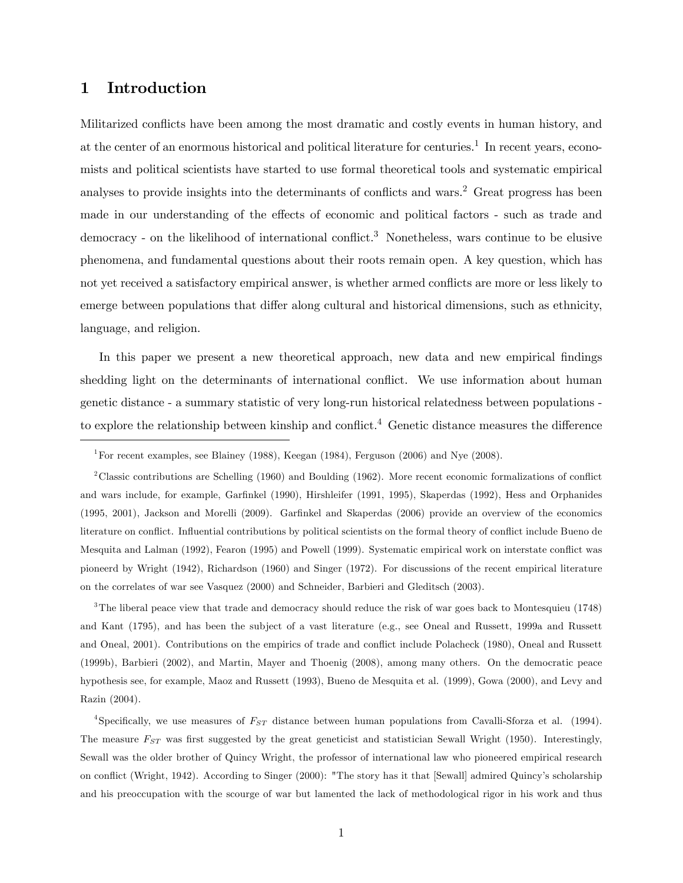# 1 Introduction

Militarized conflicts have been among the most dramatic and costly events in human history, and at the center of an enormous historical and political literature for centuries.[1] In recent years, economists and political scientists have started to use formal theoretical tools and systematic empirical analyses to provide insights into the determinants of conflicts and wars.[2] Great progress has been made in our understanding of the effects of economic and political factors - such as trade and democracy - on the likelihood of international conflict.[3] Nonetheless, wars continue to be elusive phenomena, and fundamental questions about their roots remain open. A key question, which has not yet received a satisfactory empirical answer, is whether armed conflicts are more or less likely to emerge between populations that differ along cultural and historical dimensions, such as ethnicity, language, and religion.

In this paper we present a new theoretical approach, new data and new empirical findings shedding light on the determinants of international conflict. We use information about human genetic distance - a summary statistic of very long-run historical relatedness between populations - to explore the relationship between kinship and conflict.[4] Genetic distance measures the difference

[1] For recent examples, see Blainey (1988), Keegan (1984), Ferguson (2006) and Nye (2008).

[2] Classic contributions are Schelling (1960) and Boulding (1962). More recent economic formalizations of conflict and wars include, for example, Garfinkel (1990), Hirshleifer (1991, 1995), Skaperdas (1992), Hess and Orphanides (1995, 2001), Jackson and Morelli (2009). Garfinkel and Skaperdas (2006) provide an overview of the economics literature on conflict. Influential contributions by political scientists on the formal theory of conflict include Bueno de Mesquita and Lalman (1992), Fearon (1995) and Powell (1999). Systematic empirical work on interstate conflict was pioneerd by Wright (1942), Richardson (1960) and Singer (1972). For discussions of the recent empirical literature on the correlates of war see Vasquez (2000) and Schneider, Barbieri and Gleditsch (2003).

[3] The liberal peace view that trade and democracy should reduce the risk of war goes back to Montesquieu (1748) and Kant (1795), and has been the subject of a vast literature (e.g., see Oneal and Russett, 1999a and Russett and Oneal, 2001). Contributions on the empirics of trade and conflict include Polacheck (1980), Oneal and Russett (1999b), Barbieri (2002), and Martin, Mayer and Thoenig (2008), among many others. On the democratic peace hypothesis see, for example, Maoz and Russett (1993), Bueno de Mesquita et al. (1999), Gowa (2000), and Levy and Razin (2004).

[4] Specifically, we use measures of $F_{ST}$ distance between human populations from Cavalli-Sforza et al. (1994). The measure $F_{ST}$ was first suggested by the great geneticist and statistician Sewall Wright (1950). Interestingly, Sewall was the older brother of Quincy Wright, the professor of international law who pioneered empirical research on conflict (Wright, 1942). According to Singer (2000): "The story has it that [Sewall] admired Quincy's scholarship and his preoccupation with the scourge of war but lamented the lack of methodological rigor in his work and thus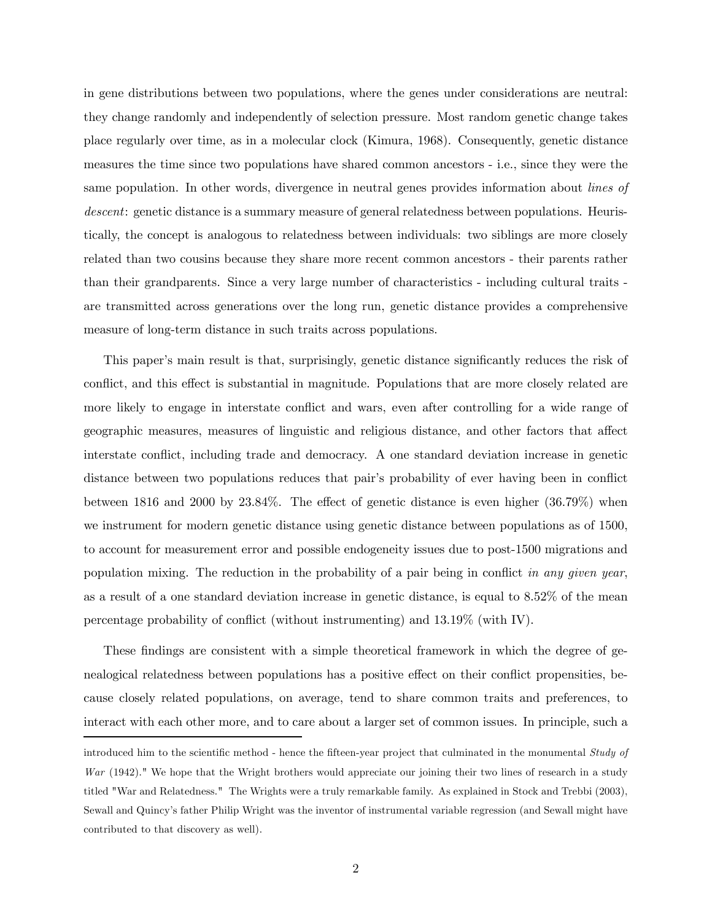in gene distributions between two populations, where the genes under considerations are neutral: they change randomly and independently of selection pressure. Most random genetic change takes place regularly over time, as in a molecular clock (Kimura, 1968). Consequently, genetic distance measures the time since two populations have shared common ancestors - i.e., since they were the same population. In other words, divergence in neutral genes provides information about *lines of descent*: genetic distance is a summary measure of general relatedness between populations. Heuristically, the concept is analogous to relatedness between individuals: two siblings are more closely related than two cousins because they share more recent common ancestors - their parents rather than their grandparents. Since a very large number of characteristics - including cultural traits - are transmitted across generations over the long run, genetic distance provides a comprehensive measure of long-term distance in such traits across populations.

This paper's main result is that, surprisingly, genetic distance significantly reduces the risk of conflict, and this effect is substantial in magnitude. Populations that are more closely related are more likely to engage in interstate conflict and wars, even after controlling for a wide range of geographic measures, measures of linguistic and religious distance, and other factors that affect interstate conflict, including trade and democracy. A one standard deviation increase in genetic distance between two populations reduces that pair's probability of ever having been in conflict between 1816 and 2000 by 23.84%. The effect of genetic distance is even higher (36.79%) when we instrument for modern genetic distance using genetic distance between populations as of 1500, to account for measurement error and possible endogeneity issues due to post-1500 migrations and population mixing. The reduction in the probability of a pair being in conflict *in any given year*, as a result of a one standard deviation increase in genetic distance, is equal to 8.52% of the mean percentage probability of conflict (without instrumenting) and 13.19% (with IV).

These findings are consistent with a simple theoretical framework in which the degree of genealogical relatedness between populations has a positive effect on their conflict propensities, because closely related populations, on average, tend to share common traits and preferences, to interact with each other more, and to care about a larger set of common issues. In principle, such a

introduced him to the scientific method - hence the fifteen-year project that culminated in the monumental *Study of War* (1942)." We hope that the Wright brothers would appreciate our joining their two lines of research in a study titled "War and Relatedness." The Wrights were a truly remarkable family. As explained in Stock and Trebbi (2003), Sewall and Quincy's father Philip Wright was the inventor of instrumental variable regression (and Sewall might have contributed to that discovery as well).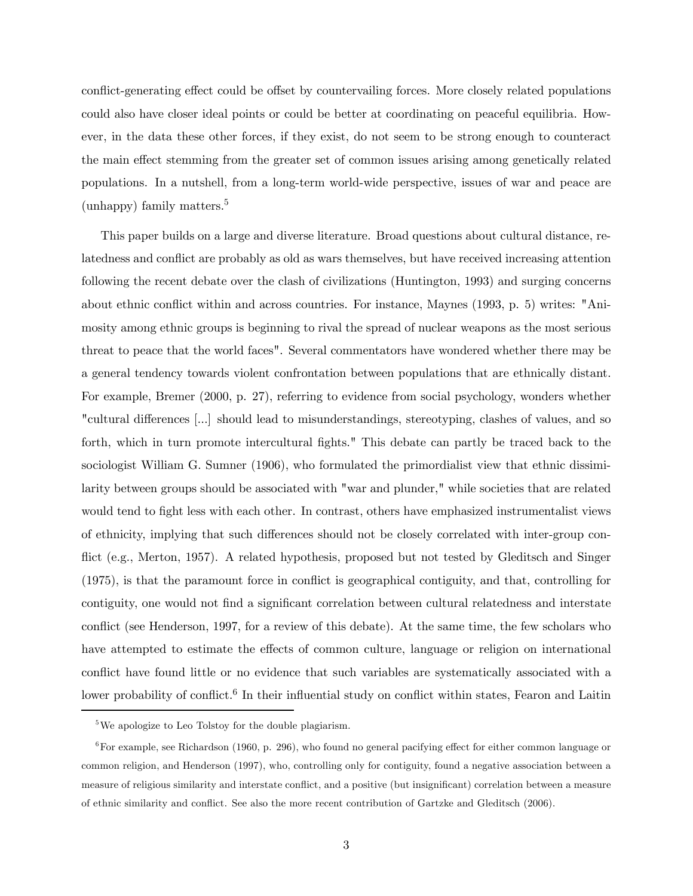conflict-generating effect could be offset by countervailing forces. More closely related populations could also have closer ideal points or could be better at coordinating on peaceful equilibria. However, in the data these other forces, if they exist, do not seem to be strong enough to counteract the main effect stemming from the greater set of common issues arising among genetically related populations. In a nutshell, from a long-term world-wide perspective, issues of war and peace are (unhappy) family matters.[5]

This paper builds on a large and diverse literature. Broad questions about cultural distance, relatedness and conflict are probably as old as wars themselves, but have received increasing attention following the recent debate over the clash of civilizations (Huntington, 1993) and surging concerns about ethnic conflict within and across countries. For instance, Maynes (1993, p. 5) writes: "Animosity among ethnic groups is beginning to rival the spread of nuclear weapons as the most serious threat to peace that the world faces". Several commentators have wondered whether there may be a general tendency towards violent confrontation between populations that are ethnically distant. For example, Bremer (2000, p. 27), referring to evidence from social psychology, wonders whether "cultural differences [...] should lead to misunderstandings, stereotyping, clashes of values, and so forth, which in turn promote intercultural fights." This debate can partly be traced back to the sociologist William G. Sumner (1906), who formulated the primordialist view that ethnic dissimilarity between groups should be associated with "war and plunder," while societies that are related would tend to fight less with each other. In contrast, others have emphasized instrumentalist views of ethnicity, implying that such differences should not be closely correlated with inter-group conflict (e.g., Merton, 1957). A related hypothesis, proposed but not tested by Gleditsch and Singer (1975), is that the paramount force in conflict is geographical contiguity, and that, controlling for contiguity, one would not find a significant correlation between cultural relatedness and interstate conflict (see Henderson, 1997, for a review of this debate). At the same time, the few scholars who have attempted to estimate the effects of common culture, language or religion on international conflict have found little or no evidence that such variables are systematically associated with a lower probability of conflict.[6] In their influential study on conflict within states, Fearon and Laitin

[5] We apologize to Leo Tolstoy for the double plagiarism.

[6] For example, see Richardson (1960, p. 296), who found no general pacifying effect for either common language or common religion, and Henderson (1997), who, controlling only for contiguity, found a negative association between a measure of religious similarity and interstate conflict, and a positive (but insignificant) correlation between a measure of ethnic similarity and conflict. See also the more recent contribution of Gartzke and Gleditsch (2006).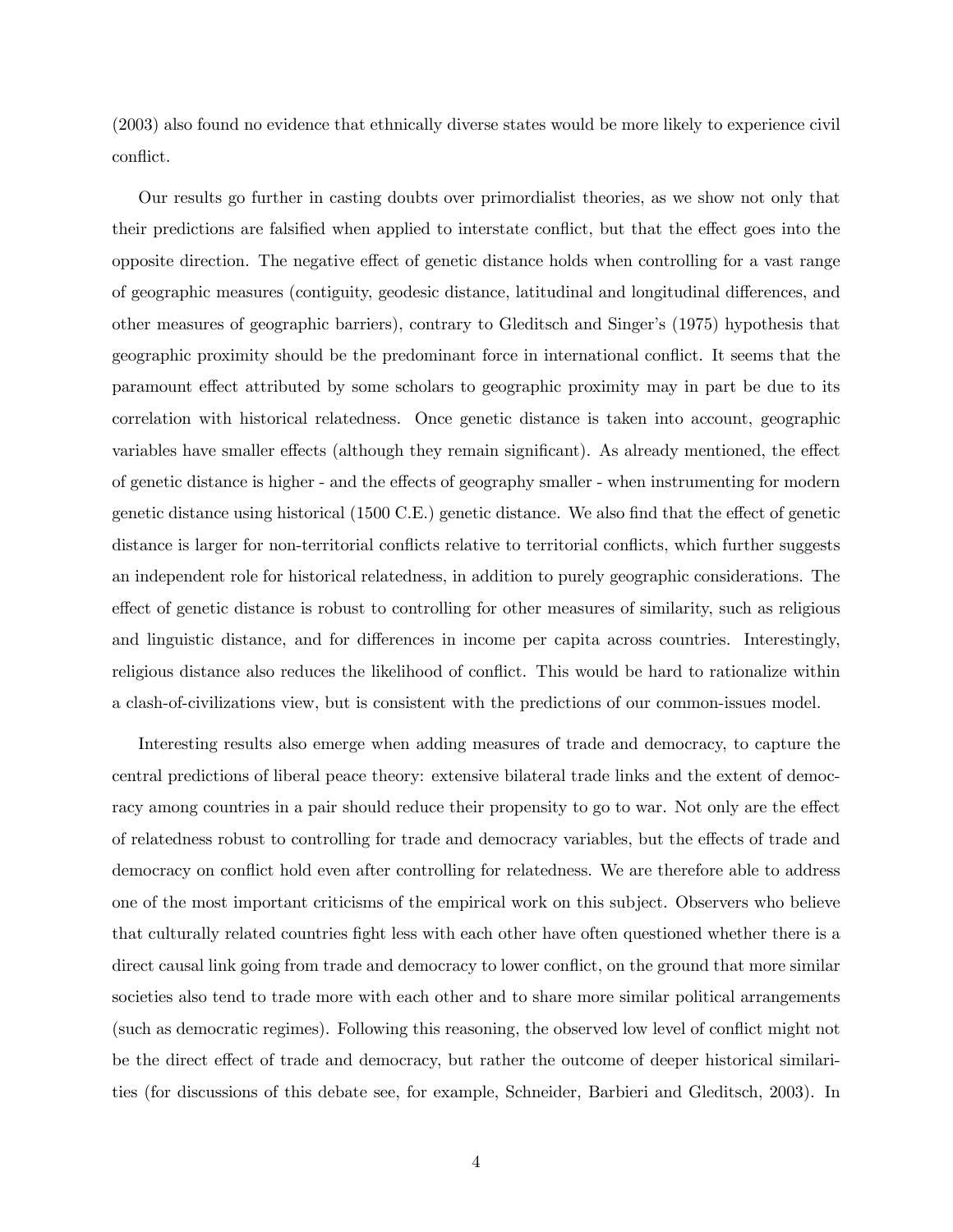(2003) also found no evidence that ethnically diverse states would be more likely to experience civil conflict.

Our results go further in casting doubts over primordialist theories, as we show not only that their predictions are falsified when applied to interstate conflict, but that the effect goes into the opposite direction. The negative effect of genetic distance holds when controlling for a vast range of geographic measures (contiguity, geodesic distance, latitudinal and longitudinal differences, and other measures of geographic barriers), contrary to Gleditsch and Singer's (1975) hypothesis that geographic proximity should be the predominant force in international conflict. It seems that the paramount effect attributed by some scholars to geographic proximity may in part be due to its correlation with historical relatedness. Once genetic distance is taken into account, geographic variables have smaller effects (although they remain significant). As already mentioned, the effect of genetic distance is higher - and the effects of geography smaller - when instrumenting for modern genetic distance using historical (1500 C.E.) genetic distance. We also find that the effect of genetic distance is larger for non-territorial conflicts relative to territorial conflicts, which further suggests an independent role for historical relatedness, in addition to purely geographic considerations. The effect of genetic distance is robust to controlling for other measures of similarity, such as religious and linguistic distance, and for differences in income per capita across countries. Interestingly, religious distance also reduces the likelihood of conflict. This would be hard to rationalize within a clash-of-civilizations view, but is consistent with the predictions of our common-issues model.

Interesting results also emerge when adding measures of trade and democracy, to capture the central predictions of liberal peace theory: extensive bilateral trade links and the extent of democracy among countries in a pair should reduce their propensity to go to war. Not only are the effect of relatedness robust to controlling for trade and democracy variables, but the effects of trade and democracy on conflict hold even after controlling for relatedness. We are therefore able to address one of the most important criticisms of the empirical work on this subject. Observers who believe that culturally related countries fight less with each other have often questioned whether there is a direct causal link going from trade and democracy to lower conflict, on the ground that more similar societies also tend to trade more with each other and to share more similar political arrangements (such as democratic regimes). Following this reasoning, the observed low level of conflict might not be the direct effect of trade and democracy, but rather the outcome of deeper historical similarities (for discussions of this debate see, for example, Schneider, Barbieri and Gleditsch, 2003). In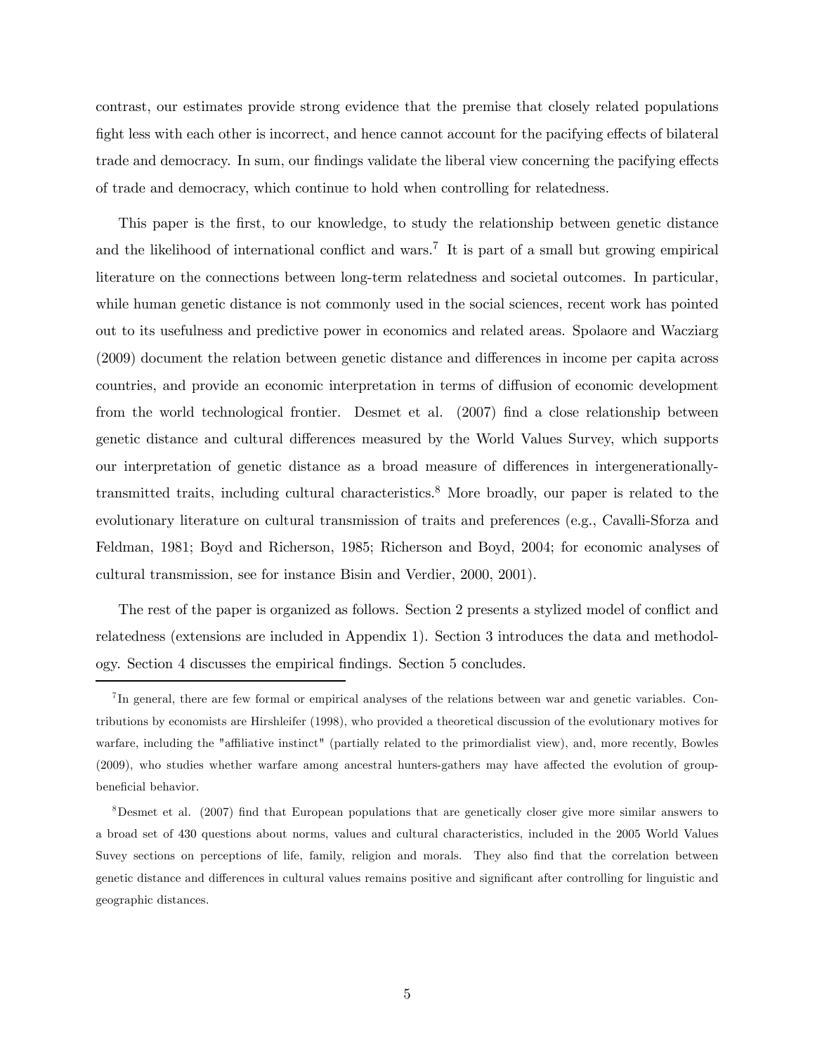contrast, our estimates provide strong evidence that the premise that closely related populations fight less with each other is incorrect, and hence cannot account for the pacifying effects of bilateral trade and democracy. In sum, our findings validate the liberal view concerning the pacifying effects of trade and democracy, which continue to hold when controlling for relatedness.

This paper is the first, to our knowledge, to study the relationship between genetic distance and the likelihood of international conflict and wars.[7] It is part of a small but growing empirical literature on the connections between long-term relatedness and societal outcomes. In particular, while human genetic distance is not commonly used in the social sciences, recent work has pointed out to its usefulness and predictive power in economics and related areas. Spolaore and Wacziarg (2009) document the relation between genetic distance and differences in income per capita across countries, and provide an economic interpretation in terms of diffusion of economic development from the world technological frontier. Desmet et al. (2007) find a close relationship between genetic distance and cultural differences measured by the World Values Survey, which supports our interpretation of genetic distance as a broad measure of differences in intergenerationally-transmitted traits, including cultural characteristics.[8] More broadly, our paper is related to the evolutionary literature on cultural transmission of traits and preferences (e.g., Cavalli-Sforza and Feldman, 1981; Boyd and Richerson, 1985; Richerson and Boyd, 2004; for economic analyses of cultural transmission, see for instance Bisin and Verdier, 2000, 2001).

The rest of the paper is organized as follows. Section 2 presents a stylized model of conflict and relatedness (extensions are included in Appendix 1). Section 3 introduces the data and methodology. Section 4 discusses the empirical findings. Section 5 concludes.

[7] In general, there are few formal or empirical analyses of the relations between war and genetic variables. Contributions by economists are Hirshleifer (1998), who provided a theoretical discussion of the evolutionary motives for warfare, including the "affiliative instinct" (partially related to the primordialist view), and, more recently, Bowles (2009), who studies whether warfare among ancestral hunters-gathers may have affected the evolution of group-beneficial behavior.

[8] Desmet et al. (2007) find that European populations that are genetically closer give more similar answers to a broad set of 430 questions about norms, values and cultural characteristics, included in the 2005 World Values Suvey sections on perceptions of life, family, religion and morals. They also find that the correlation between genetic distance and differences in cultural values remains positive and significant after controlling for linguistic and geographic distances.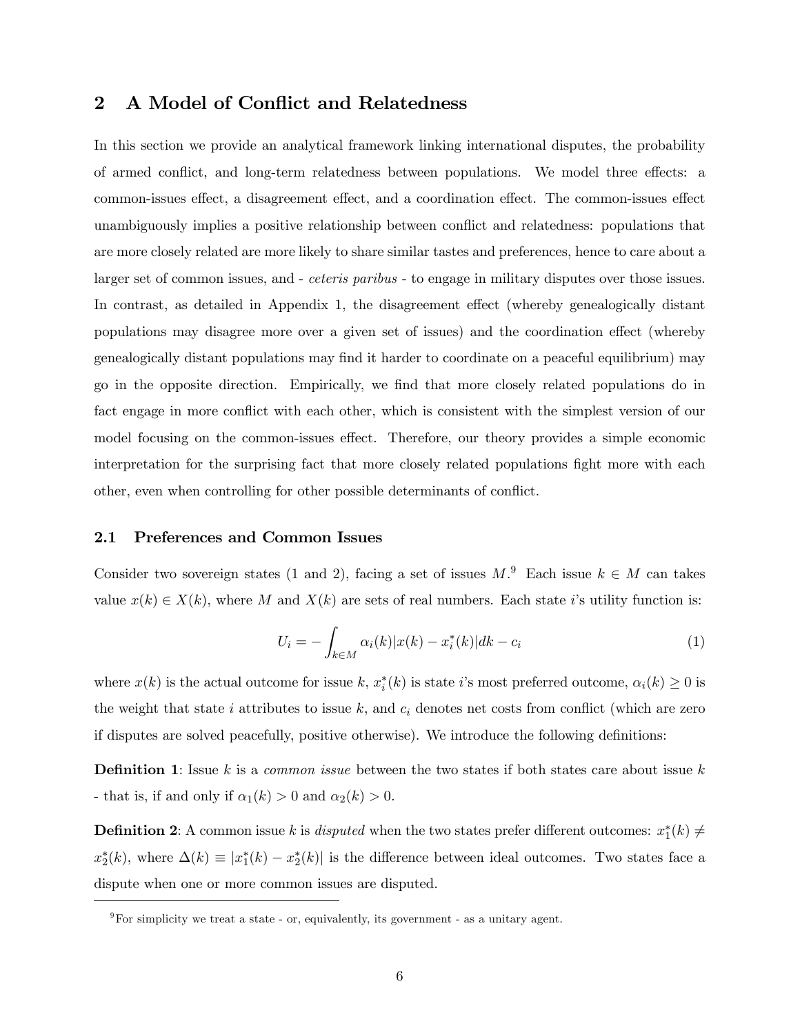## 2 A Model of Conflict and Relatedness

In this section we provide an analytical framework linking international disputes, the probability of armed conflict, and long-term relatedness between populations. We model three effects: a common-issues effect, a disagreement effect, and a coordination effect. The common-issues effect unambiguously implies a positive relationship between conflict and relatedness: populations that are more closely related are more likely to share similar tastes and preferences, hence to care about a larger set of common issues, and - *ceteris paribus* - to engage in military disputes over those issues. In contrast, as detailed in Appendix 1, the disagreement effect (whereby genealogically distant populations may disagree more over a given set of issues) and the coordination effect (whereby genealogically distant populations may find it harder to coordinate on a peaceful equilibrium) may go in the opposite direction. Empirically, we find that more closely related populations do in fact engage in more conflict with each other, which is consistent with the simplest version of our model focusing on the common-issues effect. Therefore, our theory provides a simple economic interpretation for the surprising fact that more closely related populations fight more with each other, even when controlling for other possible determinants of conflict.

### 2.1 Preferences and Common Issues

Consider two sovereign states (1 and 2), facing a set of issues $M$.[9] Each issue $k \in M$ can takes value $x(k) \in X(k)$, where $M$ and $X(k)$ are sets of real numbers. Each state $i$'s utility function is:

$$U_i = -\int_{k \in M} \alpha_i(k)|x(k) - x_i^*(k)|dk - c_i \tag{1}$$

where $x(k)$ is the actual outcome for issue $k$, $x_i^*(k)$ is state $i$'s most preferred outcome, $\alpha_i(k) \geq 0$ is the weight that state $i$ attributes to issue $k$, and $c_i$ denotes net costs from conflict (which are zero if disputes are solved peacefully, positive otherwise). We introduce the following definitions:

**Definition 1**: Issue $k$ is a *common issue* between the two states if both states care about issue $k$ - that is, if and only if $\alpha_1(k) > 0$ and $\alpha_2(k) > 0$.

**Definition 2**: A common issue $k$ is *disputed* when the two states prefer different outcomes: $x_1^*(k) \neq x_2^*(k)$, where $\Delta(k) \equiv |x_1^*(k) - x_2^*(k)|$ is the difference between ideal outcomes. Two states face a dispute when one or more common issues are disputed.

[9] For simplicity we treat a state - or, equivalently, its government - as a unitary agent.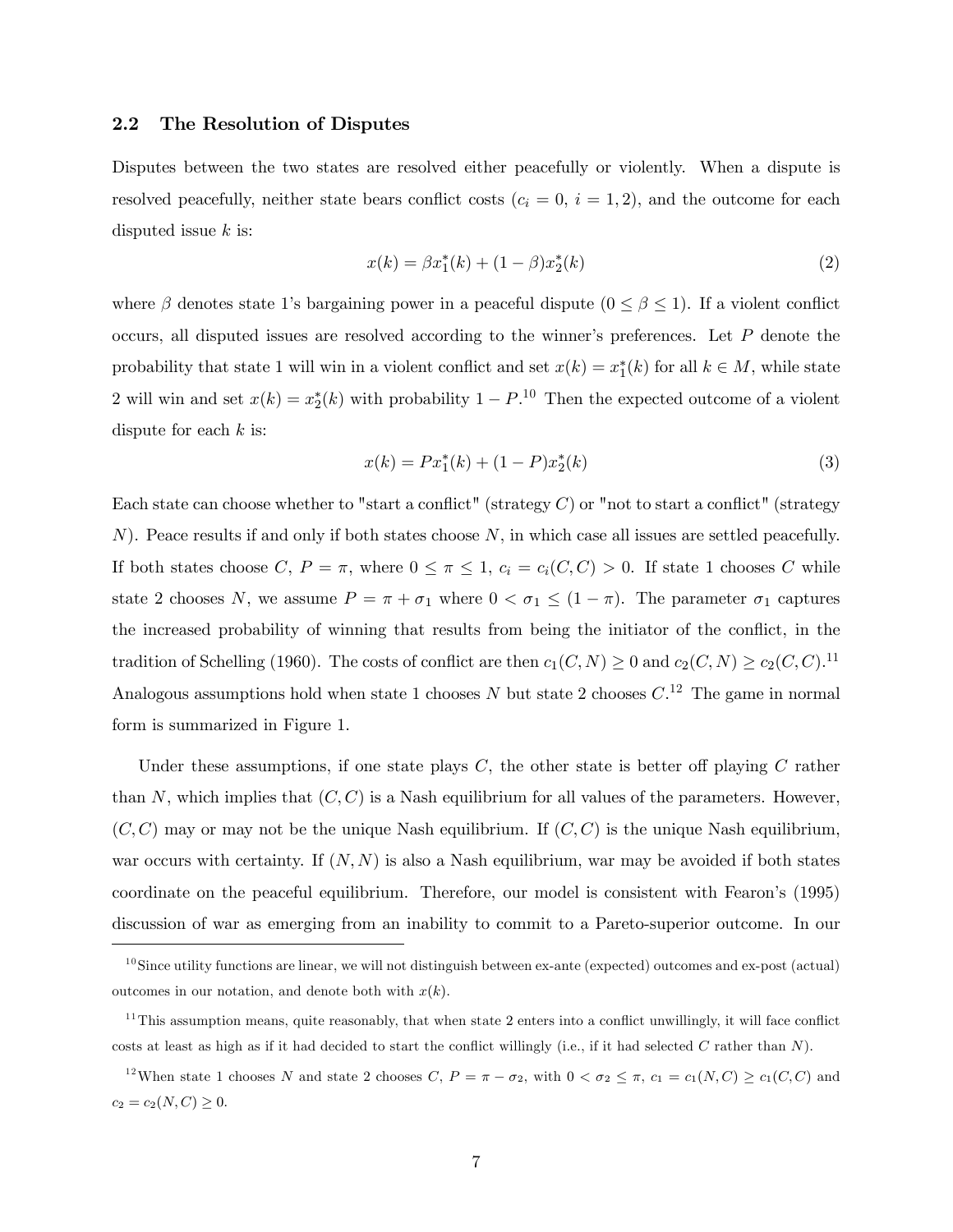## 2.2 The Resolution of Disputes

Disputes between the two states are resolved either peacefully or violently. When a dispute is resolved peacefully, neither state bears conflict costs ($c_i = 0,\ i = 1, 2$), and the outcome for each disputed issue $k$ is:

$$x(k) = \beta x_1^*(k) + (1 - \beta)x_2^*(k) \tag{2}$$

where $\beta$ denotes state 1's bargaining power in a peaceful dispute ($0 \leq \beta \leq 1$). If a violent conflict occurs, all disputed issues are resolved according to the winner's preferences. Let $P$ denote the probability that state 1 will win in a violent conflict and set $x(k) = x_1^*(k)$ for all $k \in M$, while state 2 will win and set $x(k) = x_2^*(k)$ with probability $1 - P$.[10] Then the expected outcome of a violent dispute for each $k$ is:

$$x(k) = Px_1^*(k) + (1 - P)x_2^*(k) \tag{3}$$

Each state can choose whether to "start a conflict" (strategy $C$) or "not to start a conflict" (strategy $N$). Peace results if and only if both states choose $N$, in which case all issues are settled peacefully. If both states choose $C$, $P = \pi$, where $0 \leq \pi \leq 1$, $c_i = c_i(C, C) > 0$. If state 1 chooses $C$ while state 2 chooses $N$, we assume $P = \pi + \sigma_1$ where $0 < \sigma_1 \leq (1 - \pi)$. The parameter $\sigma_1$ captures the increased probability of winning that results from being the initiator of the conflict, in the tradition of Schelling (1960). The costs of conflict are then $c_1(C, N) \geq 0$ and $c_2(C, N) \geq c_2(C, C)$.[11] Analogous assumptions hold when state 1 chooses $N$ but state 2 chooses $C$.[12] The game in normal form is summarized in Figure 1.

Under these assumptions, if one state plays $C$, the other state is better off playing $C$ rather than $N$, which implies that $(C, C)$ is a Nash equilibrium for all values of the parameters. However, $(C, C)$ may or may not be the unique Nash equilibrium. If $(C, C)$ is the unique Nash equilibrium, war occurs with certainty. If $(N, N)$ is also a Nash equilibrium, war may be avoided if both states coordinate on the peaceful equilibrium. Therefore, our model is consistent with Fearon's (1995) discussion of war as emerging from an inability to commit to a Pareto-superior outcome. In our

---

[10] Since utility functions are linear, we will not distinguish between ex-ante (expected) outcomes and ex-post (actual) outcomes in our notation, and denote both with $x(k)$.

[11] This assumption means, quite reasonably, that when state 2 enters into a conflict unwillingly, it will face conflict costs at least as high as if it had decided to start the conflict willingly (i.e., if it had selected $C$ rather than $N$).

[12] When state 1 chooses $N$ and state 2 chooses $C$, $P = \pi - \sigma_2$, with $0 < \sigma_2 \leq \pi$, $c_1 = c_1(N, C) \geq c_1(C, C)$ and $c_2 = c_2(N, C) \geq 0$.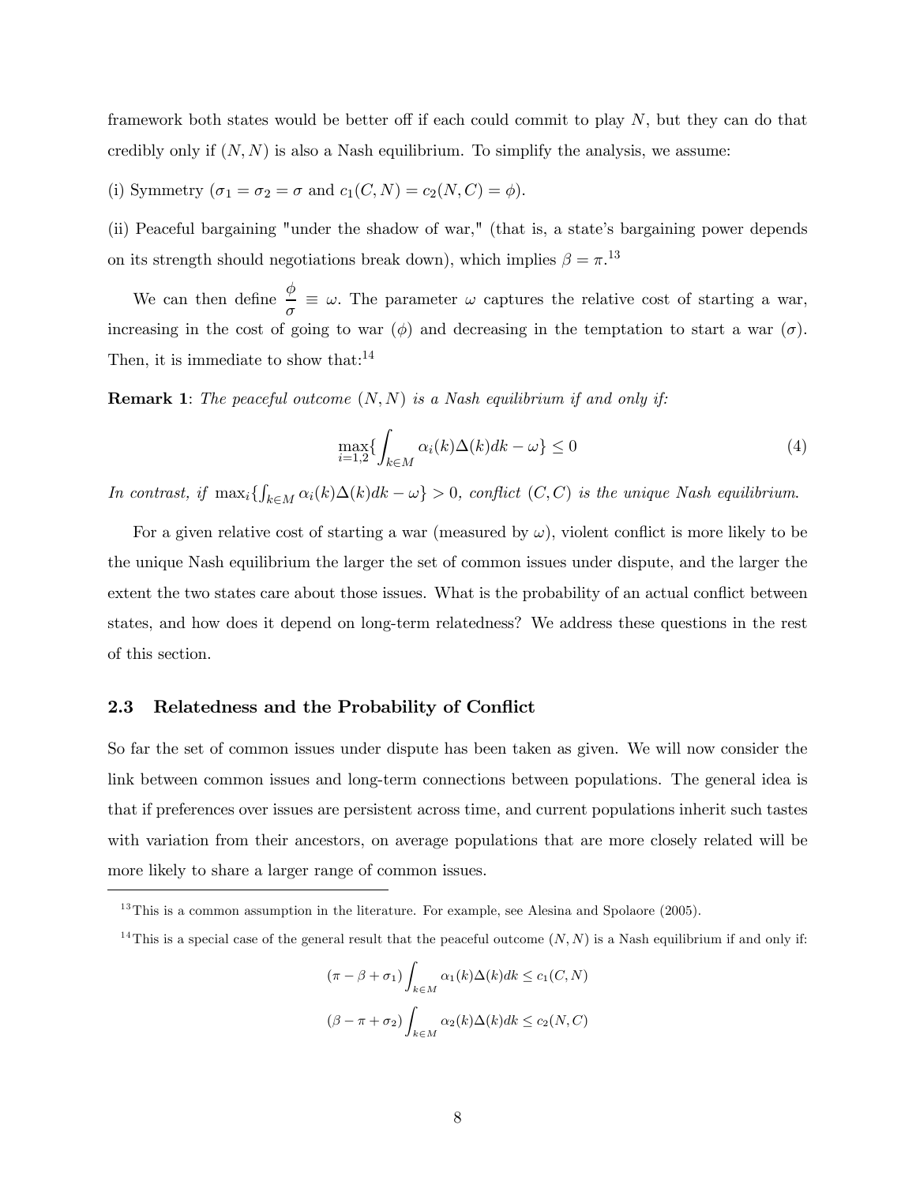framework both states would be better off if each could commit to play $N$, but they can do that credibly only if $(N, N)$ is also a Nash equilibrium. To simplify the analysis, we assume:

(i) Symmetry ($\sigma_1 = \sigma_2 = \sigma$ and $c_1(C, N) = c_2(N, C) = \phi$).

(ii) Peaceful bargaining "under the shadow of war," (that is, a state's bargaining power depends on its strength should negotiations break down), which implies $\beta = \pi$.[13]

We can then define $\frac{\phi}{\sigma} \equiv \omega$. The parameter $\omega$ captures the relative cost of starting a war, increasing in the cost of going to war ($\phi$) and decreasing in the temptation to start a war ($\sigma$). Then, it is immediate to show that:[14]

**Remark 1**: *The peaceful outcome $(N, N)$ is a Nash equilibrium if and only if:*

$$\max_{i=1,2}\left\{\int_{k\in M} \alpha_i(k)\Delta(k)dk - \omega\right\} \leq 0 \tag{4}$$

*In contrast, if $\max_i\{\int_{k\in M} \alpha_i(k)\Delta(k)dk - \omega\} > 0$, conflict $(C, C)$ is the unique Nash equilibrium.*

For a given relative cost of starting a war (measured by $\omega$), violent conflict is more likely to be the unique Nash equilibrium the larger the set of common issues under dispute, and the larger the extent the two states care about those issues. What is the probability of an actual conflict between states, and how does it depend on long-term relatedness? We address these questions in the rest of this section.

### 2.3 Relatedness and the Probability of Conflict

So far the set of common issues under dispute has been taken as given. We will now consider the link between common issues and long-term connections between populations. The general idea is that if preferences over issues are persistent across time, and current populations inherit such tastes with variation from their ancestors, on average populations that are more closely related will be more likely to share a larger range of common issues.

---

[13] This is a common assumption in the literature. For example, see Alesina and Spolaore (2005).

[14] This is a special case of the general result that the peaceful outcome $(N, N)$ is a Nash equilibrium if and only if:

$$(\pi - \beta + \sigma_1)\int_{k\in M} \alpha_1(k)\Delta(k)dk \leq c_1(C, N)$$

$$(\beta - \pi + \sigma_2)\int_{k\in M} \alpha_2(k)\Delta(k)dk \leq c_2(N, C)$$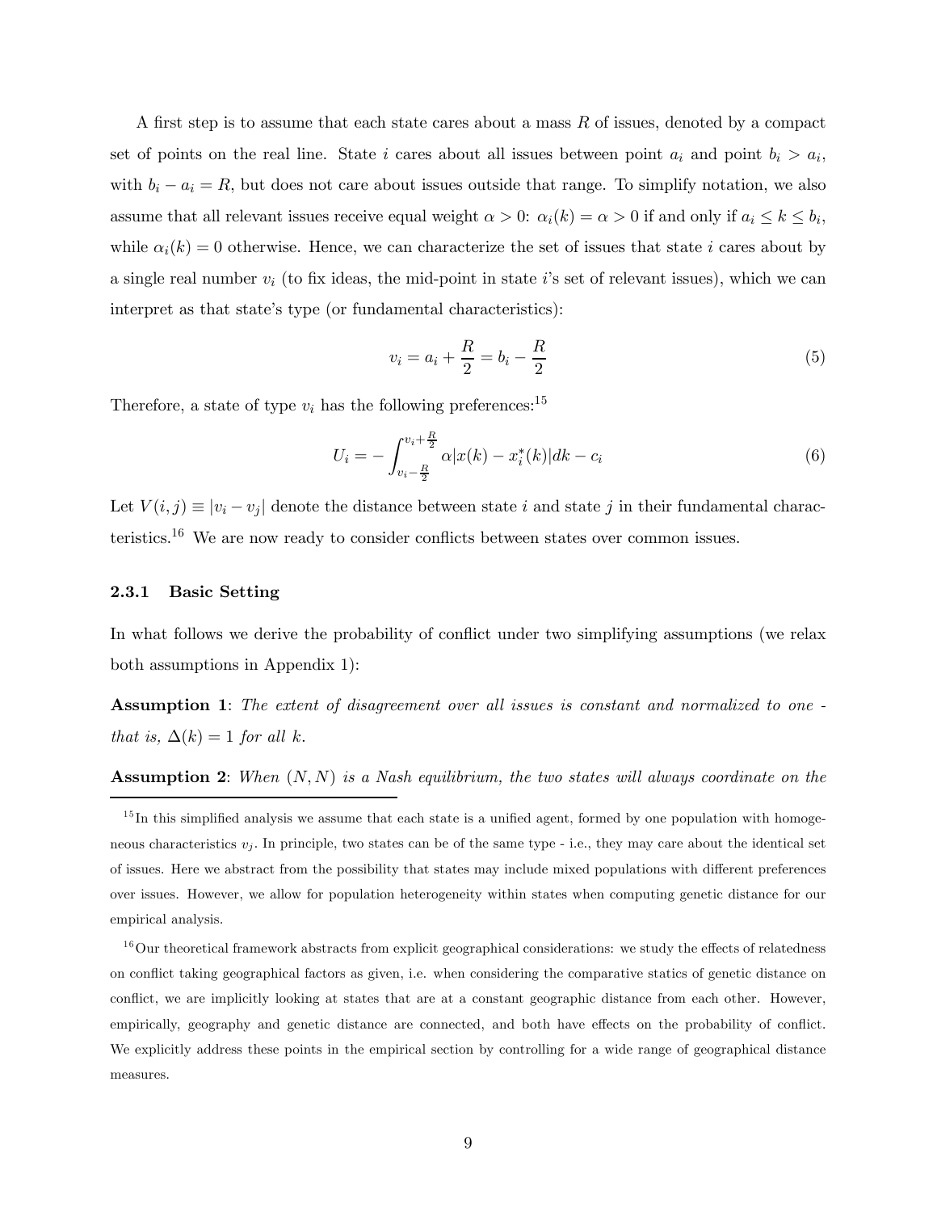A first step is to assume that each state cares about a mass $R$ of issues, denoted by a compact set of points on the real line. State $i$ cares about all issues between point $a_i$ and point $b_i > a_i$, with $b_i - a_i = R$, but does not care about issues outside that range. To simplify notation, we also assume that all relevant issues receive equal weight $\alpha > 0$: $\alpha_i(k) = \alpha > 0$ if and only if $a_i \leq k \leq b_i$, while $\alpha_i(k) = 0$ otherwise. Hence, we can characterize the set of issues that state $i$ cares about by a single real number $v_i$ (to fix ideas, the mid-point in state $i$'s set of relevant issues), which we can interpret as that state's type (or fundamental characteristics):

$$v_i = a_i + \frac{R}{2} = b_i - \frac{R}{2} \tag{5}$$

Therefore, a state of type $v_i$ has the following preferences:[15]

$$U_i = -\int_{v_i - \frac{R}{2}}^{v_i + \frac{R}{2}} \alpha |x(k) - x_i^*(k)| dk - c_i \tag{6}$$

Let $V(i,j) \equiv |v_i - v_j|$ denote the distance between state $i$ and state $j$ in their fundamental characteristics.[16] We are now ready to consider conflicts between states over common issues.

### 2.3.1 Basic Setting

In what follows we derive the probability of conflict under two simplifying assumptions (we relax both assumptions in Appendix 1):

**Assumption 1**: *The extent of disagreement over all issues is constant and normalized to one - that is, $\Delta(k) = 1$ for all $k$.*

**Assumption 2**: *When $(N, N)$ is a Nash equilibrium, the two states will always coordinate on the*

[15] In this simplified analysis we assume that each state is a unified agent, formed by one population with homogeneous characteristics $v_j$. In principle, two states can be of the same type - i.e., they may care about the identical set of issues. Here we abstract from the possibility that states may include mixed populations with different preferences over issues. However, we allow for population heterogeneity within states when computing genetic distance for our empirical analysis.

[16] Our theoretical framework abstracts from explicit geographical considerations: we study the effects of relatedness on conflict taking geographical factors as given, i.e. when considering the comparative statics of genetic distance on conflict, we are implicitly looking at states that are at a constant geographic distance from each other. However, empirically, geography and genetic distance are connected, and both have effects on the probability of conflict. We explicitly address these points in the empirical section by controlling for a wide range of geographical distance measures.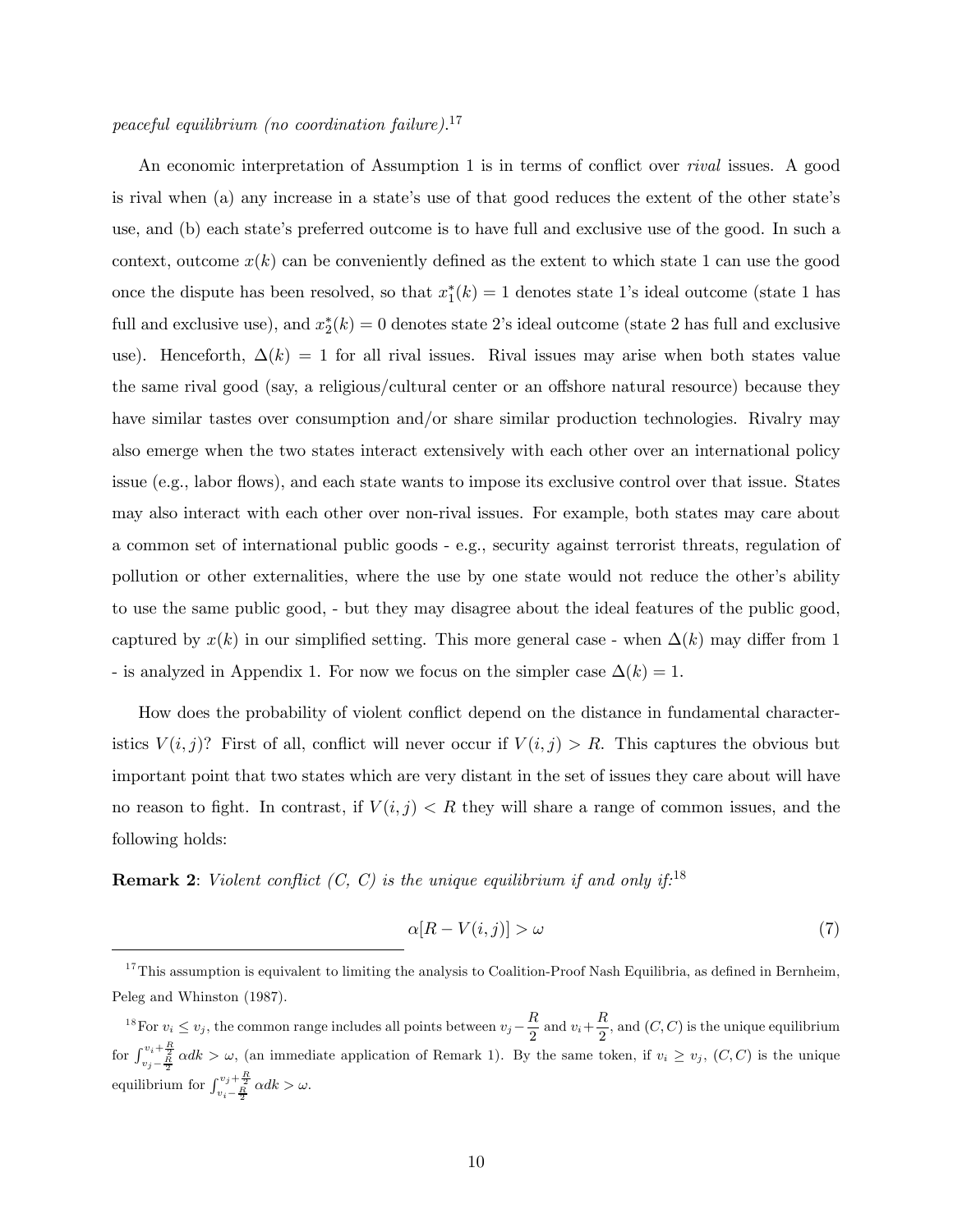*peaceful equilibrium (no coordination failure).*[17]

An economic interpretation of Assumption 1 is in terms of conflict over *rival* issues. A good is rival when (a) any increase in a state's use of that good reduces the extent of the other state's use, and (b) each state's preferred outcome is to have full and exclusive use of the good. In such a context, outcome $x(k)$ can be conveniently defined as the extent to which state 1 can use the good once the dispute has been resolved, so that $x_1^*(k) = 1$ denotes state 1's ideal outcome (state 1 has full and exclusive use), and $x_2^*(k) = 0$ denotes state 2's ideal outcome (state 2 has full and exclusive use). Henceforth, $\Delta(k) = 1$ for all rival issues. Rival issues may arise when both states value the same rival good (say, a religious/cultural center or an offshore natural resource) because they have similar tastes over consumption and/or share similar production technologies. Rivalry may also emerge when the two states interact extensively with each other over an international policy issue (e.g., labor flows), and each state wants to impose its exclusive control over that issue. States may also interact with each other over non-rival issues. For example, both states may care about a common set of international public goods - e.g., security against terrorist threats, regulation of pollution or other externalities, where the use by one state would not reduce the other's ability to use the same public good, - but they may disagree about the ideal features of the public good, captured by $x(k)$ in our simplified setting. This more general case - when $\Delta(k)$ may differ from 1 - is analyzed in Appendix 1. For now we focus on the simpler case $\Delta(k) = 1$.

How does the probability of violent conflict depend on the distance in fundamental characteristics $V(i, j)$? First of all, conflict will never occur if $V(i, j) > R$. This captures the obvious but important point that two states which are very distant in the set of issues they care about will have no reason to fight. In contrast, if $V(i, j) < R$ they will share a range of common issues, and the following holds:

**Remark 2**: *Violent conflict (C, C) is the unique equilibrium if and only if:*[18]

$$\alpha[R - V(i, j)] > \omega \tag{7}$$

[17] This assumption is equivalent to limiting the analysis to Coalition-Proof Nash Equilibria, as defined in Bernheim, Peleg and Whinston (1987).

[18] For $v_i \leq v_j$, the common range includes all points between $v_j - \frac{R}{2}$ and $v_i + \frac{R}{2}$, and $(C, C)$ is the unique equilibrium for $\int_{v_j - \frac{R}{2}}^{v_i + \frac{R}{2}} \alpha dk > \omega$, (an immediate application of Remark 1). By the same token, if $v_i \geq v_j$, $(C, C)$ is the unique equilibrium for $\int_{v_i - \frac{R}{2}}^{v_j + \frac{R}{2}} \alpha dk > \omega$.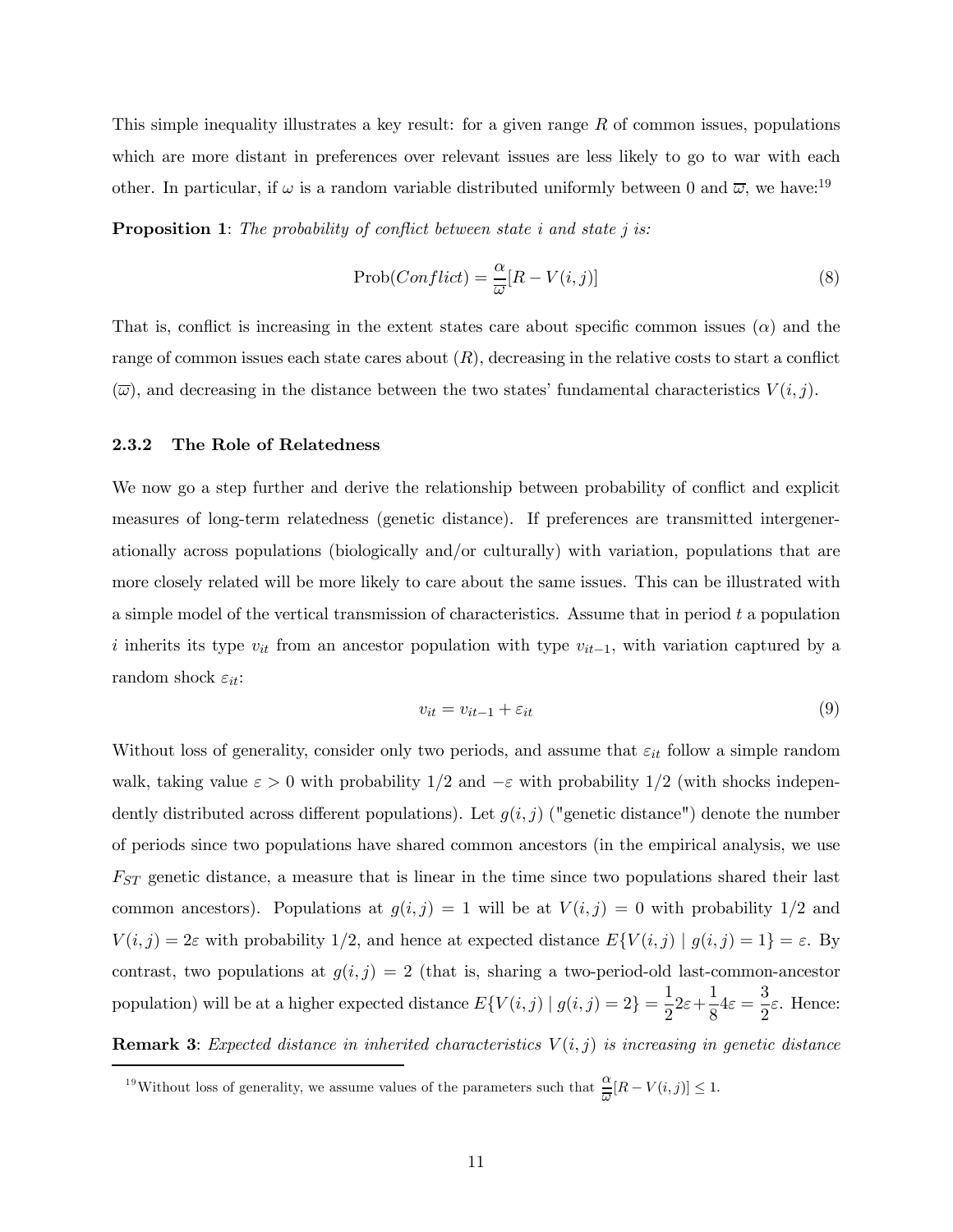This simple inequality illustrates a key result: for a given range $R$ of common issues, populations which are more distant in preferences over relevant issues are less likely to go to war with each other. In particular, if $\omega$ is a random variable distributed uniformly between 0 and $\overline{\omega}$, we have:[19]

**Proposition 1**: *The probability of conflict between state $i$ and state $j$ is:*

$$\text{Prob}(Conflict) = \frac{\alpha}{\overline{\omega}}[R - V(i,j)] \tag{8}$$

That is, conflict is increasing in the extent states care about specific common issues ($\alpha$) and the range of common issues each state cares about ($R$), decreasing in the relative costs to start a conflict ($\overline{\omega}$), and decreasing in the distance between the two states' fundamental characteristics $V(i,j)$.

### 2.3.2 The Role of Relatedness

We now go a step further and derive the relationship between probability of conflict and explicit measures of long-term relatedness (genetic distance). If preferences are transmitted intergenerationally across populations (biologically and/or culturally) with variation, populations that are more closely related will be more likely to care about the same issues. This can be illustrated with a simple model of the vertical transmission of characteristics. Assume that in period $t$ a population $i$ inherits its type $v_{it}$ from an ancestor population with type $v_{it-1}$, with variation captured by a random shock $\varepsilon_{it}$:

$$v_{it} = v_{it-1} + \varepsilon_{it} \tag{9}$$

Without loss of generality, consider only two periods, and assume that $\varepsilon_{it}$ follow a simple random walk, taking value $\varepsilon > 0$ with probability 1/2 and $-\varepsilon$ with probability 1/2 (with shocks independently distributed across different populations). Let $g(i,j)$ ("genetic distance") denote the number of periods since two populations have shared common ancestors (in the empirical analysis, we use $F_{ST}$ genetic distance, a measure that is linear in the time since two populations shared their last common ancestors). Populations at $g(i,j) = 1$ will be at $V(i,j) = 0$ with probability 1/2 and $V(i,j) = 2\varepsilon$ with probability 1/2, and hence at expected distance $E\{V(i,j) \mid g(i,j) = 1\} = \varepsilon$. By contrast, two populations at $g(i,j) = 2$ (that is, sharing a two-period-old last-common-ancestor population) will be at a higher expected distance $E\{V(i,j) \mid g(i,j) = 2\} = \frac{1}{2}2\varepsilon + \frac{1}{8}4\varepsilon = \frac{3}{2}\varepsilon$. Hence:

**Remark 3**: *Expected distance in inherited characteristics $V(i,j)$ is increasing in genetic distance*

[19] Without loss of generality, we assume values of the parameters such that $\frac{\alpha}{\overline{\omega}}[R - V(i,j)] \leq 1$.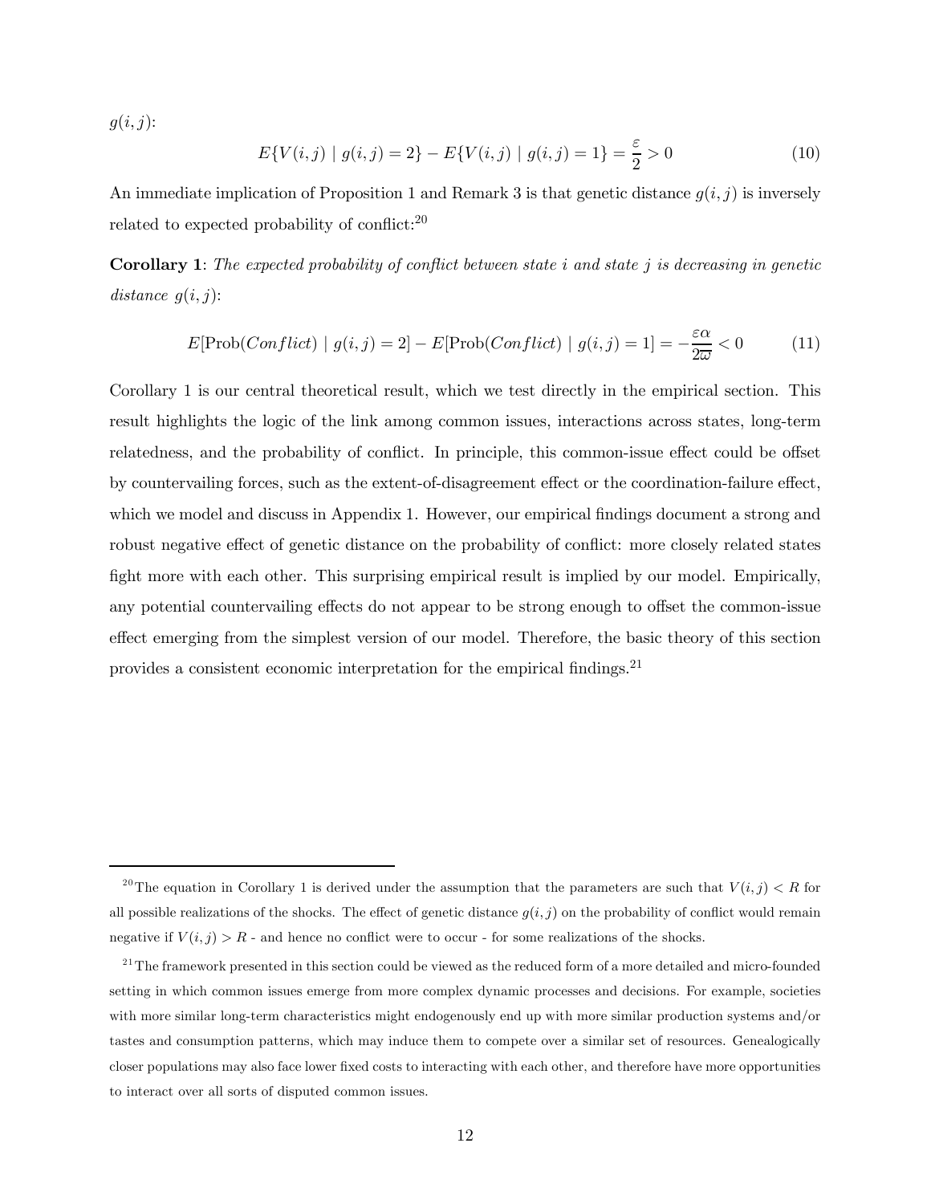$g(i, j)$:

$$E\{V(i,j) \mid g(i,j) = 2\} - E\{V(i,j) \mid g(i,j) = 1\} = \frac{\varepsilon}{2} > 0 \tag{10}$$

An immediate implication of Proposition 1 and Remark 3 is that genetic distance $g(i, j)$ is inversely related to expected probability of conflict:[20]

**Corollary 1**: *The expected probability of conflict between state $i$ and state $j$ is decreasing in genetic distance $g(i, j)$:*

$$E[\text{Prob}(Conflict) \mid g(i,j) = 2] - E[\text{Prob}(Conflict) \mid g(i,j) = 1] = -\frac{\varepsilon\alpha}{2\varpi} < 0 \tag{11}$$

Corollary 1 is our central theoretical result, which we test directly in the empirical section. This result highlights the logic of the link among common issues, interactions across states, long-term relatedness, and the probability of conflict. In principle, this common-issue effect could be offset by countervailing forces, such as the extent-of-disagreement effect or the coordination-failure effect, which we model and discuss in Appendix 1. However, our empirical findings document a strong and robust negative effect of genetic distance on the probability of conflict: more closely related states fight more with each other. This surprising empirical result is implied by our model. Empirically, any potential countervailing effects do not appear to be strong enough to offset the common-issue effect emerging from the simplest version of our model. Therefore, the basic theory of this section provides a consistent economic interpretation for the empirical findings.[21]

---

[20] The equation in Corollary 1 is derived under the assumption that the parameters are such that $V(i, j) < R$ for all possible realizations of the shocks. The effect of genetic distance $g(i, j)$ on the probability of conflict would remain negative if $V(i, j) > R$ - and hence no conflict were to occur - for some realizations of the shocks.

[21] The framework presented in this section could be viewed as the reduced form of a more detailed and micro-founded setting in which common issues emerge from more complex dynamic processes and decisions. For example, societies with more similar long-term characteristics might endogenously end up with more similar production systems and/or tastes and consumption patterns, which may induce them to compete over a similar set of resources. Genealogically closer populations may also face lower fixed costs to interacting with each other, and therefore have more opportunities to interact over all sorts of disputed common issues.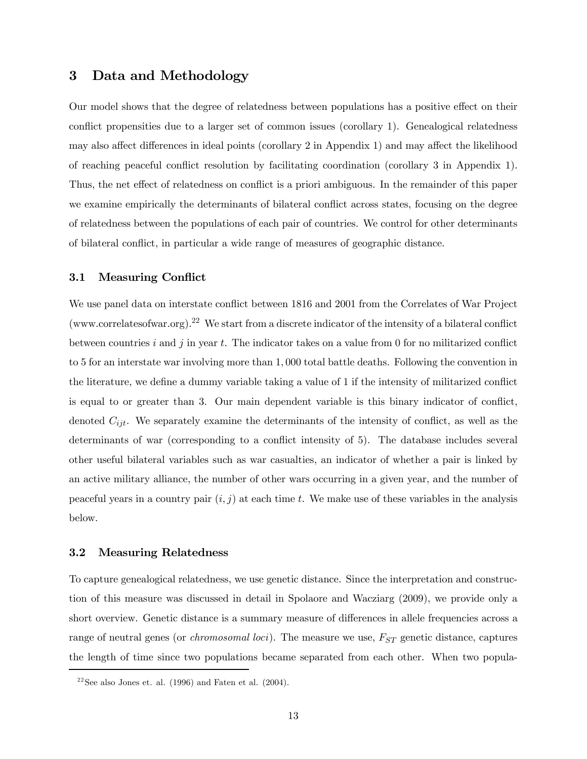## 3 Data and Methodology

Our model shows that the degree of relatedness between populations has a positive effect on their conflict propensities due to a larger set of common issues (corollary 1). Genealogical relatedness may also affect differences in ideal points (corollary 2 in Appendix 1) and may affect the likelihood of reaching peaceful conflict resolution by facilitating coordination (corollary 3 in Appendix 1). Thus, the net effect of relatedness on conflict is a priori ambiguous. In the remainder of this paper we examine empirically the determinants of bilateral conflict across states, focusing on the degree of relatedness between the populations of each pair of countries. We control for other determinants of bilateral conflict, in particular a wide range of measures of geographic distance.

### 3.1 Measuring Conflict

We use panel data on interstate conflict between 1816 and 2001 from the Correlates of War Project (www.correlatesofwar.org).[22] We start from a discrete indicator of the intensity of a bilateral conflict between countries $i$ and $j$ in year $t$. The indicator takes on a value from 0 for no militarized conflict to 5 for an interstate war involving more than 1,000 total battle deaths. Following the convention in the literature, we define a dummy variable taking a value of 1 if the intensity of militarized conflict is equal to or greater than 3. Our main dependent variable is this binary indicator of conflict, denoted $C_{ijt}$. We separately examine the determinants of the intensity of conflict, as well as the determinants of war (corresponding to a conflict intensity of 5). The database includes several other useful bilateral variables such as war casualties, an indicator of whether a pair is linked by an active military alliance, the number of other wars occurring in a given year, and the number of peaceful years in a country pair $(i, j)$ at each time $t$. We make use of these variables in the analysis below.

### 3.2 Measuring Relatedness

To capture genealogical relatedness, we use genetic distance. Since the interpretation and construction of this measure was discussed in detail in Spolaore and Wacziarg (2009), we provide only a short overview. Genetic distance is a summary measure of differences in allele frequencies across a range of neutral genes (or *chromosomal loci*). The measure we use, $F_{ST}$ genetic distance, captures the length of time since two populations became separated from each other. When two popula-

[22] See also Jones et. al. (1996) and Faten et al. (2004).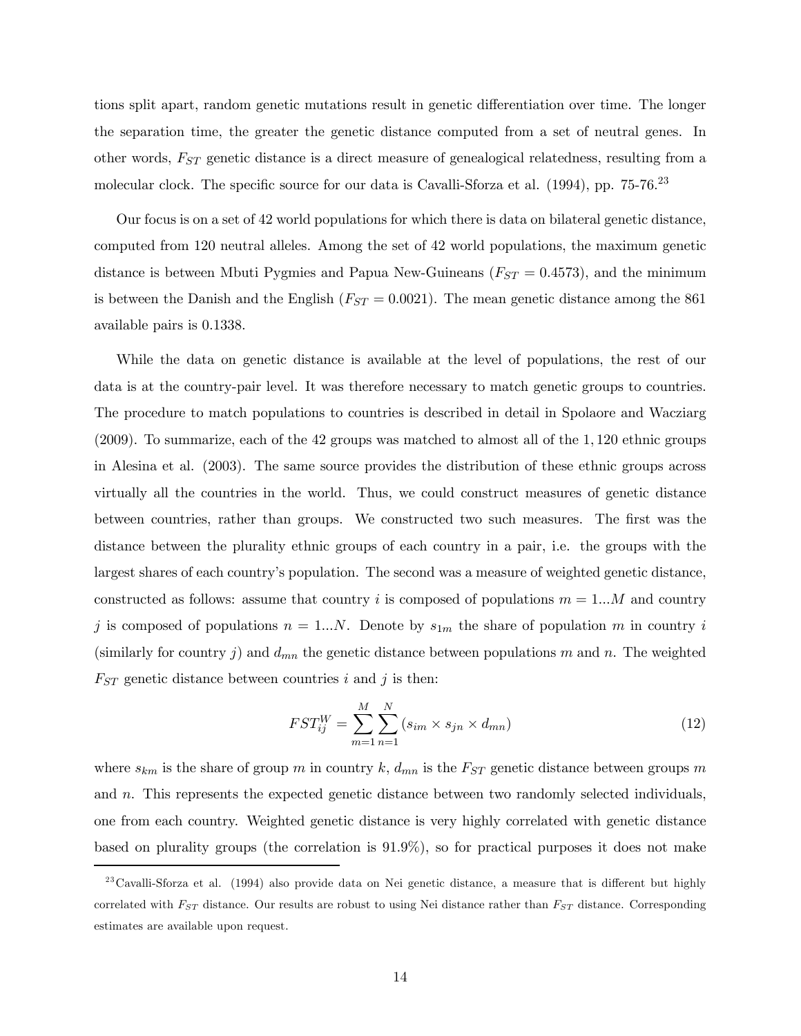tions split apart, random genetic mutations result in genetic differentiation over time. The longer the separation time, the greater the genetic distance computed from a set of neutral genes. In other words, $F_{ST}$ genetic distance is a direct measure of genealogical relatedness, resulting from a molecular clock. The specific source for our data is Cavalli-Sforza et al. (1994), pp. 75-76.[23]

Our focus is on a set of 42 world populations for which there is data on bilateral genetic distance, computed from 120 neutral alleles. Among the set of 42 world populations, the maximum genetic distance is between Mbuti Pygmies and Papua New-Guineans ($F_{ST} = 0.4573$), and the minimum is between the Danish and the English ($F_{ST} = 0.0021$). The mean genetic distance among the 861 available pairs is 0.1338.

While the data on genetic distance is available at the level of populations, the rest of our data is at the country-pair level. It was therefore necessary to match genetic groups to countries. The procedure to match populations to countries is described in detail in Spolaore and Wacziarg (2009). To summarize, each of the 42 groups was matched to almost all of the 1,120 ethnic groups in Alesina et al. (2003). The same source provides the distribution of these ethnic groups across virtually all the countries in the world. Thus, we could construct measures of genetic distance between countries, rather than groups. We constructed two such measures. The first was the distance between the plurality ethnic groups of each country in a pair, i.e. the groups with the largest shares of each country's population. The second was a measure of weighted genetic distance, constructed as follows: assume that country $i$ is composed of populations $m = 1...M$ and country $j$ is composed of populations $n = 1...N$. Denote by $s_{1m}$ the share of population $m$ in country $i$ (similarly for country $j$) and $d_{mn}$ the genetic distance between populations $m$ and $n$. The weighted $F_{ST}$ genetic distance between countries $i$ and $j$ is then:

$$FST_{ij}^{W} = \sum_{m=1}^{M} \sum_{n=1}^{N} (s_{im} \times s_{jn} \times d_{mn}) \tag{12}$$

where $s_{km}$ is the share of group $m$ in country $k$, $d_{mn}$ is the $F_{ST}$ genetic distance between groups $m$ and $n$. This represents the expected genetic distance between two randomly selected individuals, one from each country. Weighted genetic distance is very highly correlated with genetic distance based on plurality groups (the correlation is 91.9%), so for practical purposes it does not make

[23] Cavalli-Sforza et al. (1994) also provide data on Nei genetic distance, a measure that is different but highly correlated with $F_{ST}$ distance. Our results are robust to using Nei distance rather than $F_{ST}$ distance. Corresponding estimates are available upon request.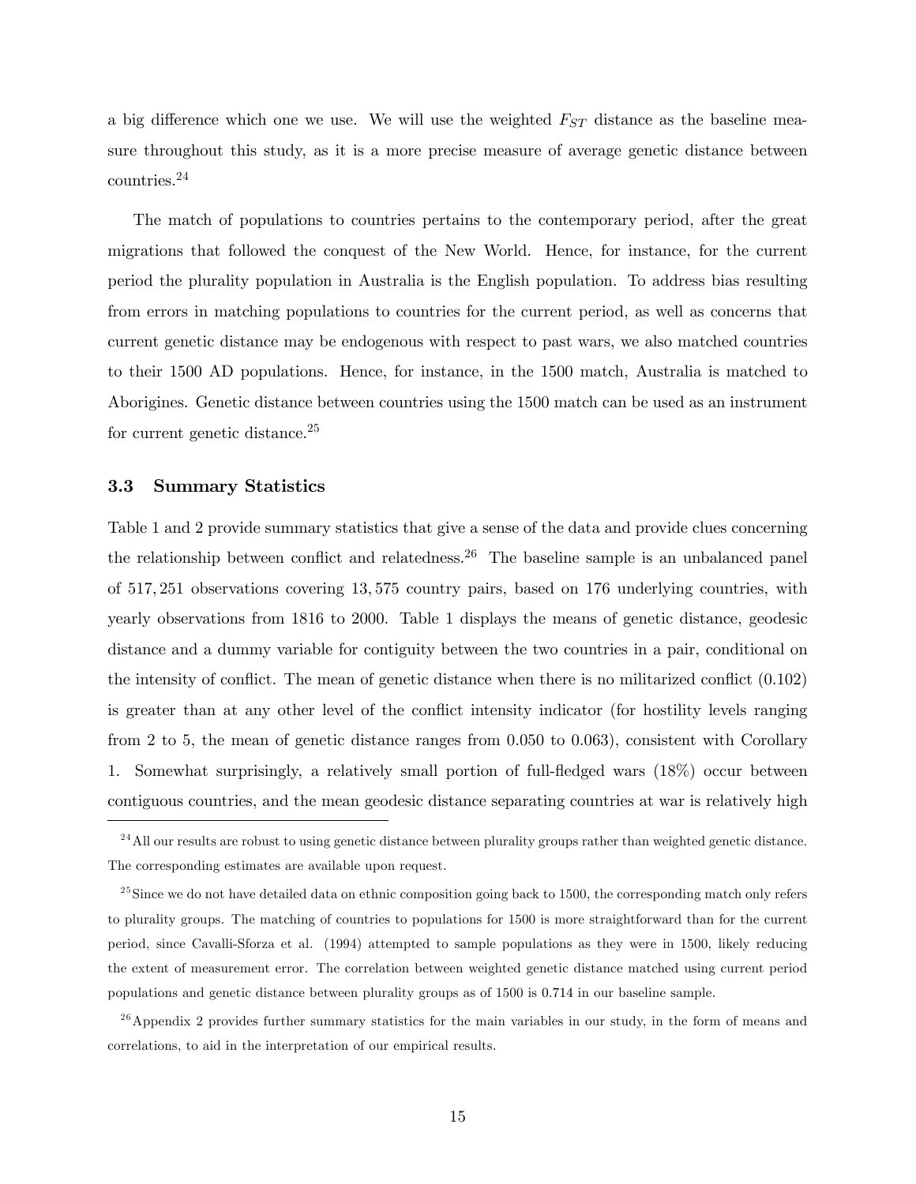a big difference which one we use. We will use the weighted $F_{ST}$ distance as the baseline measure throughout this study, as it is a more precise measure of average genetic distance between countries.[24]

The match of populations to countries pertains to the contemporary period, after the great migrations that followed the conquest of the New World. Hence, for instance, for the current period the plurality population in Australia is the English population. To address bias resulting from errors in matching populations to countries for the current period, as well as concerns that current genetic distance may be endogenous with respect to past wars, we also matched countries to their 1500 AD populations. Hence, for instance, in the 1500 match, Australia is matched to Aborigines. Genetic distance between countries using the 1500 match can be used as an instrument for current genetic distance.[25]

### 3.3 Summary Statistics

Table 1 and 2 provide summary statistics that give a sense of the data and provide clues concerning the relationship between conflict and relatedness.[26] The baseline sample is an unbalanced panel of 517,251 observations covering 13,575 country pairs, based on 176 underlying countries, with yearly observations from 1816 to 2000. Table 1 displays the means of genetic distance, geodesic distance and a dummy variable for contiguity between the two countries in a pair, conditional on the intensity of conflict. The mean of genetic distance when there is no militarized conflict (0.102) is greater than at any other level of the conflict intensity indicator (for hostility levels ranging from 2 to 5, the mean of genetic distance ranges from 0.050 to 0.063), consistent with Corollary 1. Somewhat surprisingly, a relatively small portion of full-fledged wars (18%) occur between contiguous countries, and the mean geodesic distance separating countries at war is relatively high

[24] All our results are robust to using genetic distance between plurality groups rather than weighted genetic distance. The corresponding estimates are available upon request.

[25] Since we do not have detailed data on ethnic composition going back to 1500, the corresponding match only refers to plurality groups. The matching of countries to populations for 1500 is more straightforward than for the current period, since Cavalli-Sforza et al. (1994) attempted to sample populations as they were in 1500, likely reducing the extent of measurement error. The correlation between weighted genetic distance matched using current period populations and genetic distance between plurality groups as of 1500 is 0.714 in our baseline sample.

[26] Appendix 2 provides further summary statistics for the main variables in our study, in the form of means and correlations, to aid in the interpretation of our empirical results.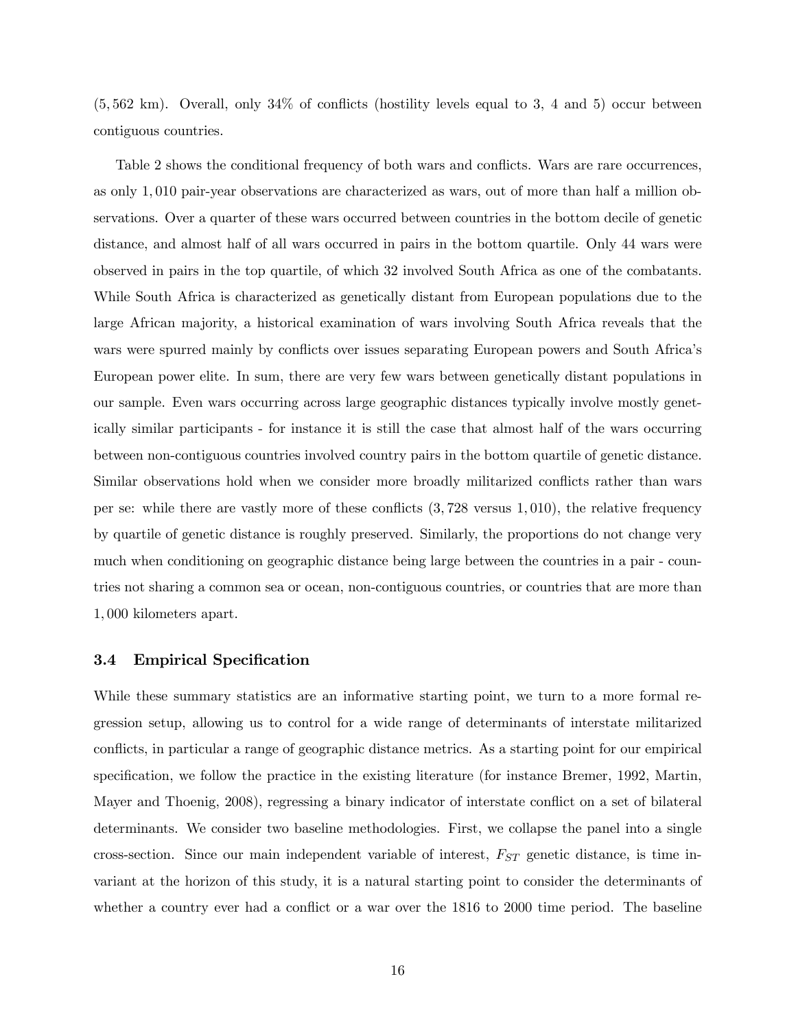(5,562 km). Overall, only 34% of conflicts (hostility levels equal to 3, 4 and 5) occur between contiguous countries.

Table 2 shows the conditional frequency of both wars and conflicts. Wars are rare occurrences, as only 1,010 pair-year observations are characterized as wars, out of more than half a million observations. Over a quarter of these wars occurred between countries in the bottom decile of genetic distance, and almost half of all wars occurred in pairs in the bottom quartile. Only 44 wars were observed in pairs in the top quartile, of which 32 involved South Africa as one of the combatants. While South Africa is characterized as genetically distant from European populations due to the large African majority, a historical examination of wars involving South Africa reveals that the wars were spurred mainly by conflicts over issues separating European powers and South Africa's European power elite. In sum, there are very few wars between genetically distant populations in our sample. Even wars occurring across large geographic distances typically involve mostly genetically similar participants - for instance it is still the case that almost half of the wars occurring between non-contiguous countries involved country pairs in the bottom quartile of genetic distance. Similar observations hold when we consider more broadly militarized conflicts rather than wars per se: while there are vastly more of these conflicts (3,728 versus 1,010), the relative frequency by quartile of genetic distance is roughly preserved. Similarly, the proportions do not change very much when conditioning on geographic distance being large between the countries in a pair - countries not sharing a common sea or ocean, non-contiguous countries, or countries that are more than 1,000 kilometers apart.

### 3.4 Empirical Specification

While these summary statistics are an informative starting point, we turn to a more formal regression setup, allowing us to control for a wide range of determinants of interstate militarized conflicts, in particular a range of geographic distance metrics. As a starting point for our empirical specification, we follow the practice in the existing literature (for instance Bremer, 1992, Martin, Mayer and Thoenig, 2008), regressing a binary indicator of interstate conflict on a set of bilateral determinants. We consider two baseline methodologies. First, we collapse the panel into a single cross-section. Since our main independent variable of interest, $F_{ST}$ genetic distance, is time invariant at the horizon of this study, it is a natural starting point to consider the determinants of whether a country ever had a conflict or a war over the 1816 to 2000 time period. The baseline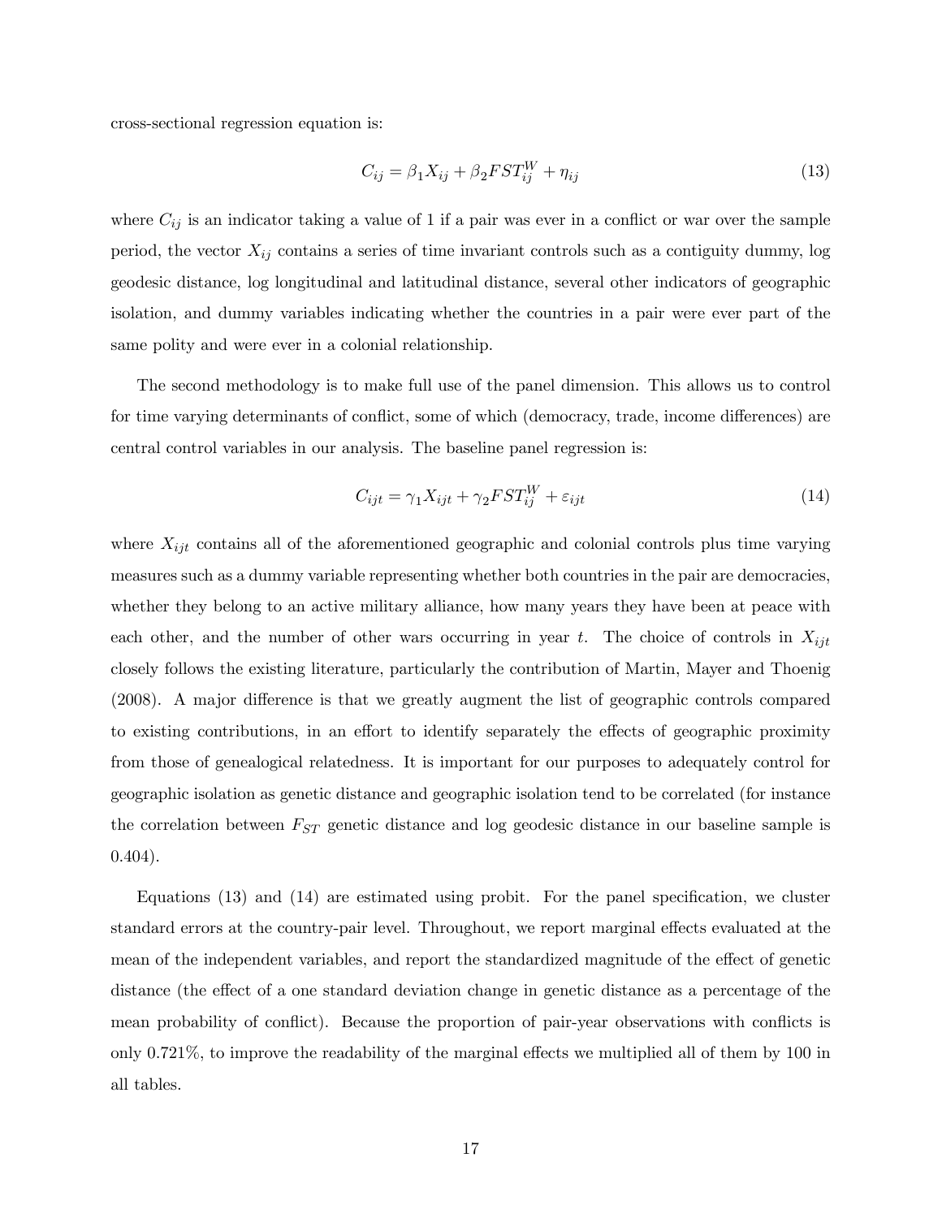cross-sectional regression equation is:

$$C_{ij} = \beta_1 X_{ij} + \beta_2 FST_{ij}^W + \eta_{ij} \tag{13}$$

where $C_{ij}$ is an indicator taking a value of 1 if a pair was ever in a conflict or war over the sample period, the vector $X_{ij}$ contains a series of time invariant controls such as a contiguity dummy, log geodesic distance, log longitudinal and latitudinal distance, several other indicators of geographic isolation, and dummy variables indicating whether the countries in a pair were ever part of the same polity and were ever in a colonial relationship.

The second methodology is to make full use of the panel dimension. This allows us to control for time varying determinants of conflict, some of which (democracy, trade, income differences) are central control variables in our analysis. The baseline panel regression is:

$$C_{ijt} = \gamma_1 X_{ijt} + \gamma_2 FST_{ij}^W + \varepsilon_{ijt} \tag{14}$$

where $X_{ijt}$ contains all of the aforementioned geographic and colonial controls plus time varying measures such as a dummy variable representing whether both countries in the pair are democracies, whether they belong to an active military alliance, how many years they have been at peace with each other, and the number of other wars occurring in year $t$. The choice of controls in $X_{ijt}$ closely follows the existing literature, particularly the contribution of Martin, Mayer and Thoenig (2008). A major difference is that we greatly augment the list of geographic controls compared to existing contributions, in an effort to identify separately the effects of geographic proximity from those of genealogical relatedness. It is important for our purposes to adequately control for geographic isolation as genetic distance and geographic isolation tend to be correlated (for instance the correlation between $F_{ST}$ genetic distance and log geodesic distance in our baseline sample is 0.404).

Equations (13) and (14) are estimated using probit. For the panel specification, we cluster standard errors at the country-pair level. Throughout, we report marginal effects evaluated at the mean of the independent variables, and report the standardized magnitude of the effect of genetic distance (the effect of a one standard deviation change in genetic distance as a percentage of the mean probability of conflict). Because the proportion of pair-year observations with conflicts is only 0.721%, to improve the readability of the marginal effects we multiplied all of them by 100 in all tables.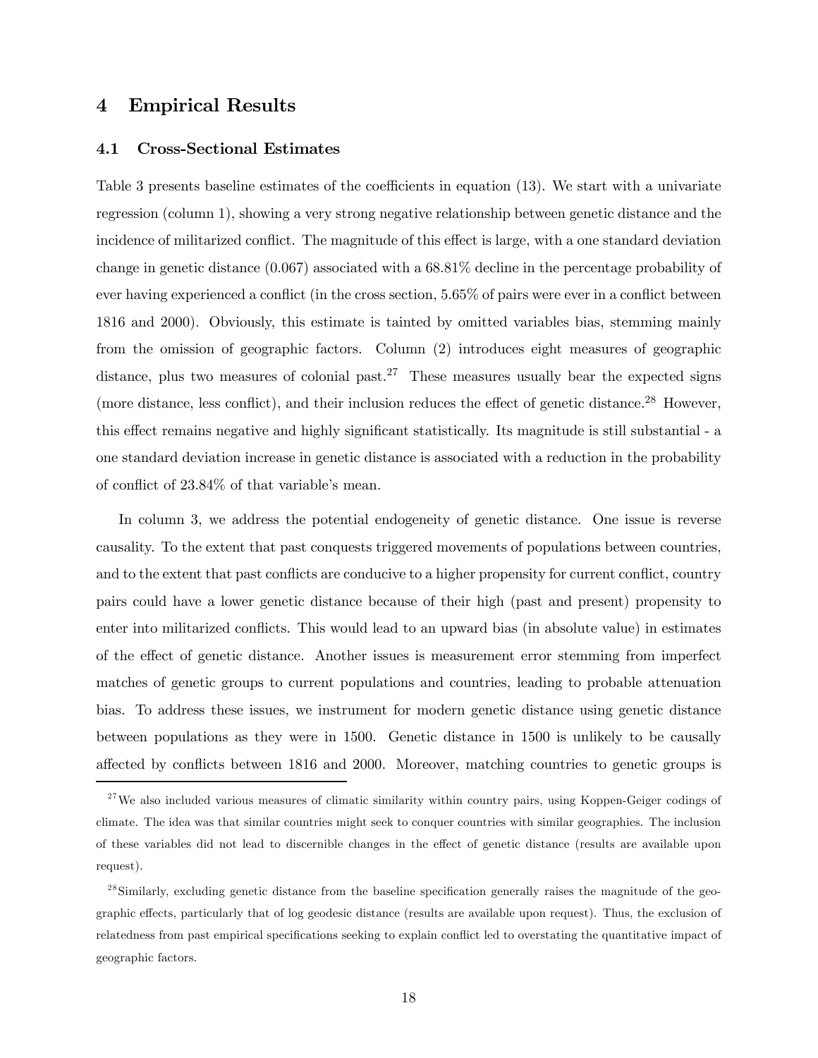## 4 Empirical Results

### 4.1 Cross-Sectional Estimates

Table 3 presents baseline estimates of the coefficients in equation (13). We start with a univariate regression (column 1), showing a very strong negative relationship between genetic distance and the incidence of militarized conflict. The magnitude of this effect is large, with a one standard deviation change in genetic distance (0.067) associated with a 68.81% decline in the percentage probability of ever having experienced a conflict (in the cross section, 5.65% of pairs were ever in a conflict between 1816 and 2000). Obviously, this estimate is tainted by omitted variables bias, stemming mainly from the omission of geographic factors. Column (2) introduces eight measures of geographic distance, plus two measures of colonial past.[27] These measures usually bear the expected signs (more distance, less conflict), and their inclusion reduces the effect of genetic distance.[28] However, this effect remains negative and highly significant statistically. Its magnitude is still substantial - a one standard deviation increase in genetic distance is associated with a reduction in the probability of conflict of 23.84% of that variable's mean.

In column 3, we address the potential endogeneity of genetic distance. One issue is reverse causality. To the extent that past conquests triggered movements of populations between countries, and to the extent that past conflicts are conducive to a higher propensity for current conflict, country pairs could have a lower genetic distance because of their high (past and present) propensity to enter into militarized conflicts. This would lead to an upward bias (in absolute value) in estimates of the effect of genetic distance. Another issues is measurement error stemming from imperfect matches of genetic groups to current populations and countries, leading to probable attenuation bias. To address these issues, we instrument for modern genetic distance using genetic distance between populations as they were in 1500. Genetic distance in 1500 is unlikely to be causally affected by conflicts between 1816 and 2000. Moreover, matching countries to genetic groups is

[27] We also included various measures of climatic similarity within country pairs, using Koppen-Geiger codings of climate. The idea was that similar countries might seek to conquer countries with similar geographies. The inclusion of these variables did not lead to discernible changes in the effect of genetic distance (results are available upon request).

[28] Similarly, excluding genetic distance from the baseline specification generally raises the magnitude of the geographic effects, particularly that of log geodesic distance (results are available upon request). Thus, the exclusion of relatedness from past empirical specifications seeking to explain conflict led to overstating the quantitative impact of geographic factors.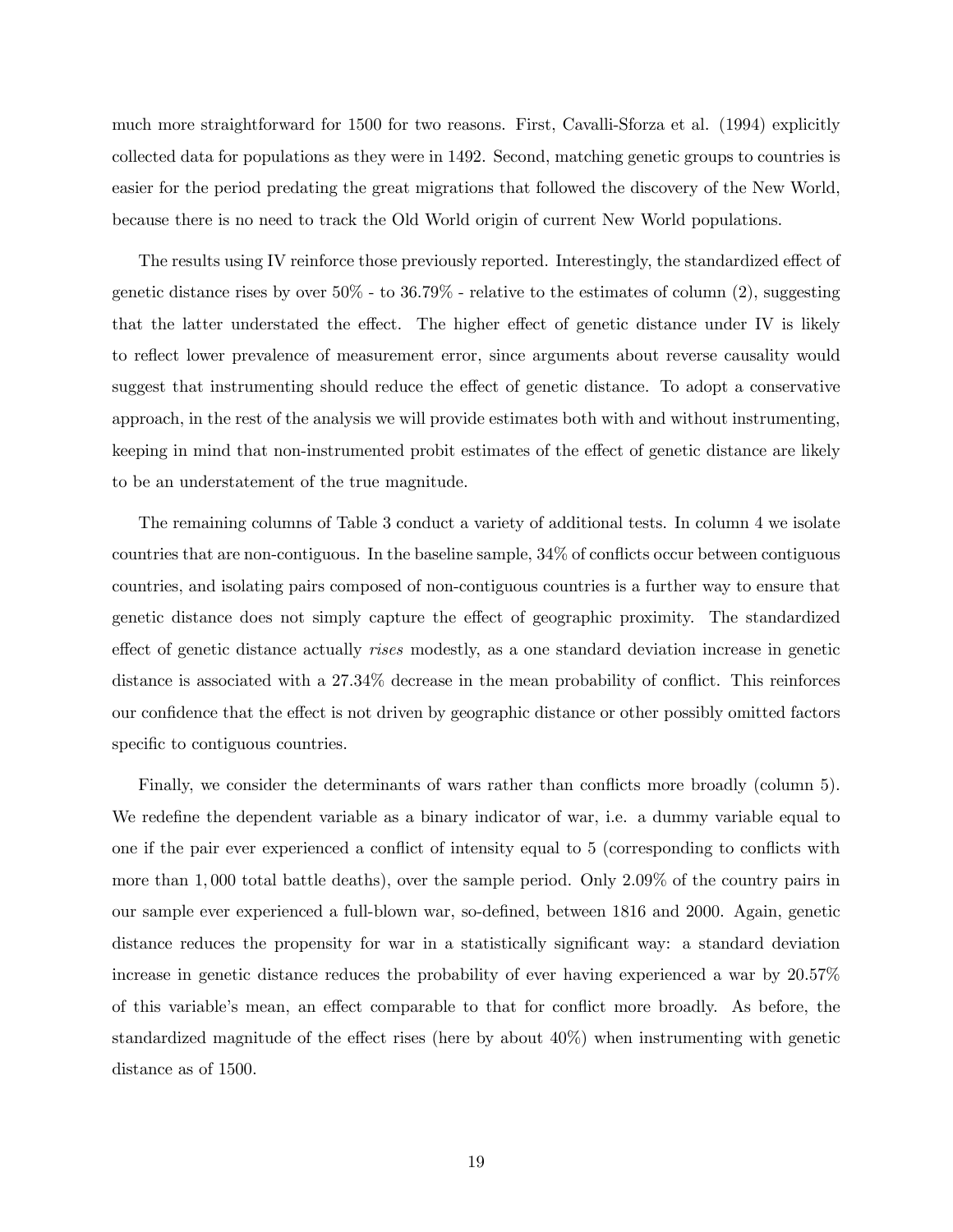much more straightforward for 1500 for two reasons. First, Cavalli-Sforza et al. (1994) explicitly collected data for populations as they were in 1492. Second, matching genetic groups to countries is easier for the period predating the great migrations that followed the discovery of the New World, because there is no need to track the Old World origin of current New World populations.

The results using IV reinforce those previously reported. Interestingly, the standardized effect of genetic distance rises by over 50% - to 36.79% - relative to the estimates of column (2), suggesting that the latter understated the effect. The higher effect of genetic distance under IV is likely to reflect lower prevalence of measurement error, since arguments about reverse causality would suggest that instrumenting should reduce the effect of genetic distance. To adopt a conservative approach, in the rest of the analysis we will provide estimates both with and without instrumenting, keeping in mind that non-instrumented probit estimates of the effect of genetic distance are likely to be an understatement of the true magnitude.

The remaining columns of Table 3 conduct a variety of additional tests. In column 4 we isolate countries that are non-contiguous. In the baseline sample, 34% of conflicts occur between contiguous countries, and isolating pairs composed of non-contiguous countries is a further way to ensure that genetic distance does not simply capture the effect of geographic proximity. The standardized effect of genetic distance actually *rises* modestly, as a one standard deviation increase in genetic distance is associated with a 27.34% decrease in the mean probability of conflict. This reinforces our confidence that the effect is not driven by geographic distance or other possibly omitted factors specific to contiguous countries.

Finally, we consider the determinants of wars rather than conflicts more broadly (column 5). We redefine the dependent variable as a binary indicator of war, i.e. a dummy variable equal to one if the pair ever experienced a conflict of intensity equal to 5 (corresponding to conflicts with more than 1,000 total battle deaths), over the sample period. Only 2.09% of the country pairs in our sample ever experienced a full-blown war, so-defined, between 1816 and 2000. Again, genetic distance reduces the propensity for war in a statistically significant way: a standard deviation increase in genetic distance reduces the probability of ever having experienced a war by 20.57% of this variable's mean, an effect comparable to that for conflict more broadly. As before, the standardized magnitude of the effect rises (here by about 40%) when instrumenting with genetic distance as of 1500.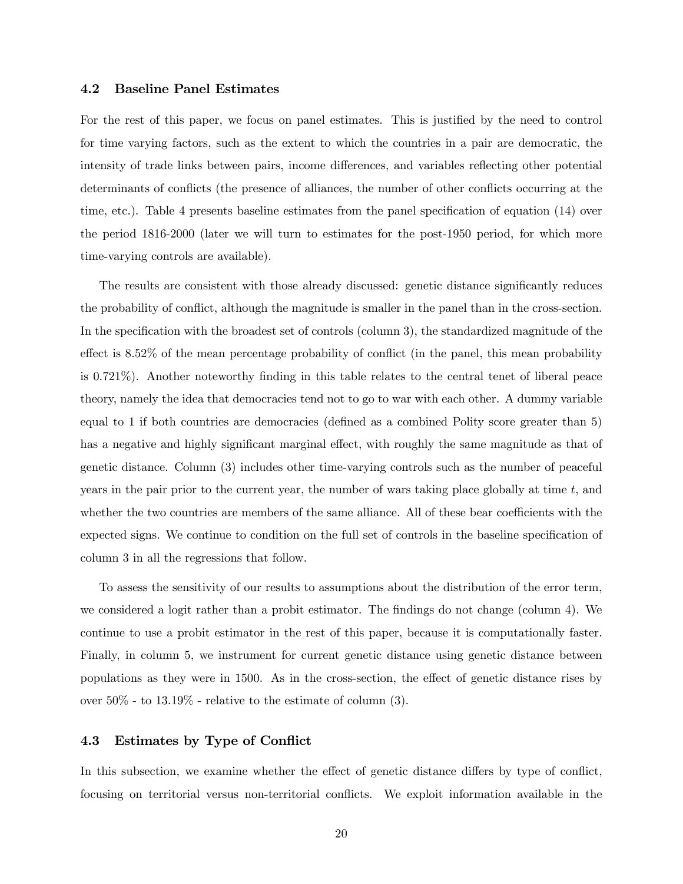### 4.2 Baseline Panel Estimates

For the rest of this paper, we focus on panel estimates. This is justified by the need to control for time varying factors, such as the extent to which the countries in a pair are democratic, the intensity of trade links between pairs, income differences, and variables reflecting other potential determinants of conflicts (the presence of alliances, the number of other conflicts occurring at the time, etc.). Table 4 presents baseline estimates from the panel specification of equation (14) over the period 1816-2000 (later we will turn to estimates for the post-1950 period, for which more time-varying controls are available).

The results are consistent with those already discussed: genetic distance significantly reduces the probability of conflict, although the magnitude is smaller in the panel than in the cross-section. In the specification with the broadest set of controls (column 3), the standardized magnitude of the effect is 8.52% of the mean percentage probability of conflict (in the panel, this mean probability is 0.721%). Another noteworthy finding in this table relates to the central tenet of liberal peace theory, namely the idea that democracies tend not to go to war with each other. A dummy variable equal to 1 if both countries are democracies (defined as a combined Polity score greater than 5) has a negative and highly significant marginal effect, with roughly the same magnitude as that of genetic distance. Column (3) includes other time-varying controls such as the number of peaceful years in the pair prior to the current year, the number of wars taking place globally at time $t$, and whether the two countries are members of the same alliance. All of these bear coefficients with the expected signs. We continue to condition on the full set of controls in the baseline specification of column 3 in all the regressions that follow.

To assess the sensitivity of our results to assumptions about the distribution of the error term, we considered a logit rather than a probit estimator. The findings do not change (column 4). We continue to use a probit estimator in the rest of this paper, because it is computationally faster. Finally, in column 5, we instrument for current genetic distance using genetic distance between populations as they were in 1500. As in the cross-section, the effect of genetic distance rises by over 50% - to 13.19% - relative to the estimate of column (3).

### 4.3 Estimates by Type of Conflict

In this subsection, we examine whether the effect of genetic distance differs by type of conflict, focusing on territorial versus non-territorial conflicts. We exploit information available in the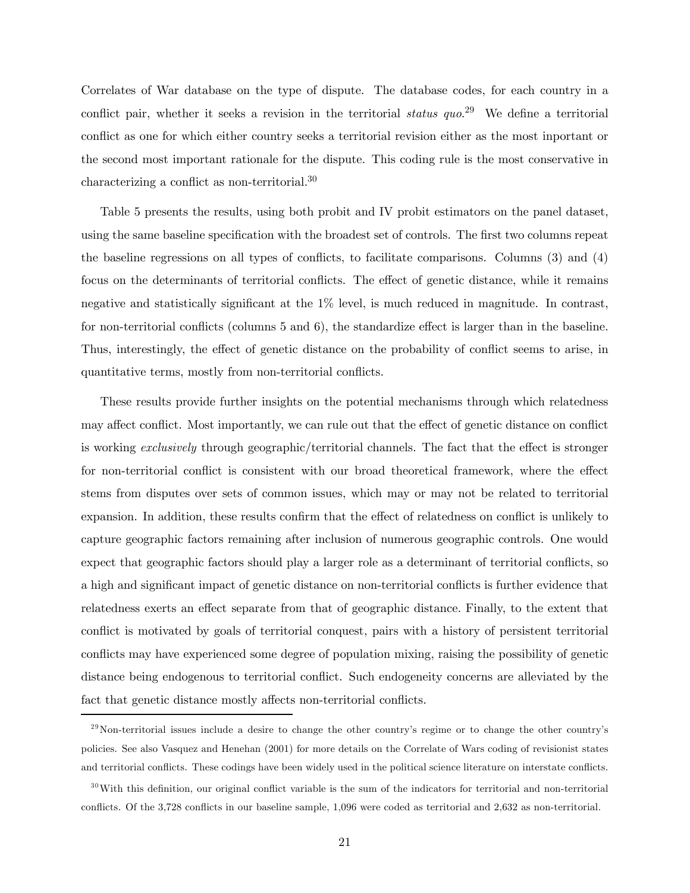Correlates of War database on the type of dispute. The database codes, for each country in a conflict pair, whether it seeks a revision in the territorial *status quo*.[29] We define a territorial conflict as one for which either country seeks a territorial revision either as the most inportant or the second most important rationale for the dispute. This coding rule is the most conservative in characterizing a conflict as non-territorial.[30]

Table 5 presents the results, using both probit and IV probit estimators on the panel dataset, using the same baseline specification with the broadest set of controls. The first two columns repeat the baseline regressions on all types of conflicts, to facilitate comparisons. Columns (3) and (4) focus on the determinants of territorial conflicts. The effect of genetic distance, while it remains negative and statistically significant at the 1% level, is much reduced in magnitude. In contrast, for non-territorial conflicts (columns 5 and 6), the standardize effect is larger than in the baseline. Thus, interestingly, the effect of genetic distance on the probability of conflict seems to arise, in quantitative terms, mostly from non-territorial conflicts.

These results provide further insights on the potential mechanisms through which relatedness may affect conflict. Most importantly, we can rule out that the effect of genetic distance on conflict is working *exclusively* through geographic/territorial channels. The fact that the effect is stronger for non-territorial conflict is consistent with our broad theoretical framework, where the effect stems from disputes over sets of common issues, which may or may not be related to territorial expansion. In addition, these results confirm that the effect of relatedness on conflict is unlikely to capture geographic factors remaining after inclusion of numerous geographic controls. One would expect that geographic factors should play a larger role as a determinant of territorial conflicts, so a high and significant impact of genetic distance on non-territorial conflicts is further evidence that relatedness exerts an effect separate from that of geographic distance. Finally, to the extent that conflict is motivated by goals of territorial conquest, pairs with a history of persistent territorial conflicts may have experienced some degree of population mixing, raising the possibility of genetic distance being endogenous to territorial conflict. Such endogeneity concerns are alleviated by the fact that genetic distance mostly affects non-territorial conflicts.

[29] Non-territorial issues include a desire to change the other country's regime or to change the other country's policies. See also Vasquez and Henehan (2001) for more details on the Correlate of Wars coding of revisionist states and territorial conflicts. These codings have been widely used in the political science literature on interstate conflicts.

[30] With this definition, our original conflict variable is the sum of the indicators for territorial and non-territorial conflicts. Of the 3,728 conflicts in our baseline sample, 1,096 were coded as territorial and 2,632 as non-territorial.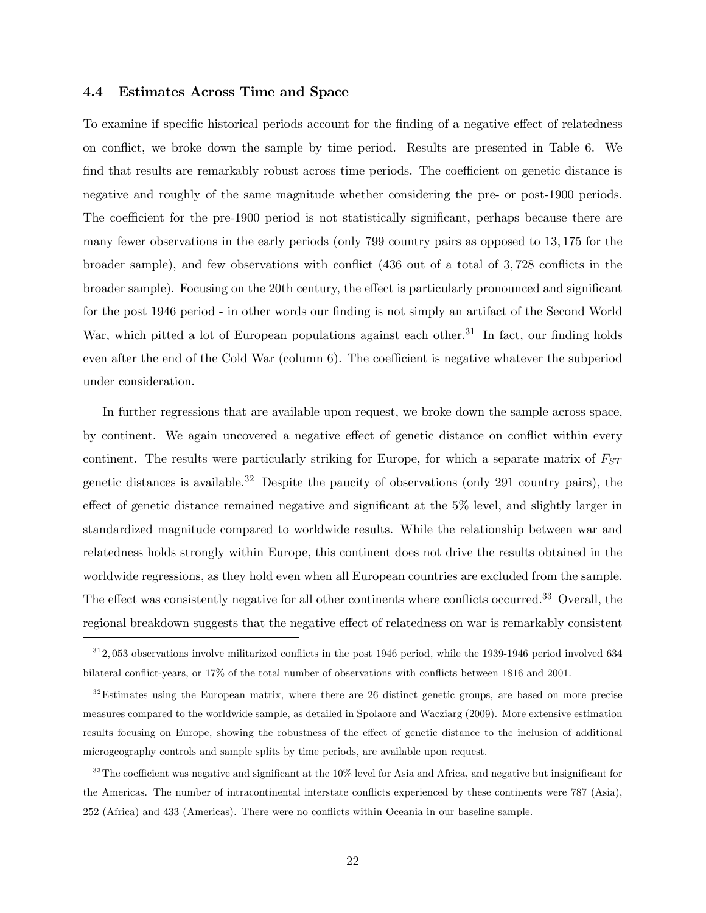### 4.4 Estimates Across Time and Space

To examine if specific historical periods account for the finding of a negative effect of relatedness on conflict, we broke down the sample by time period. Results are presented in Table 6. We find that results are remarkably robust across time periods. The coefficient on genetic distance is negative and roughly of the same magnitude whether considering the pre- or post-1900 periods. The coefficient for the pre-1900 period is not statistically significant, perhaps because there are many fewer observations in the early periods (only 799 country pairs as opposed to 13,175 for the broader sample), and few observations with conflict (436 out of a total of 3,728 conflicts in the broader sample). Focusing on the 20th century, the effect is particularly pronounced and significant for the post 1946 period - in other words our finding is not simply an artifact of the Second World War, which pitted a lot of European populations against each other.[31] In fact, our finding holds even after the end of the Cold War (column 6). The coefficient is negative whatever the subperiod under consideration.

In further regressions that are available upon request, we broke down the sample across space, by continent. We again uncovered a negative effect of genetic distance on conflict within every continent. The results were particularly striking for Europe, for which a separate matrix of $F_{ST}$ genetic distances is available.[32] Despite the paucity of observations (only 291 country pairs), the effect of genetic distance remained negative and significant at the 5% level, and slightly larger in standardized magnitude compared to worldwide results. While the relationship between war and relatedness holds strongly within Europe, this continent does not drive the results obtained in the worldwide regressions, as they hold even when all European countries are excluded from the sample. The effect was consistently negative for all other continents where conflicts occurred.[33] Overall, the regional breakdown suggests that the negative effect of relatedness on war is remarkably consistent

---

[31] 2,053 observations involve militarized conflicts in the post 1946 period, while the 1939-1946 period involved 634 bilateral conflict-years, or 17% of the total number of observations with conflicts between 1816 and 2001.

[32] Estimates using the European matrix, where there are 26 distinct genetic groups, are based on more precise measures compared to the worldwide sample, as detailed in Spolaore and Wacziarg (2009). More extensive estimation results focusing on Europe, showing the robustness of the effect of genetic distance to the inclusion of additional microgeography controls and sample splits by time periods, are available upon request.

[33] The coefficient was negative and significant at the 10% level for Asia and Africa, and negative but insignificant for the Americas. The number of intracontinental interstate conflicts experienced by these continents were 787 (Asia), 252 (Africa) and 433 (Americas). There were no conflicts within Oceania in our baseline sample.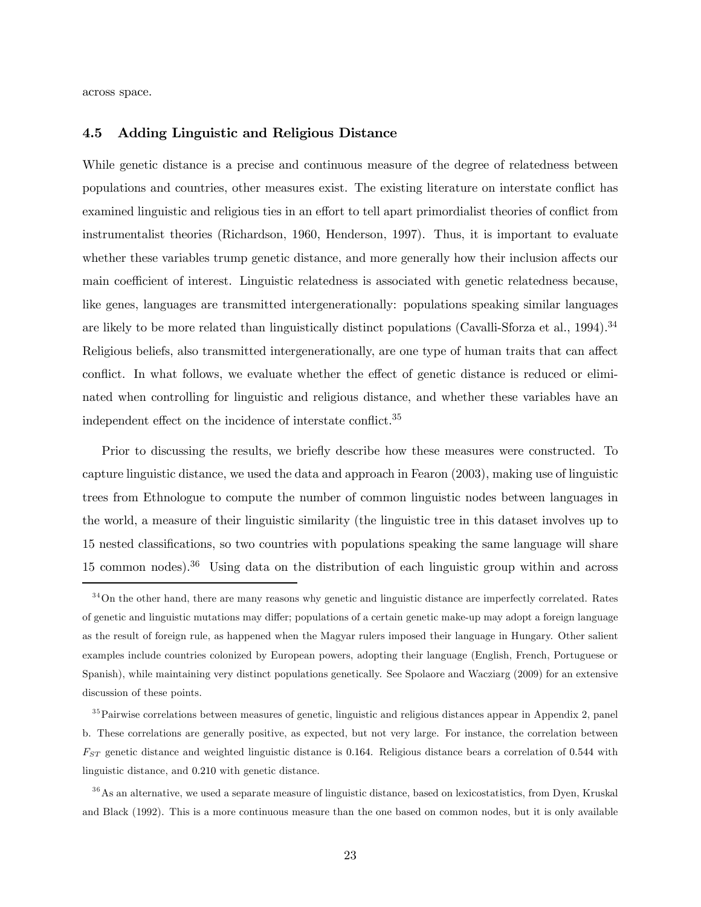across space.

### 4.5 Adding Linguistic and Religious Distance

While genetic distance is a precise and continuous measure of the degree of relatedness between populations and countries, other measures exist. The existing literature on interstate conflict has examined linguistic and religious ties in an effort to tell apart primordialist theories of conflict from instrumentalist theories (Richardson, 1960, Henderson, 1997). Thus, it is important to evaluate whether these variables trump genetic distance, and more generally how their inclusion affects our main coefficient of interest. Linguistic relatedness is associated with genetic relatedness because, like genes, languages are transmitted intergenerationally: populations speaking similar languages are likely to be more related than linguistically distinct populations (Cavalli-Sforza et al., 1994).[34] Religious beliefs, also transmitted intergenerationally, are one type of human traits that can affect conflict. In what follows, we evaluate whether the effect of genetic distance is reduced or eliminated when controlling for linguistic and religious distance, and whether these variables have an independent effect on the incidence of interstate conflict.[35]

Prior to discussing the results, we briefly describe how these measures were constructed. To capture linguistic distance, we used the data and approach in Fearon (2003), making use of linguistic trees from Ethnologue to compute the number of common linguistic nodes between languages in the world, a measure of their linguistic similarity (the linguistic tree in this dataset involves up to 15 nested classifications, so two countries with populations speaking the same language will share 15 common nodes).[36] Using data on the distribution of each linguistic group within and across

[34] On the other hand, there are many reasons why genetic and linguistic distance are imperfectly correlated. Rates of genetic and linguistic mutations may differ; populations of a certain genetic make-up may adopt a foreign language as the result of foreign rule, as happened when the Magyar rulers imposed their language in Hungary. Other salient examples include countries colonized by European powers, adopting their language (English, French, Portuguese or Spanish), while maintaining very distinct populations genetically. See Spolaore and Wacziarg (2009) for an extensive discussion of these points.

[35] Pairwise correlations between measures of genetic, linguistic and religious distances appear in Appendix 2, panel b. These correlations are generally positive, as expected, but not very large. For instance, the correlation between $F_{ST}$ genetic distance and weighted linguistic distance is 0.164. Religious distance bears a correlation of 0.544 with linguistic distance, and 0.210 with genetic distance.

[36] As an alternative, we used a separate measure of linguistic distance, based on lexicostatistics, from Dyen, Kruskal and Black (1992). This is a more continuous measure than the one based on common nodes, but it is only available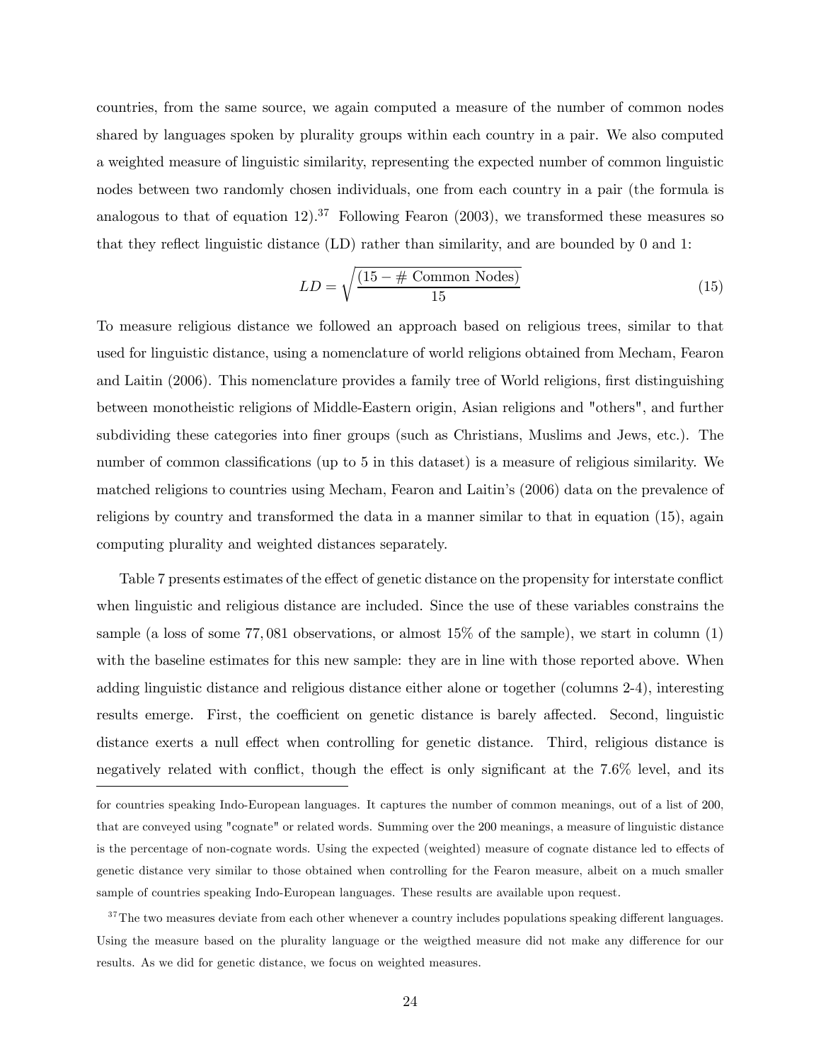countries, from the same source, we again computed a measure of the number of common nodes shared by languages spoken by plurality groups within each country in a pair. We also computed a weighted measure of linguistic similarity, representing the expected number of common linguistic nodes between two randomly chosen individuals, one from each country in a pair (the formula is analogous to that of equation 12).[37] Following Fearon (2003), we transformed these measures so that they reflect linguistic distance (LD) rather than similarity, and are bounded by 0 and 1:

$$LD = \sqrt{\frac{(15 - \#\text{ Common Nodes})}{15}} \tag{15}$$

To measure religious distance we followed an approach based on religious trees, similar to that used for linguistic distance, using a nomenclature of world religions obtained from Mecham, Fearon and Laitin (2006). This nomenclature provides a family tree of World religions, first distinguishing between monotheistic religions of Middle-Eastern origin, Asian religions and "others", and further subdividing these categories into finer groups (such as Christians, Muslims and Jews, etc.). The number of common classifications (up to 5 in this dataset) is a measure of religious similarity. We matched religions to countries using Mecham, Fearon and Laitin's (2006) data on the prevalence of religions by country and transformed the data in a manner similar to that in equation (15), again computing plurality and weighted distances separately.

Table 7 presents estimates of the effect of genetic distance on the propensity for interstate conflict when linguistic and religious distance are included. Since the use of these variables constrains the sample (a loss of some 77,081 observations, or almost 15% of the sample), we start in column (1) with the baseline estimates for this new sample: they are in line with those reported above. When adding linguistic distance and religious distance either alone or together (columns 2-4), interesting results emerge. First, the coefficient on genetic distance is barely affected. Second, linguistic distance exerts a null effect when controlling for genetic distance. Third, religious distance is negatively related with conflict, though the effect is only significant at the 7.6% level, and its

---

for countries speaking Indo-European languages. It captures the number of common meanings, out of a list of 200, that are conveyed using "cognate" or related words. Summing over the 200 meanings, a measure of linguistic distance is the percentage of non-cognate words. Using the expected (weighted) measure of cognate distance led to effects of genetic distance very similar to those obtained when controlling for the Fearon measure, albeit on a much smaller sample of countries speaking Indo-European languages. These results are available upon request.

[37] The two measures deviate from each other whenever a country includes populations speaking different languages. Using the measure based on the plurality language or the weigthed measure did not make any difference for our results. As we did for genetic distance, we focus on weighted measures.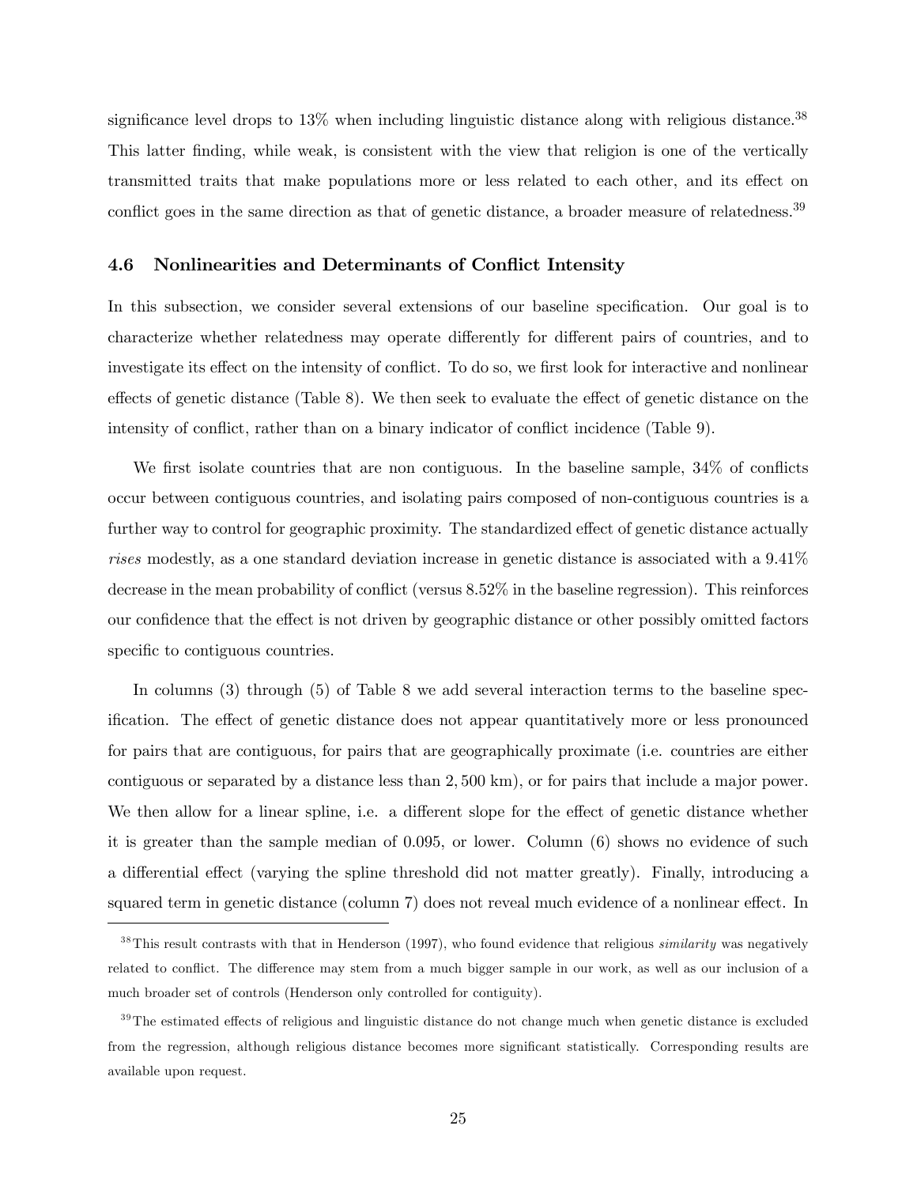significance level drops to 13% when including linguistic distance along with religious distance.[38] This latter finding, while weak, is consistent with the view that religion is one of the vertically transmitted traits that make populations more or less related to each other, and its effect on conflict goes in the same direction as that of genetic distance, a broader measure of relatedness.[39]

### 4.6 Nonlinearities and Determinants of Conflict Intensity

In this subsection, we consider several extensions of our baseline specification. Our goal is to characterize whether relatedness may operate differently for different pairs of countries, and to investigate its effect on the intensity of conflict. To do so, we first look for interactive and nonlinear effects of genetic distance (Table 8). We then seek to evaluate the effect of genetic distance on the intensity of conflict, rather than on a binary indicator of conflict incidence (Table 9).

We first isolate countries that are non contiguous. In the baseline sample, 34% of conflicts occur between contiguous countries, and isolating pairs composed of non-contiguous countries is a further way to control for geographic proximity. The standardized effect of genetic distance actually *rises* modestly, as a one standard deviation increase in genetic distance is associated with a 9.41% decrease in the mean probability of conflict (versus 8.52% in the baseline regression). This reinforces our confidence that the effect is not driven by geographic distance or other possibly omitted factors specific to contiguous countries.

In columns (3) through (5) of Table 8 we add several interaction terms to the baseline specification. The effect of genetic distance does not appear quantitatively more or less pronounced for pairs that are contiguous, for pairs that are geographically proximate (i.e. countries are either contiguous or separated by a distance less than 2,500 km), or for pairs that include a major power. We then allow for a linear spline, i.e. a different slope for the effect of genetic distance whether it is greater than the sample median of 0.095, or lower. Column (6) shows no evidence of such a differential effect (varying the spline threshold did not matter greatly). Finally, introducing a squared term in genetic distance (column 7) does not reveal much evidence of a nonlinear effect. In

[38] This result contrasts with that in Henderson (1997), who found evidence that religious *similarity* was negatively related to conflict. The difference may stem from a much bigger sample in our work, as well as our inclusion of a much broader set of controls (Henderson only controlled for contiguity).

[39] The estimated effects of religious and linguistic distance do not change much when genetic distance is excluded from the regression, although religious distance becomes more significant statistically. Corresponding results are available upon request.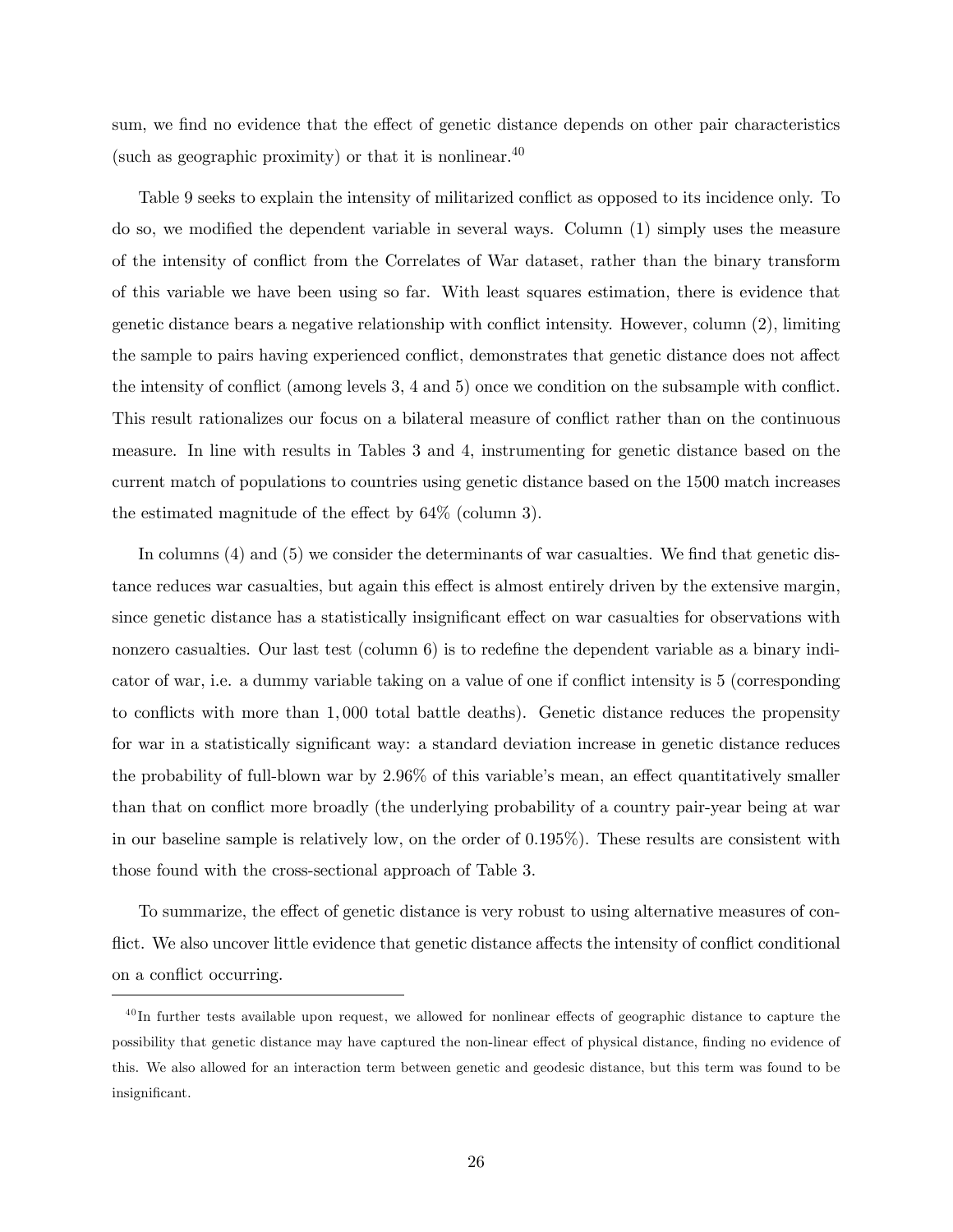sum, we find no evidence that the effect of genetic distance depends on other pair characteristics (such as geographic proximity) or that it is nonlinear.[40]

Table 9 seeks to explain the intensity of militarized conflict as opposed to its incidence only. To do so, we modified the dependent variable in several ways. Column (1) simply uses the measure of the intensity of conflict from the Correlates of War dataset, rather than the binary transform of this variable we have been using so far. With least squares estimation, there is evidence that genetic distance bears a negative relationship with conflict intensity. However, column (2), limiting the sample to pairs having experienced conflict, demonstrates that genetic distance does not affect the intensity of conflict (among levels 3, 4 and 5) once we condition on the subsample with conflict. This result rationalizes our focus on a bilateral measure of conflict rather than on the continuous measure. In line with results in Tables 3 and 4, instrumenting for genetic distance based on the current match of populations to countries using genetic distance based on the 1500 match increases the estimated magnitude of the effect by 64% (column 3).

In columns (4) and (5) we consider the determinants of war casualties. We find that genetic distance reduces war casualties, but again this effect is almost entirely driven by the extensive margin, since genetic distance has a statistically insignificant effect on war casualties for observations with nonzero casualties. Our last test (column 6) is to redefine the dependent variable as a binary indicator of war, i.e. a dummy variable taking on a value of one if conflict intensity is 5 (corresponding to conflicts with more than $1,000$ total battle deaths). Genetic distance reduces the propensity for war in a statistically significant way: a standard deviation increase in genetic distance reduces the probability of full-blown war by 2.96% of this variable's mean, an effect quantitatively smaller than that on conflict more broadly (the underlying probability of a country pair-year being at war in our baseline sample is relatively low, on the order of 0.195%). These results are consistent with those found with the cross-sectional approach of Table 3.

To summarize, the effect of genetic distance is very robust to using alternative measures of conflict. We also uncover little evidence that genetic distance affects the intensity of conflict conditional on a conflict occurring.

---

[40] In further tests available upon request, we allowed for nonlinear effects of geographic distance to capture the possibility that genetic distance may have captured the non-linear effect of physical distance, finding no evidence of this. We also allowed for an interaction term between genetic and geodesic distance, but this term was found to be insignificant.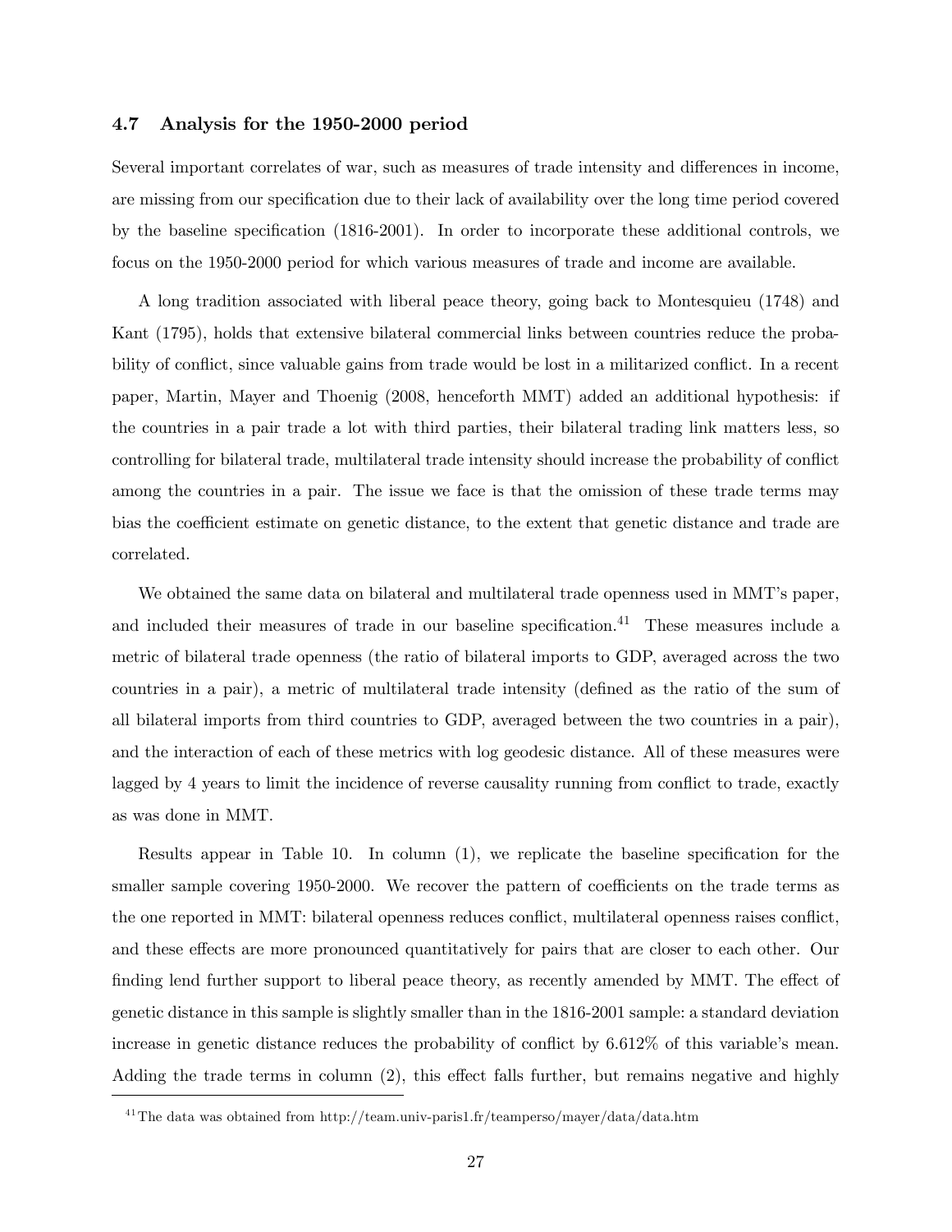### 4.7 Analysis for the 1950-2000 period

Several important correlates of war, such as measures of trade intensity and differences in income, are missing from our specification due to their lack of availability over the long time period covered by the baseline specification (1816-2001). In order to incorporate these additional controls, we focus on the 1950-2000 period for which various measures of trade and income are available.

A long tradition associated with liberal peace theory, going back to Montesquieu (1748) and Kant (1795), holds that extensive bilateral commercial links between countries reduce the probability of conflict, since valuable gains from trade would be lost in a militarized conflict. In a recent paper, Martin, Mayer and Thoenig (2008, henceforth MMT) added an additional hypothesis: if the countries in a pair trade a lot with third parties, their bilateral trading link matters less, so controlling for bilateral trade, multilateral trade intensity should increase the probability of conflict among the countries in a pair. The issue we face is that the omission of these trade terms may bias the coefficient estimate on genetic distance, to the extent that genetic distance and trade are correlated.

We obtained the same data on bilateral and multilateral trade openness used in MMT's paper, and included their measures of trade in our baseline specification.[41] These measures include a metric of bilateral trade openness (the ratio of bilateral imports to GDP, averaged across the two countries in a pair), a metric of multilateral trade intensity (defined as the ratio of the sum of all bilateral imports from third countries to GDP, averaged between the two countries in a pair), and the interaction of each of these metrics with log geodesic distance. All of these measures were lagged by 4 years to limit the incidence of reverse causality running from conflict to trade, exactly as was done in MMT.

Results appear in Table 10. In column (1), we replicate the baseline specification for the smaller sample covering 1950-2000. We recover the pattern of coefficients on the trade terms as the one reported in MMT: bilateral openness reduces conflict, multilateral openness raises conflict, and these effects are more pronounced quantitatively for pairs that are closer to each other. Our finding lend further support to liberal peace theory, as recently amended by MMT. The effect of genetic distance in this sample is slightly smaller than in the 1816-2001 sample: a standard deviation increase in genetic distance reduces the probability of conflict by 6.612% of this variable's mean. Adding the trade terms in column (2), this effect falls further, but remains negative and highly

[41] The data was obtained from http://team.univ-paris1.fr/teamperso/mayer/data/data.htm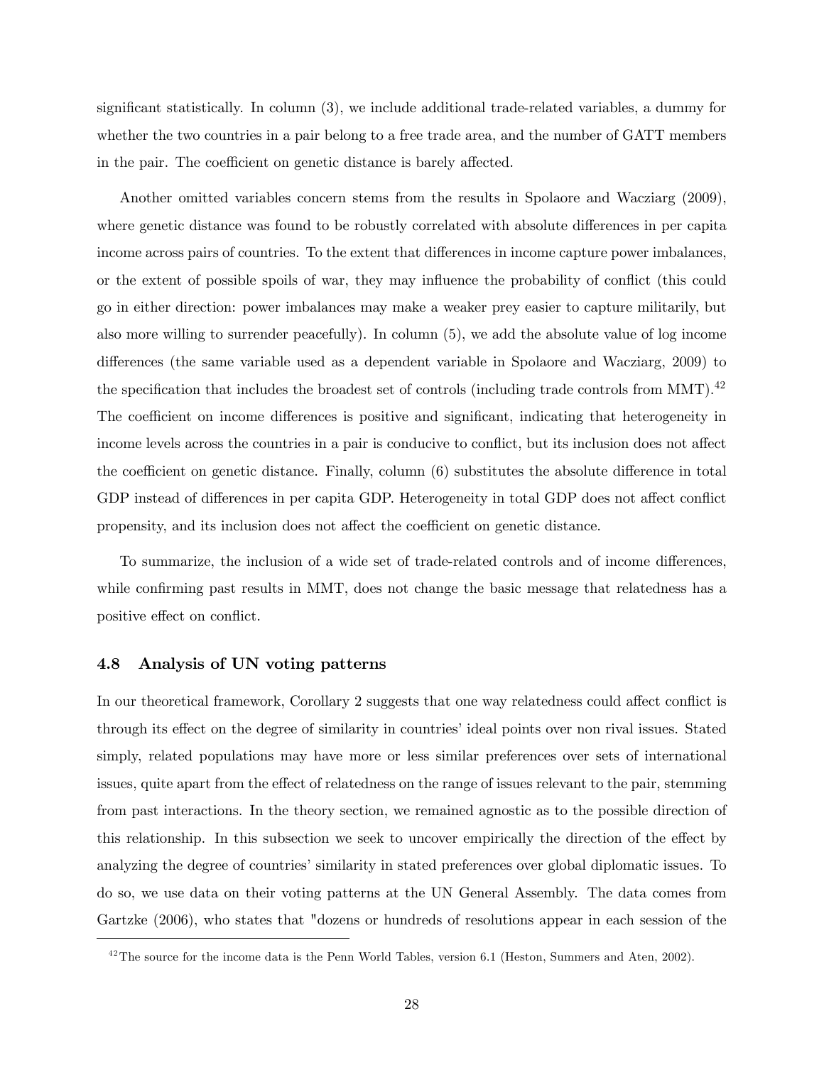significant statistically. In column (3), we include additional trade-related variables, a dummy for whether the two countries in a pair belong to a free trade area, and the number of GATT members in the pair. The coefficient on genetic distance is barely affected.

Another omitted variables concern stems from the results in Spolaore and Wacziarg (2009), where genetic distance was found to be robustly correlated with absolute differences in per capita income across pairs of countries. To the extent that differences in income capture power imbalances, or the extent of possible spoils of war, they may influence the probability of conflict (this could go in either direction: power imbalances may make a weaker prey easier to capture militarily, but also more willing to surrender peacefully). In column (5), we add the absolute value of log income differences (the same variable used as a dependent variable in Spolaore and Wacziarg, 2009) to the specification that includes the broadest set of controls (including trade controls from MMT).[42] The coefficient on income differences is positive and significant, indicating that heterogeneity in income levels across the countries in a pair is conducive to conflict, but its inclusion does not affect the coefficient on genetic distance. Finally, column (6) substitutes the absolute difference in total GDP instead of differences in per capita GDP. Heterogeneity in total GDP does not affect conflict propensity, and its inclusion does not affect the coefficient on genetic distance.

To summarize, the inclusion of a wide set of trade-related controls and of income differences, while confirming past results in MMT, does not change the basic message that relatedness has a positive effect on conflict.

### 4.8 Analysis of UN voting patterns

In our theoretical framework, Corollary 2 suggests that one way relatedness could affect conflict is through its effect on the degree of similarity in countries' ideal points over non rival issues. Stated simply, related populations may have more or less similar preferences over sets of international issues, quite apart from the effect of relatedness on the range of issues relevant to the pair, stemming from past interactions. In the theory section, we remained agnostic as to the possible direction of this relationship. In this subsection we seek to uncover empirically the direction of the effect by analyzing the degree of countries' similarity in stated preferences over global diplomatic issues. To do so, we use data on their voting patterns at the UN General Assembly. The data comes from Gartzke (2006), who states that "dozens or hundreds of resolutions appear in each session of the

[42] The source for the income data is the Penn World Tables, version 6.1 (Heston, Summers and Aten, 2002).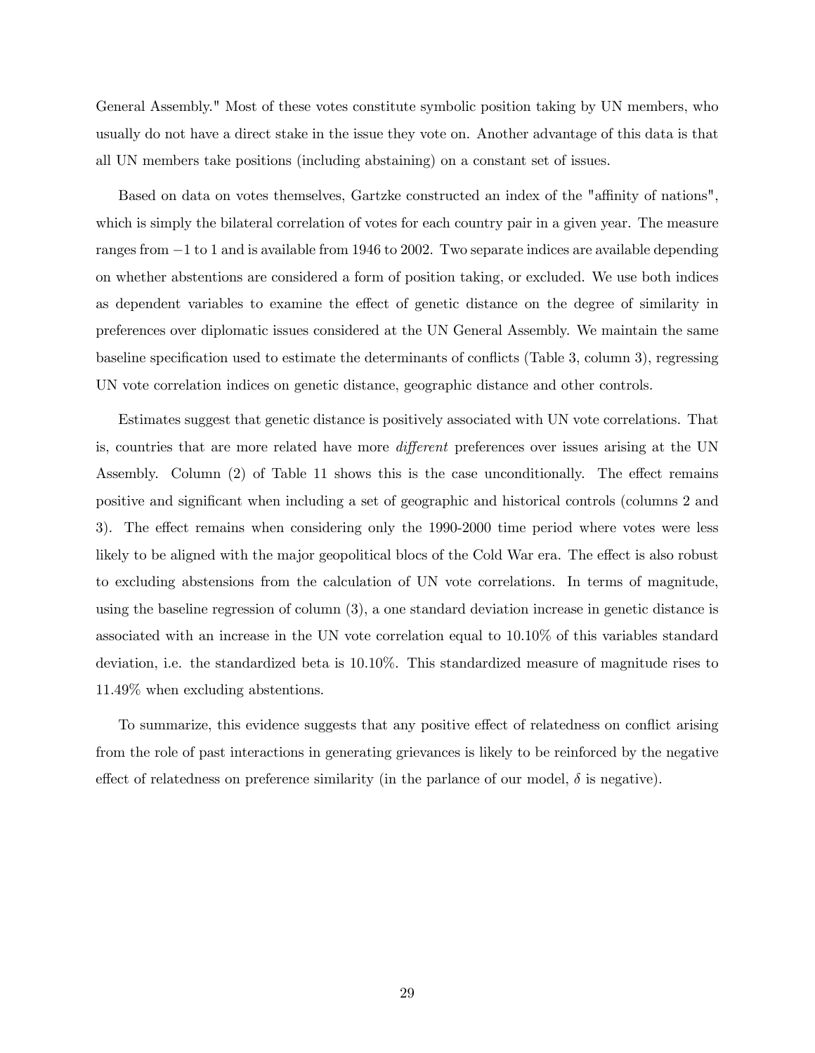General Assembly." Most of these votes constitute symbolic position taking by UN members, who usually do not have a direct stake in the issue they vote on. Another advantage of this data is that all UN members take positions (including abstaining) on a constant set of issues.

Based on data on votes themselves, Gartzke constructed an index of the "affinity of nations", which is simply the bilateral correlation of votes for each country pair in a given year. The measure ranges from $-1$ to 1 and is available from 1946 to 2002. Two separate indices are available depending on whether abstentions are considered a form of position taking, or excluded. We use both indices as dependent variables to examine the effect of genetic distance on the degree of similarity in preferences over diplomatic issues considered at the UN General Assembly. We maintain the same baseline specification used to estimate the determinants of conflicts (Table 3, column 3), regressing UN vote correlation indices on genetic distance, geographic distance and other controls.

Estimates suggest that genetic distance is positively associated with UN vote correlations. That is, countries that are more related have more *different* preferences over issues arising at the UN Assembly. Column (2) of Table 11 shows this is the case unconditionally. The effect remains positive and significant when including a set of geographic and historical controls (columns 2 and 3). The effect remains when considering only the 1990-2000 time period where votes were less likely to be aligned with the major geopolitical blocs of the Cold War era. The effect is also robust to excluding abstensions from the calculation of UN vote correlations. In terms of magnitude, using the baseline regression of column (3), a one standard deviation increase in genetic distance is associated with an increase in the UN vote correlation equal to 10.10% of this variables standard deviation, i.e. the standardized beta is 10.10%. This standardized measure of magnitude rises to 11.49% when excluding abstentions.

To summarize, this evidence suggests that any positive effect of relatedness on conflict arising from the role of past interactions in generating grievances is likely to be reinforced by the negative effect of relatedness on preference similarity (in the parlance of our model, $\delta$ is negative).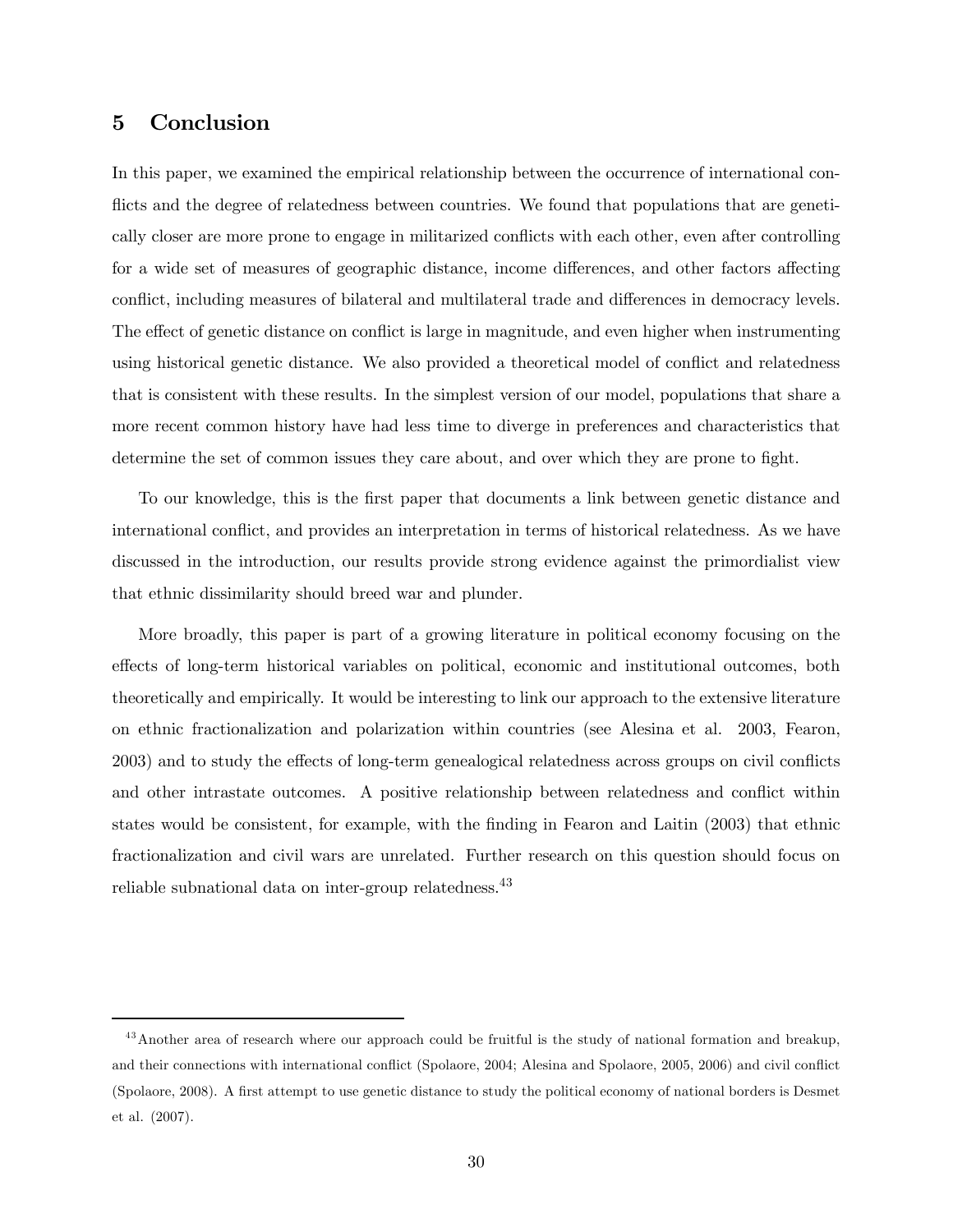## 5 Conclusion

In this paper, we examined the empirical relationship between the occurrence of international conflicts and the degree of relatedness between countries. We found that populations that are genetically closer are more prone to engage in militarized conflicts with each other, even after controlling for a wide set of measures of geographic distance, income differences, and other factors affecting conflict, including measures of bilateral and multilateral trade and differences in democracy levels. The effect of genetic distance on conflict is large in magnitude, and even higher when instrumenting using historical genetic distance. We also provided a theoretical model of conflict and relatedness that is consistent with these results. In the simplest version of our model, populations that share a more recent common history have had less time to diverge in preferences and characteristics that determine the set of common issues they care about, and over which they are prone to fight.

To our knowledge, this is the first paper that documents a link between genetic distance and international conflict, and provides an interpretation in terms of historical relatedness. As we have discussed in the introduction, our results provide strong evidence against the primordialist view that ethnic dissimilarity should breed war and plunder.

More broadly, this paper is part of a growing literature in political economy focusing on the effects of long-term historical variables on political, economic and institutional outcomes, both theoretically and empirically. It would be interesting to link our approach to the extensive literature on ethnic fractionalization and polarization within countries (see Alesina et al. 2003, Fearon, 2003) and to study the effects of long-term genealogical relatedness across groups on civil conflicts and other intrastate outcomes. A positive relationship between relatedness and conflict within states would be consistent, for example, with the finding in Fearon and Laitin (2003) that ethnic fractionalization and civil wars are unrelated. Further research on this question should focus on reliable subnational data on inter-group relatedness.[43]

[43] Another area of research where our approach could be fruitful is the study of national formation and breakup, and their connections with international conflict (Spolaore, 2004; Alesina and Spolaore, 2005, 2006) and civil conflict (Spolaore, 2008). A first attempt to use genetic distance to study the political economy of national borders is Desmet et al. (2007).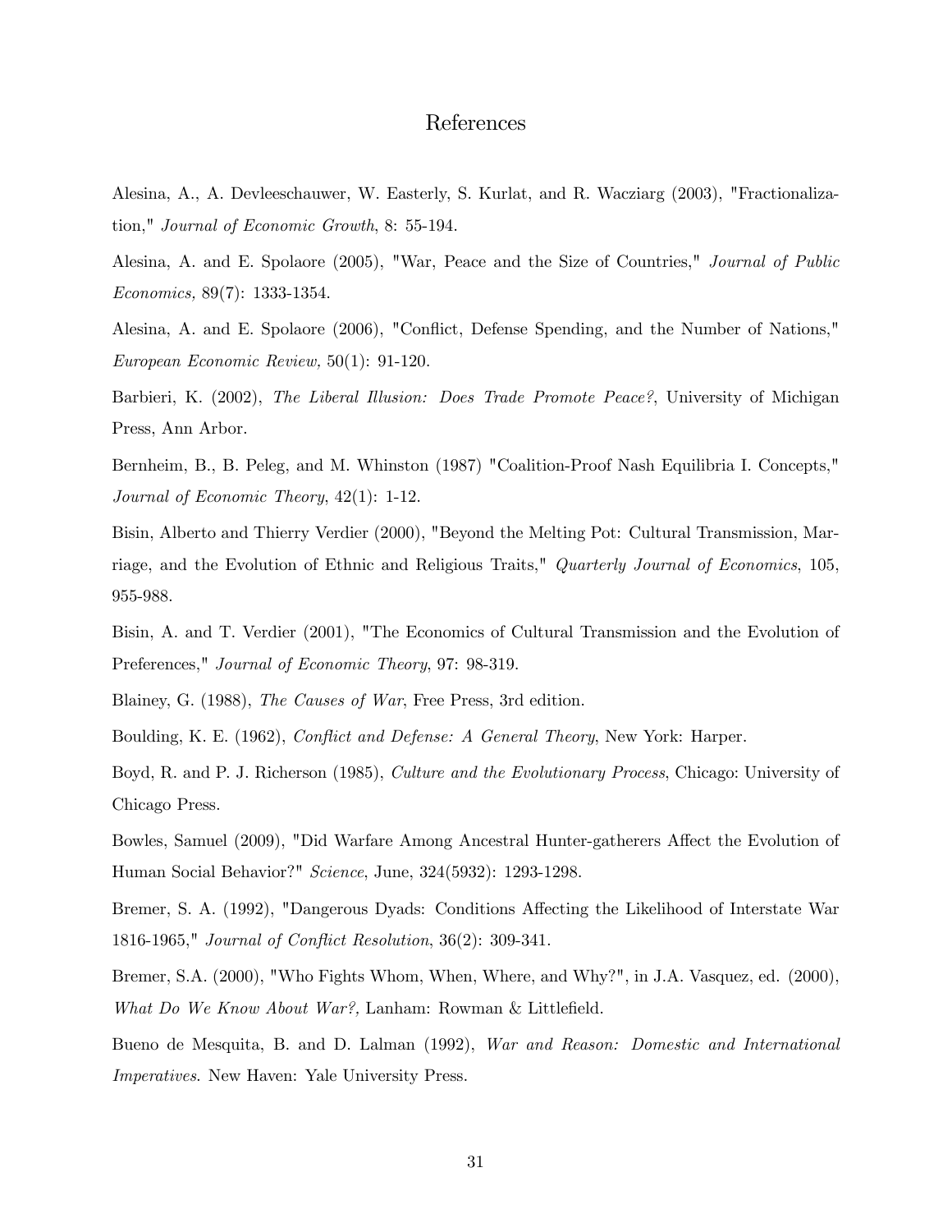# References

Alesina, A., A. Devleeschauwer, W. Easterly, S. Kurlat, and R. Wacziarg (2003), "Fractionalization," *Journal of Economic Growth*, 8: 55-194.

Alesina, A. and E. Spolaore (2005), "War, Peace and the Size of Countries," *Journal of Public Economics,* 89(7): 1333-1354.

Alesina, A. and E. Spolaore (2006), "Conflict, Defense Spending, and the Number of Nations," *European Economic Review,* 50(1): 91-120.

Barbieri, K. (2002), *The Liberal Illusion: Does Trade Promote Peace?*, University of Michigan Press, Ann Arbor.

Bernheim, B., B. Peleg, and M. Whinston (1987) "Coalition-Proof Nash Equilibria I. Concepts," *Journal of Economic Theory*, 42(1): 1-12.

Bisin, Alberto and Thierry Verdier (2000), "Beyond the Melting Pot: Cultural Transmission, Marriage, and the Evolution of Ethnic and Religious Traits," *Quarterly Journal of Economics*, 105, 955-988.

Bisin, A. and T. Verdier (2001), "The Economics of Cultural Transmission and the Evolution of Preferences," *Journal of Economic Theory*, 97: 98-319.

Blainey, G. (1988), *The Causes of War*, Free Press, 3rd edition.

Boulding, K. E. (1962), *Conflict and Defense: A General Theory*, New York: Harper.

Boyd, R. and P. J. Richerson (1985), *Culture and the Evolutionary Process*, Chicago: University of Chicago Press.

Bowles, Samuel (2009), "Did Warfare Among Ancestral Hunter-gatherers Affect the Evolution of Human Social Behavior?" *Science*, June, 324(5932): 1293-1298.

Bremer, S. A. (1992), "Dangerous Dyads: Conditions Affecting the Likelihood of Interstate War 1816-1965," *Journal of Conflict Resolution*, 36(2): 309-341.

Bremer, S.A. (2000), "Who Fights Whom, When, Where, and Why?", in J.A. Vasquez, ed. (2000), *What Do We Know About War?,* Lanham: Rowman & Littlefield.

Bueno de Mesquita, B. and D. Lalman (1992), *War and Reason: Domestic and International Imperatives*. New Haven: Yale University Press.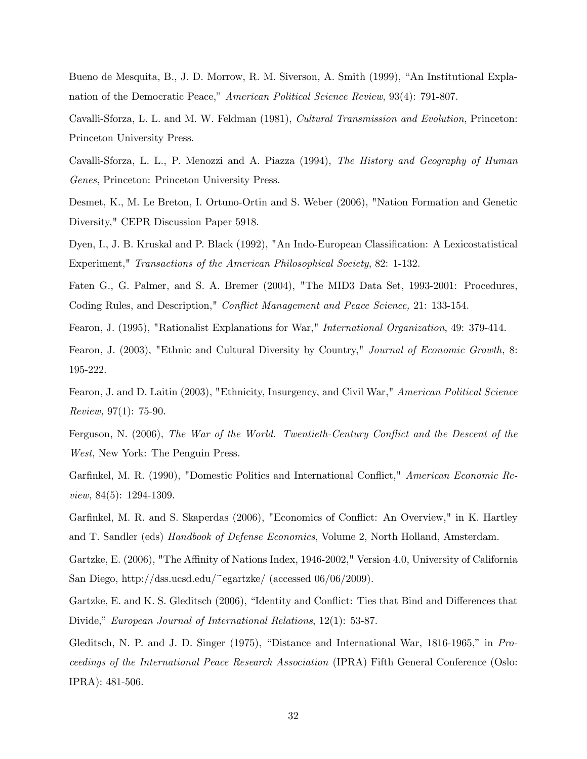Bueno de Mesquita, B., J. D. Morrow, R. M. Siverson, A. Smith (1999), "An Institutional Explanation of the Democratic Peace," *American Political Science Review*, 93(4): 791-807.

Cavalli-Sforza, L. L. and M. W. Feldman (1981), *Cultural Transmission and Evolution*, Princeton: Princeton University Press.

Cavalli-Sforza, L. L., P. Menozzi and A. Piazza (1994), *The History and Geography of Human Genes*, Princeton: Princeton University Press.

Desmet, K., M. Le Breton, I. Ortuno-Ortin and S. Weber (2006), "Nation Formation and Genetic Diversity," CEPR Discussion Paper 5918.

Dyen, I., J. B. Kruskal and P. Black (1992), "An Indo-European Classification: A Lexicostatistical Experiment," *Transactions of the American Philosophical Society*, 82: 1-132.

Faten G., G. Palmer, and S. A. Bremer (2004), "The MID3 Data Set, 1993-2001: Procedures, Coding Rules, and Description," *Conflict Management and Peace Science,* 21: 133-154.

Fearon, J. (1995), "Rationalist Explanations for War," *International Organization*, 49: 379-414.

Fearon, J. (2003), "Ethnic and Cultural Diversity by Country," *Journal of Economic Growth,* 8: 195-222.

Fearon, J. and D. Laitin (2003), "Ethnicity, Insurgency, and Civil War," *American Political Science Review,* 97(1): 75-90.

Ferguson, N. (2006), *The War of the World. Twentieth-Century Conflict and the Descent of the West*, New York: The Penguin Press.

Garfinkel, M. R. (1990), "Domestic Politics and International Conflict," *American Economic Review,* 84(5): 1294-1309.

Garfinkel, M. R. and S. Skaperdas (2006), "Economics of Conflict: An Overview," in K. Hartley and T. Sandler (eds) *Handbook of Defense Economics*, Volume 2, North Holland, Amsterdam.

Gartzke, E. (2006), "The Affinity of Nations Index, 1946-2002," Version 4.0, University of California San Diego, http://dss.ucsd.edu/~egartzke/ (accessed 06/06/2009).

Gartzke, E. and K. S. Gleditsch (2006), "Identity and Conflict: Ties that Bind and Differences that Divide," *European Journal of International Relations*, 12(1): 53-87.

Gleditsch, N. P. and J. D. Singer (1975), "Distance and International War, 1816-1965," in *Proceedings of the International Peace Research Association* (IPRA) Fifth General Conference (Oslo: IPRA): 481-506.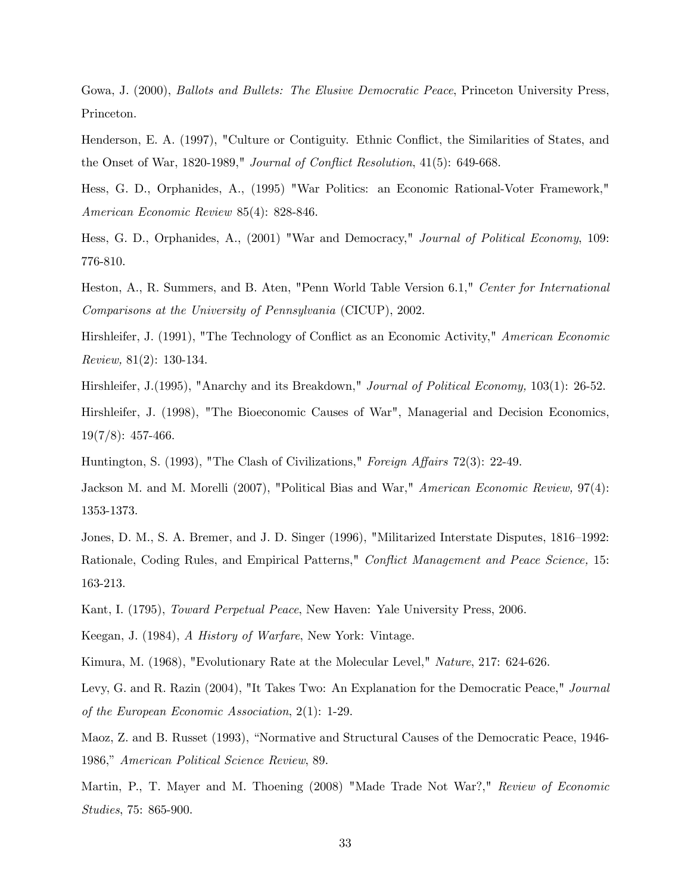Gowa, J. (2000), *Ballots and Bullets: The Elusive Democratic Peace*, Princeton University Press, Princeton.

Henderson, E. A. (1997), "Culture or Contiguity. Ethnic Conflict, the Similarities of States, and the Onset of War, 1820-1989," *Journal of Conflict Resolution*, 41(5): 649-668.

Hess, G. D., Orphanides, A., (1995) "War Politics: an Economic Rational-Voter Framework," *American Economic Review* 85(4): 828-846.

Hess, G. D., Orphanides, A., (2001) "War and Democracy," *Journal of Political Economy*, 109: 776-810.

Heston, A., R. Summers, and B. Aten, "Penn World Table Version 6.1," *Center for International Comparisons at the University of Pennsylvania* (CICUP), 2002.

Hirshleifer, J. (1991), "The Technology of Conflict as an Economic Activity," *American Economic Review,* 81(2): 130-134.

Hirshleifer, J.(1995), "Anarchy and its Breakdown," *Journal of Political Economy,* 103(1): 26-52.

Hirshleifer, J. (1998), "The Bioeconomic Causes of War", Managerial and Decision Economics, 19(7/8): 457-466.

Huntington, S. (1993), "The Clash of Civilizations," *Foreign Affairs* 72(3): 22-49.

Jackson M. and M. Morelli (2007), "Political Bias and War," *American Economic Review,* 97(4): 1353-1373.

Jones, D. M., S. A. Bremer, and J. D. Singer (1996), "Militarized Interstate Disputes, 1816–1992: Rationale, Coding Rules, and Empirical Patterns," *Conflict Management and Peace Science,* 15: 163-213.

Kant, I. (1795), *Toward Perpetual Peace*, New Haven: Yale University Press, 2006.

Keegan, J. (1984), *A History of Warfare*, New York: Vintage.

Kimura, M. (1968), "Evolutionary Rate at the Molecular Level," *Nature*, 217: 624-626.

Levy, G. and R. Razin (2004), "It Takes Two: An Explanation for the Democratic Peace," *Journal of the European Economic Association*, 2(1): 1-29.

Maoz, Z. and B. Russet (1993), "Normative and Structural Causes of the Democratic Peace, 1946-1986," *American Political Science Review*, 89.

Martin, P., T. Mayer and M. Thoening (2008) "Made Trade Not War?," *Review of Economic Studies*, 75: 865-900.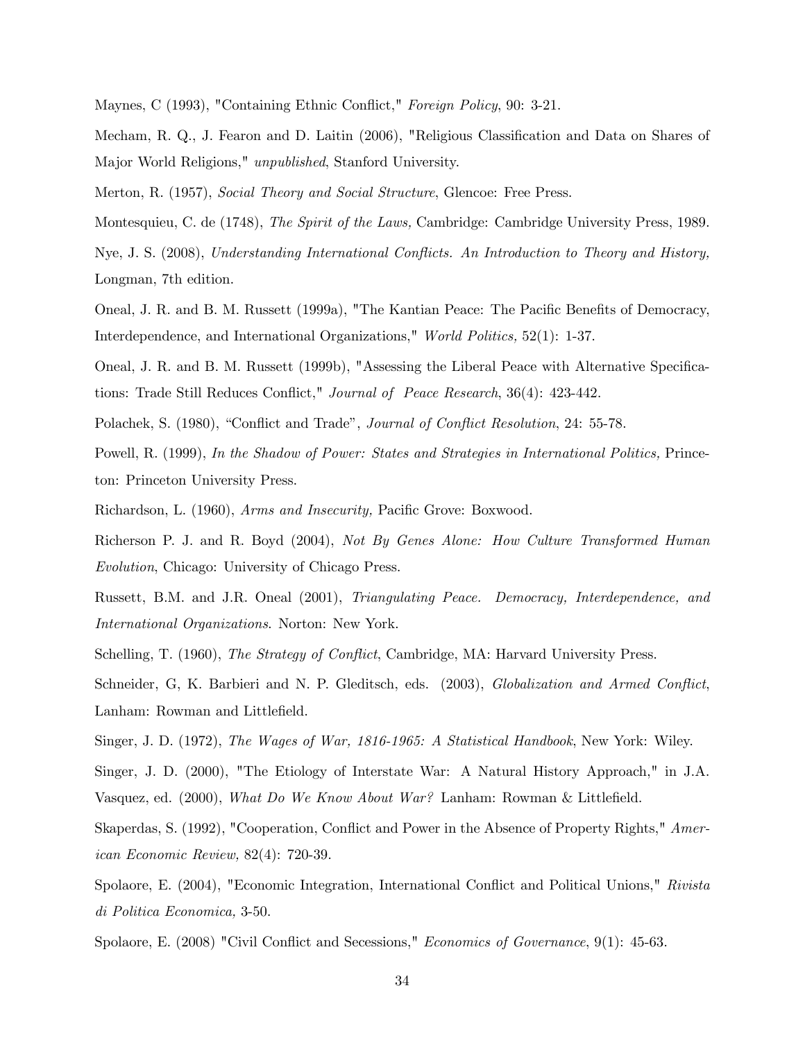Maynes, C (1993), "Containing Ethnic Conflict," *Foreign Policy*, 90: 3-21.

Mecham, R. Q., J. Fearon and D. Laitin (2006), "Religious Classification and Data on Shares of Major World Religions," *unpublished*, Stanford University.

Merton, R. (1957), *Social Theory and Social Structure*, Glencoe: Free Press.

Montesquieu, C. de (1748), *The Spirit of the Laws,* Cambridge: Cambridge University Press, 1989.

Nye, J. S. (2008), *Understanding International Conflicts. An Introduction to Theory and History,* Longman, 7th edition.

Oneal, J. R. and B. M. Russett (1999a), "The Kantian Peace: The Pacific Benefits of Democracy, Interdependence, and International Organizations," *World Politics,* 52(1): 1-37.

Oneal, J. R. and B. M. Russett (1999b), "Assessing the Liberal Peace with Alternative Specifications: Trade Still Reduces Conflict," *Journal of Peace Research*, 36(4): 423-442.

Polachek, S. (1980), "Conflict and Trade", *Journal of Conflict Resolution*, 24: 55-78.

Powell, R. (1999), *In the Shadow of Power: States and Strategies in International Politics,* Princeton: Princeton University Press.

Richardson, L. (1960), *Arms and Insecurity,* Pacific Grove: Boxwood.

Richerson P. J. and R. Boyd (2004), *Not By Genes Alone: How Culture Transformed Human Evolution*, Chicago: University of Chicago Press.

Russett, B.M. and J.R. Oneal (2001), *Triangulating Peace. Democracy, Interdependence, and International Organizations*. Norton: New York.

Schelling, T. (1960), *The Strategy of Conflict*, Cambridge, MA: Harvard University Press.

Schneider, G, K. Barbieri and N. P. Gleditsch, eds. (2003), *Globalization and Armed Conflict*, Lanham: Rowman and Littlefield.

Singer, J. D. (1972), *The Wages of War, 1816-1965: A Statistical Handbook*, New York: Wiley.

Singer, J. D. (2000), "The Etiology of Interstate War: A Natural History Approach," in J.A. Vasquez, ed. (2000), *What Do We Know About War?* Lanham: Rowman & Littlefield.

Skaperdas, S. (1992), "Cooperation, Conflict and Power in the Absence of Property Rights," *American Economic Review,* 82(4): 720-39.

Spolaore, E. (2004), "Economic Integration, International Conflict and Political Unions," *Rivista di Politica Economica,* 3-50.

Spolaore, E. (2008) "Civil Conflict and Secessions," *Economics of Governance*, 9(1): 45-63.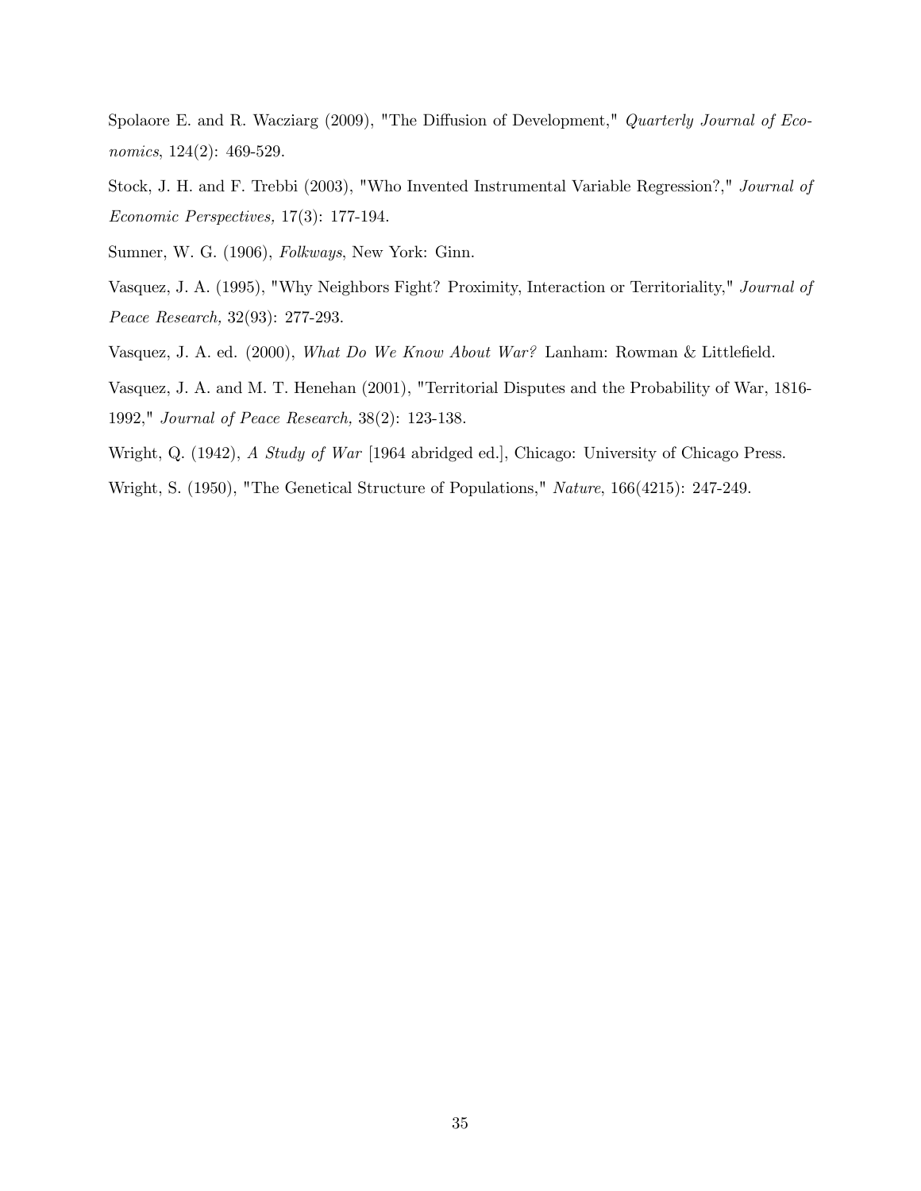Spolaore E. and R. Wacziarg (2009), "The Diffusion of Development," *Quarterly Journal of Economics*, 124(2): 469-529.

Stock, J. H. and F. Trebbi (2003), "Who Invented Instrumental Variable Regression?," *Journal of Economic Perspectives,* 17(3): 177-194.

Sumner, W. G. (1906), *Folkways*, New York: Ginn.

Vasquez, J. A. (1995), "Why Neighbors Fight? Proximity, Interaction or Territoriality," *Journal of Peace Research,* 32(93): 277-293.

Vasquez, J. A. ed. (2000), *What Do We Know About War?* Lanham: Rowman & Littlefield.

Vasquez, J. A. and M. T. Henehan (2001), "Territorial Disputes and the Probability of War, 1816-1992," *Journal of Peace Research,* 38(2): 123-138.

Wright, Q. (1942), *A Study of War* [1964 abridged ed.], Chicago: University of Chicago Press.

Wright, S. (1950), "The Genetical Structure of Populations," *Nature*, 166(4215): 247-249.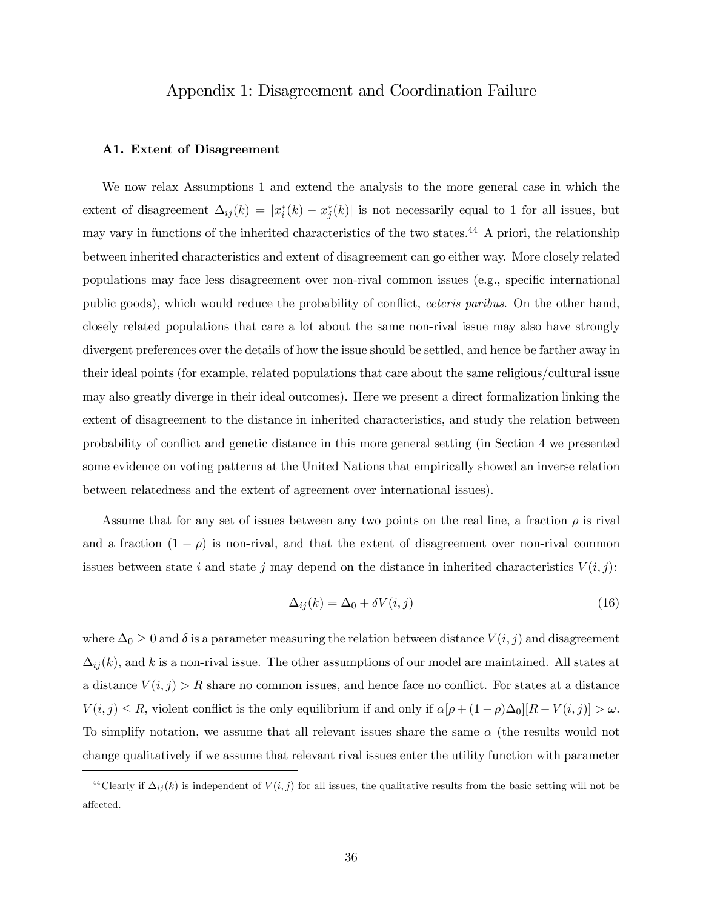# Appendix 1: Disagreement and Coordination Failure

### A1. Extent of Disagreement

We now relax Assumptions 1 and extend the analysis to the more general case in which the extent of disagreement $\Delta_{ij}(k) = |x_i^*(k) - x_j^*(k)|$ is not necessarily equal to 1 for all issues, but may vary in functions of the inherited characteristics of the two states.[44] A priori, the relationship between inherited characteristics and extent of disagreement can go either way. More closely related populations may face less disagreement over non-rival common issues (e.g., specific international public goods), which would reduce the probability of conflict, *ceteris paribus*. On the other hand, closely related populations that care a lot about the same non-rival issue may also have strongly divergent preferences over the details of how the issue should be settled, and hence be farther away in their ideal points (for example, related populations that care about the same religious/cultural issue may also greatly diverge in their ideal outcomes). Here we present a direct formalization linking the extent of disagreement to the distance in inherited characteristics, and study the relation between probability of conflict and genetic distance in this more general setting (in Section 4 we presented some evidence on voting patterns at the United Nations that empirically showed an inverse relation between relatedness and the extent of agreement over international issues).

Assume that for any set of issues between any two points on the real line, a fraction $\rho$ is rival and a fraction $(1 - \rho)$ is non-rival, and that the extent of disagreement over non-rival common issues between state $i$ and state $j$ may depend on the distance in inherited characteristics $V(i, j)$:

$$\Delta_{ij}(k) = \Delta_0 + \delta V(i, j) \tag{16}$$

where $\Delta_0 \geq 0$ and $\delta$ is a parameter measuring the relation between distance $V(i, j)$ and disagreement $\Delta_{ij}(k)$, and $k$ is a non-rival issue. The other assumptions of our model are maintained. All states at a distance $V(i, j) > R$ share no common issues, and hence face no conflict. For states at a distance $V(i, j) \leq R$, violent conflict is the only equilibrium if and only if $\alpha[\rho + (1 - \rho)\Delta_0][R - V(i, j)] > \omega$. To simplify notation, we assume that all relevant issues share the same $\alpha$ (the results would not change qualitatively if we assume that relevant rival issues enter the utility function with parameter

[44] Clearly if $\Delta_{ij}(k)$ is independent of $V(i, j)$ for all issues, the qualitative results from the basic setting will not be affected.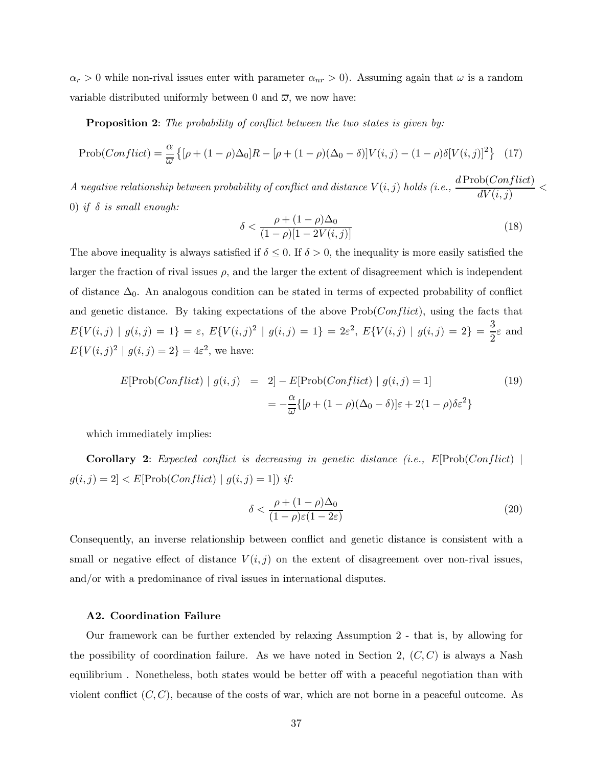$\alpha_r > 0$ while non-rival issues enter with parameter $\alpha_{nr} > 0$). Assuming again that $\omega$ is a random variable distributed uniformly between 0 and $\overline{\omega}$, we now have:

**Proposition 2**: *The probability of conflict between the two states is given by:*

$$\text{Prob}(Conflict) = \frac{\alpha}{\overline{\omega}} \left\{ [\rho + (1-\rho)\Delta_0]R - [\rho + (1-\rho)(\Delta_0 - \delta)]V(i,j) - (1-\rho)\delta[V(i,j)]^2 \right\} \quad (17)$$

*A negative relationship between probability of conflict and distance $V(i,j)$ holds (i.e., $\frac{d\,\text{Prob}(Conflict)}{dV(i,j)} < 0$) if $\delta$ is small enough:*

$$\delta < \frac{\rho + (1-\rho)\Delta_0}{(1-\rho)[1 - 2V(i,j)]} \quad (18)$$

The above inequality is always satisfied if $\delta \leq 0$. If $\delta > 0$, the inequality is more easily satisfied the larger the fraction of rival issues $\rho$, and the larger the extent of disagreement which is independent of distance $\Delta_0$. An analogous condition can be stated in terms of expected probability of conflict and genetic distance. By taking expectations of the above $\text{Prob}(Conflict)$, using the facts that $E\{V(i,j) \mid g(i,j) = 1\} = \varepsilon$, $E\{V(i,j)^2 \mid g(i,j) = 1\} = 2\varepsilon^2$, $E\{V(i,j) \mid g(i,j) = 2\} = \frac{3}{2}\varepsilon$ and $E\{V(i,j)^2 \mid g(i,j) = 2\} = 4\varepsilon^2$, we have:

$$\begin{aligned} E[\text{Prob}(Conflict) \mid g(i,j) &= 2] - E[\text{Prob}(Conflict) \mid g(i,j) = 1] \\ &= -\frac{\alpha}{\overline{\omega}}\{[\rho + (1-\rho)(\Delta_0 - \delta)]\varepsilon + 2(1-\rho)\delta\varepsilon^2\} \end{aligned} \quad (19)$$

which immediately implies:

**Corollary 2**: *Expected conflict is decreasing in genetic distance (i.e., $E[\text{Prob}(Conflict) \mid g(i,j) = 2] < E[\text{Prob}(Conflict) \mid g(i,j) = 1]$) if:*

$$\delta < \frac{\rho + (1-\rho)\Delta_0}{(1-\rho)\varepsilon(1 - 2\varepsilon)} \quad (20)$$

Consequently, an inverse relationship between conflict and genetic distance is consistent with a small or negative effect of distance $V(i,j)$ on the extent of disagreement over non-rival issues, and/or with a predominance of rival issues in international disputes.

### A2. Coordination Failure

Our framework can be further extended by relaxing Assumption 2 - that is, by allowing for the possibility of coordination failure. As we have noted in Section 2, $(C, C)$ is always a Nash equilibrium . Nonetheless, both states would be better off with a peaceful negotiation than with violent conflict $(C, C)$, because of the costs of war, which are not borne in a peaceful outcome. As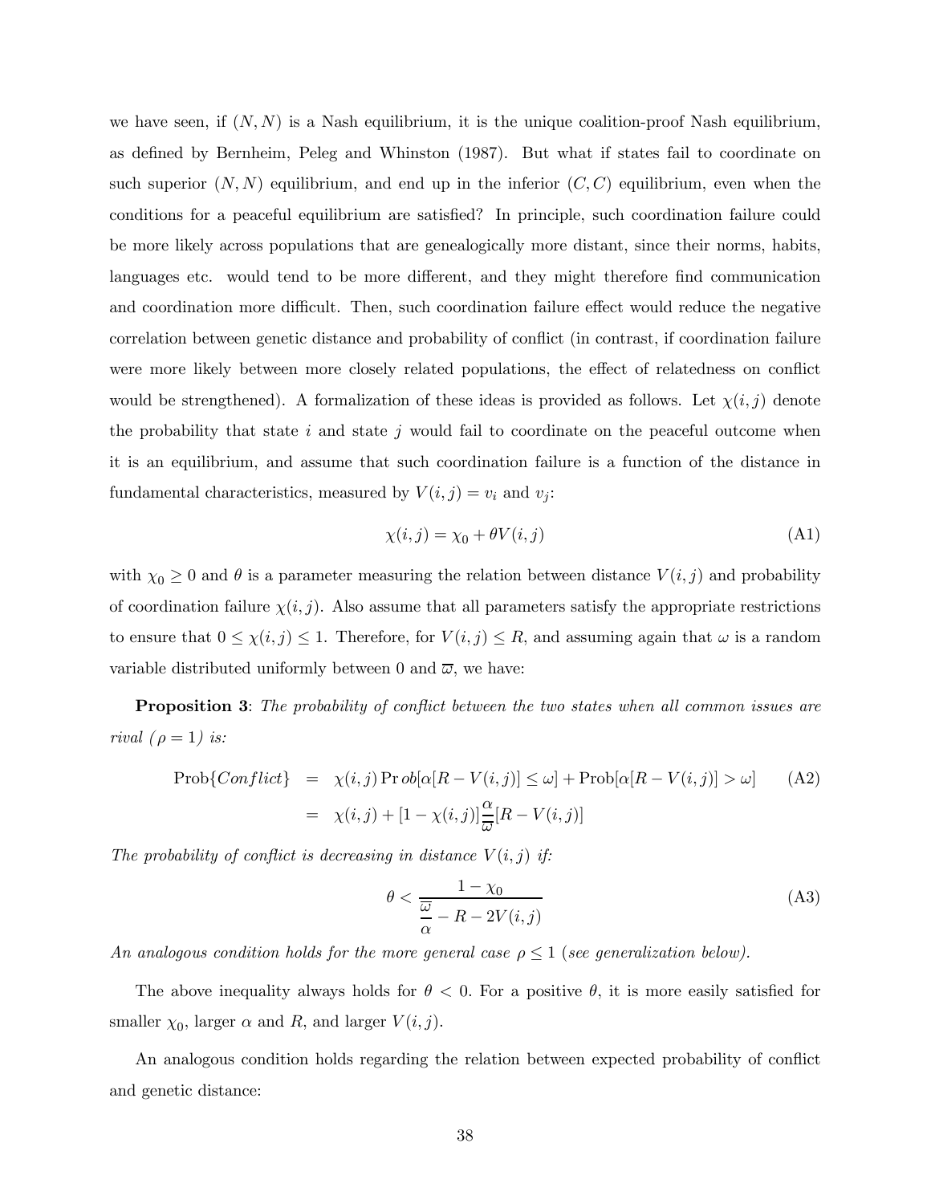we have seen, if $(N, N)$ is a Nash equilibrium, it is the unique coalition-proof Nash equilibrium, as defined by Bernheim, Peleg and Whinston (1987). But what if states fail to coordinate on such superior $(N, N)$ equilibrium, and end up in the inferior $(C, C)$ equilibrium, even when the conditions for a peaceful equilibrium are satisfied? In principle, such coordination failure could be more likely across populations that are genealogically more distant, since their norms, habits, languages etc. would tend to be more different, and they might therefore find communication and coordination more difficult. Then, such coordination failure effect would reduce the negative correlation between genetic distance and probability of conflict (in contrast, if coordination failure were more likely between more closely related populations, the effect of relatedness on conflict would be strengthened). A formalization of these ideas is provided as follows. Let $\chi(i, j)$ denote the probability that state $i$ and state $j$ would fail to coordinate on the peaceful outcome when it is an equilibrium, and assume that such coordination failure is a function of the distance in fundamental characteristics, measured by $V(i, j) = v_i$ and $v_j$:

$$\chi(i, j) = \chi_0 + \theta V(i, j) \tag{A1}$$

with $\chi_0 \geq 0$ and $\theta$ is a parameter measuring the relation between distance $V(i, j)$ and probability of coordination failure $\chi(i, j)$. Also assume that all parameters satisfy the appropriate restrictions to ensure that $0 \leq \chi(i, j) \leq 1$. Therefore, for $V(i, j) \leq R$, and assuming again that $\omega$ is a random variable distributed uniformly between 0 and $\overline{\omega}$, we have:

**Proposition 3**: *The probability of conflict between the two states when all common issues are rival ($\rho = 1$) is:*

$$\begin{aligned} \text{Prob}\{Conflict\} &= \chi(i, j) \Pr ob[\alpha[R - V(i, j)] \leq \omega] + \text{Prob}[\alpha[R - V(i, j)] > \omega] \\ &= \chi(i, j) + [1 - \chi(i, j)] \frac{\alpha}{\overline{\omega}} [R - V(i, j)] \end{aligned} \tag{A2}$$

*The probability of conflict is decreasing in distance $V(i, j)$ if:*

$$\theta < \frac{1 - \chi_0}{\dfrac{\overline{\omega}}{\alpha} - R - 2V(i, j)} \tag{A3}$$

*An analogous condition holds for the more general case $\rho \leq 1$ (see generalization below).*

The above inequality always holds for $\theta < 0$. For a positive $\theta$, it is more easily satisfied for smaller $\chi_0$, larger $\alpha$ and $R$, and larger $V(i, j)$.

An analogous condition holds regarding the relation between expected probability of conflict and genetic distance: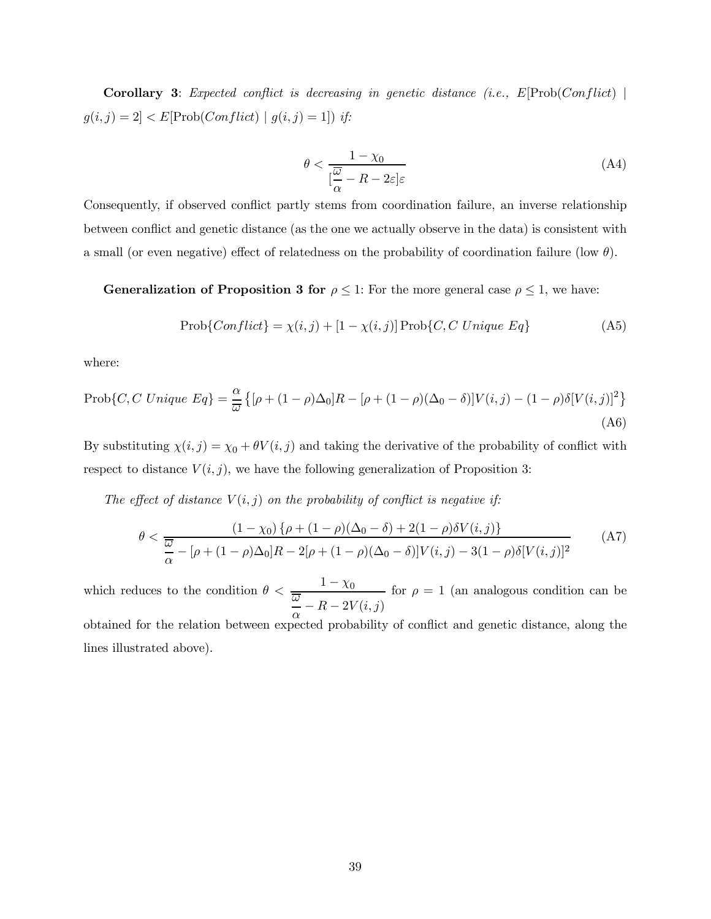**Corollary 3**: *Expected conflict is decreasing in genetic distance (i.e., $E[\text{Prob}(Conflict) \mid g(i,j) = 2] < E[\text{Prob}(Conflict) \mid g(i,j) = 1]$) if:*

$$\theta < \frac{1 - \chi_0}{[\frac{\overline{\omega}}{\alpha} - R - 2\varepsilon]\varepsilon} \tag{A4}$$

Consequently, if observed conflict partly stems from coordination failure, an inverse relationship between conflict and genetic distance (as the one we actually observe in the data) is consistent with a small (or even negative) effect of relatedness on the probability of coordination failure (low $\theta$).

**Generalization of Proposition 3 for $\rho \leq 1$**: For the more general case $\rho \leq 1$, we have:

$$\text{Prob}\{Conflict\} = \chi(i,j) + [1 - \chi(i,j)] \, \text{Prob}\{C, C \; Unique \; Eq\} \tag{A5}$$

where:

$$\text{Prob}\{C, C \; Unique \; Eq\} = \frac{\alpha}{\overline{\omega}} \left\{ [\rho + (1-\rho)\Delta_0]R - [\rho + (1-\rho)(\Delta_0 - \delta)]V(i,j) - (1-\rho)\delta[V(i,j)]^2 \right\} \tag{A6}$$

By substituting $\chi(i,j) = \chi_0 + \theta V(i,j)$ and taking the derivative of the probability of conflict with respect to distance $V(i,j)$, we have the following generalization of Proposition 3:

*The effect of distance $V(i,j)$ on the probability of conflict is negative if:*

$$\theta < \frac{(1 - \chi_0)\left\{\rho + (1-\rho)(\Delta_0 - \delta) + 2(1-\rho)\delta V(i,j)\right\}}{\frac{\overline{\omega}}{\alpha} - [\rho + (1-\rho)\Delta_0]R - 2[\rho + (1-\rho)(\Delta_0 - \delta)]V(i,j) - 3(1-\rho)\delta[V(i,j)]^2} \tag{A7}$$

which reduces to the condition $\theta < \dfrac{1 - \chi_0}{\frac{\overline{\omega}}{\alpha} - R - 2V(i,j)}$ for $\rho = 1$ (an analogous condition can be obtained for the relation between expected probability of conflict and genetic distance, along the lines illustrated above).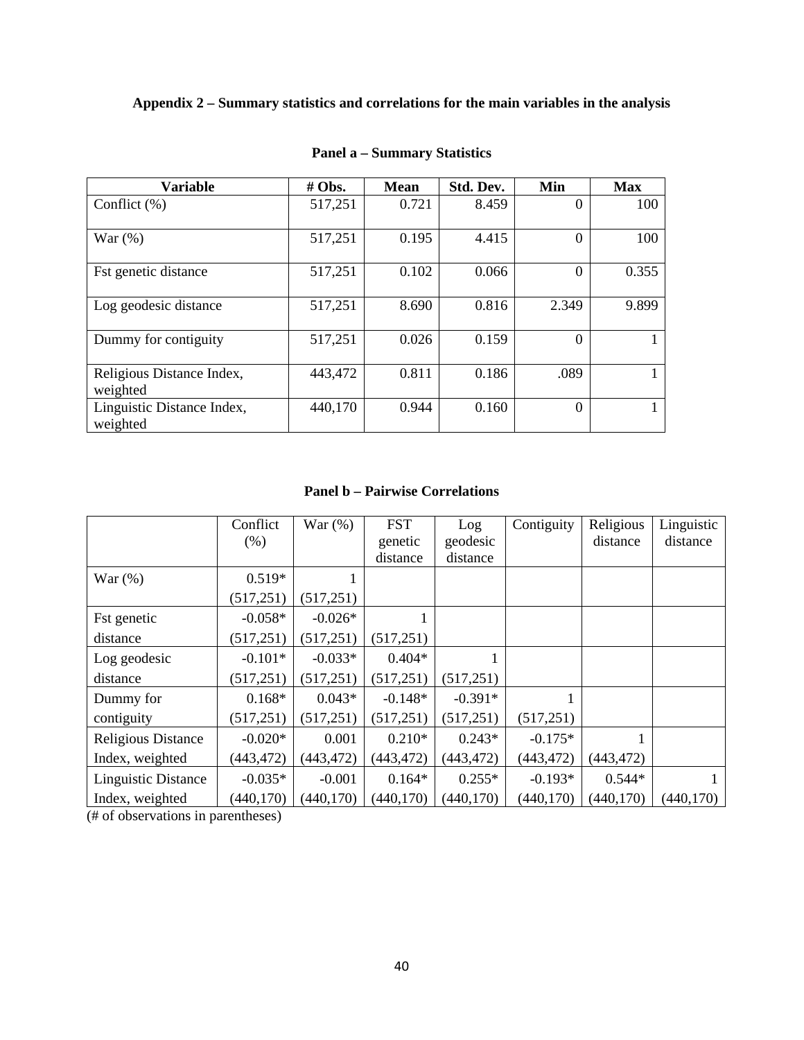**Appendix 2 – Summary statistics and correlations for the main variables in the analysis**

**Panel a – Summary Statistics**

| Variable | # Obs. | Mean | Std. Dev. | Min | Max |
|---|---|---|---|---|---|
| Conflict (%) | 517,251 | 0.721 | 8.459 | 0 | 100 |
| War (%) | 517,251 | 0.195 | 4.415 | 0 | 100 |
| Fst genetic distance | 517,251 | 0.102 | 0.066 | 0 | 0.355 |
| Log geodesic distance | 517,251 | 8.690 | 0.816 | 2.349 | 9.899 |
| Dummy for contiguity | 517,251 | 0.026 | 0.159 | 0 | 1 |
| Religious Distance Index, weighted | 443,472 | 0.811 | 0.186 | .089 | 1 |
| Linguistic Distance Index, weighted | 440,170 | 0.944 | 0.160 | 0 | 1 |

**Panel b – Pairwise Correlations**

| | Conflict (%) | War (%) | FST genetic distance | Log geodesic distance | Contiguity | Religious distance | Linguistic distance |
|---|---|---|---|---|---|---|---|
| War (%) | 0.519* | 1 | | | | | |
| | (517,251) | (517,251) | | | | | |
| Fst genetic distance | -0.058* | -0.026* | 1 | | | | |
| | (517,251) | (517,251) | (517,251) | | | | |
| Log geodesic distance | -0.101* | -0.033* | 0.404* | 1 | | | |
| | (517,251) | (517,251) | (517,251) | (517,251) | | | |
| Dummy for contiguity | 0.168* | 0.043* | -0.148* | -0.391* | 1 | | |
| | (517,251) | (517,251) | (517,251) | (517,251) | (517,251) | | |
| Religious Distance Index, weighted | -0.020* | 0.001 | 0.210* | 0.243* | -0.175* | 1 | |
| | (443,472) | (443,472) | (443,472) | (443,472) | (443,472) | (443,472) | |
| Linguistic Distance Index, weighted | -0.035* | -0.001 | 0.164* | 0.255* | -0.193* | 0.544* | 1 |
| | (440,170) | (440,170) | (440,170) | (440,170) | (440,170) | (440,170) | (440,170) |

(# of observations in parentheses)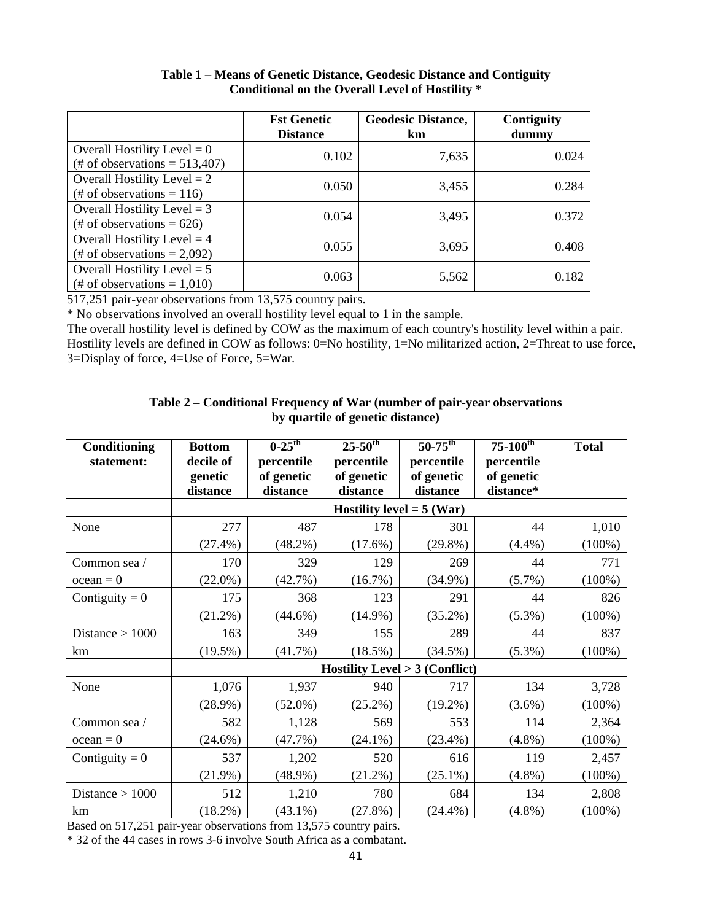**Table 1 – Means of Genetic Distance, Geodesic Distance and Contiguity Conditional on the Overall Level of Hostility ***

| | Fst Genetic Distance | Geodesic Distance, km | Contiguity dummy |
|---|---|---|---|
| Overall Hostility Level = 0 (# of observations = 513,407) | 0.102 | 7,635 | 0.024 |
| Overall Hostility Level = 2 (# of observations = 116) | 0.050 | 3,455 | 0.284 |
| Overall Hostility Level = 3 (# of observations = 626) | 0.054 | 3,495 | 0.372 |
| Overall Hostility Level = 4 (# of observations = 2,092) | 0.055 | 3,695 | 0.408 |
| Overall Hostility Level = 5 (# of observations = 1,010) | 0.063 | 5,562 | 0.182 |

517,251 pair-year observations from 13,575 country pairs.

* No observations involved an overall hostility level equal to 1 in the sample.

The overall hostility level is defined by COW as the maximum of each country's hostility level within a pair. Hostility levels are defined in COW as follows: 0=No hostility, 1=No militarized action, 2=Threat to use force, 3=Display of force, 4=Use of Force, 5=War.

**Table 2 – Conditional Frequency of War (number of pair-year observations by quartile of genetic distance)**

| Conditioning statement: | Bottom decile of genetic distance | $0\text{-}25^{th}$ percentile of genetic distance | $25\text{-}50^{th}$ percentile of genetic distance | $50\text{-}75^{th}$ percentile of genetic distance | $75\text{-}100^{th}$ percentile of genetic distance* | Total |
|---|---|---|---|---|---|---|
| | **Hostility level = 5 (War)** | | | | | |
| None | 277 (27.4%) | 487 (48.2%) | 178 (17.6%) | 301 (29.8%) | 44 (4.4%) | 1,010 (100%) |
| Common sea / ocean = 0 | 170 (22.0%) | 329 (42.7%) | 129 (16.7%) | 269 (34.9%) | 44 (5.7%) | 771 (100%) |
| Contiguity = 0 | 175 (21.2%) | 368 (44.6%) | 123 (14.9%) | 291 (35.2%) | 44 (5.3%) | 826 (100%) |
| Distance > 1000 km | 163 (19.5%) | 349 (41.7%) | 155 (18.5%) | 289 (34.5%) | 44 (5.3%) | 837 (100%) |
| | **Hostility Level > 3 (Conflict)** | | | | | |
| None | 1,076 (28.9%) | 1,937 (52.0%) | 940 (25.2%) | 717 (19.2%) | 134 (3.6%) | 3,728 (100%) |
| Common sea / ocean = 0 | 582 (24.6%) | 1,128 (47.7%) | 569 (24.1%) | 553 (23.4%) | 114 (4.8%) | 2,364 (100%) |
| Contiguity = 0 | 537 (21.9%) | 1,202 (48.9%) | 520 (21.2%) | 616 (25.1%) | 119 (4.8%) | 2,457 (100%) |
| Distance > 1000 km | 512 (18.2%) | 1,210 (43.1%) | 780 (27.8%) | 684 (24.4%) | 134 (4.8%) | 2,808 (100%) |

Based on 517,251 pair-year observations from 13,575 country pairs.

* 32 of the 44 cases in rows 3-6 involve South Africa as a combatant.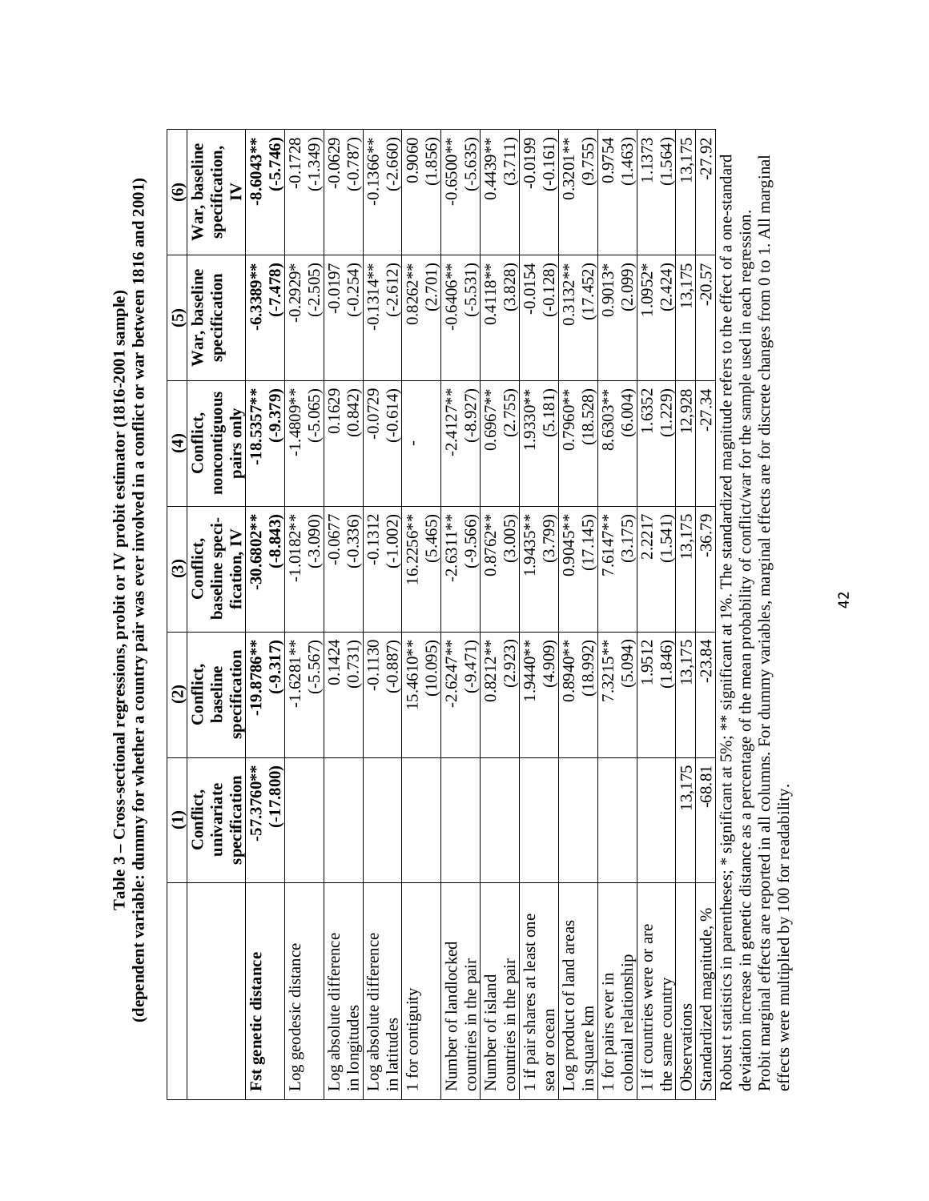**Table 3 – Cross-sectional regressions, probit or IV probit estimator (1816-2001 sample)**
**(dependent variable: dummy for whether a country pair was ever involved in a conflict or war between 1816 and 2001)**

| | (1) | (2) | (3) | (4) | (5) | (6) |
|---|---|---|---|---|---|---|
| | Conflict, univariate specification | Conflict, baseline specification | Conflict, baseline specification, IV | Conflict, noncontiguous pairs only | War, baseline specification | War, baseline specification, IV |
| **Fst genetic distance** | **-57.3760\*\*** | **-19.8786\*\*** | **-30.6802\*\*** | **-18.5357\*\*** | **-6.3389\*\*** | **-8.6043\*\*** |
| | **(-17.800)** | **(-9.317)** | **(-8.843)** | **(-9.379)** | **(-7.478)** | **(-5.746)** |
| Log geodesic distance | | -1.6281\*\* | -1.0182\*\* | -1.4809\*\* | -0.2929\* | -0.1728 |
| | | (-5.567) | (-3.090) | (-5.065) | (-2.505) | (-1.349) |
| Log absolute difference in longitudes | | 0.1424 | -0.0677 | 0.1629 | -0.0197 | -0.0629 |
| | | (0.731) | (-0.336) | (0.842) | (-0.254) | (-0.787) |
| Log absolute difference in latitudes | | -0.1130 | -0.1312 | -0.0729 | -0.1314\*\* | -0.1366\*\* |
| | | (-0.887) | (-1.002) | (-0.614) | (-2.612) | (-2.660) |
| 1 for contiguity | | 15.4610\*\* | 16.2256\*\* | - | 0.8262\*\* | 0.9060 |
| | | (10.095) | (5.465) | | (2.701) | (1.856) |
| Number of landlocked countries in the pair | | -2.6247\*\* | -2.6311\*\* | -2.4127\*\* | -0.6406\*\* | -0.6500\*\* |
| | | (-9.471) | (-9.566) | (-8.927) | (-5.531) | (-5.635) |
| Number of island countries in the pair | | 0.8212\*\* | 0.8762\*\* | 0.6967\*\* | 0.4118\*\* | 0.4439\*\* |
| | | (2.923) | (3.005) | (2.755) | (3.828) | (3.711) |
| 1 if pair shares at least one sea or ocean | | 1.9440\*\* | 1.9435\*\* | 1.9330\*\* | -0.0154 | -0.0199 |
| | | (4.909) | (3.799) | (5.181) | (-0.128) | (-0.161) |
| Log product of land areas in square km | | 0.8940\*\* | 0.9045\*\* | 0.7960\*\* | 0.3132\*\* | 0.3201\*\* |
| | | (18.992) | (17.145) | (18.528) | (17.452) | (9.755) |
| 1 for pairs ever in colonial relationship | | 7.3215\*\* | 7.6147\*\* | 8.6303\*\* | 0.9013\* | 0.9754 |
| | | (5.094) | (3.175) | (6.004) | (2.099) | (1.463) |
| 1 if countries were or are the same country | | 1.9512 | 2.2217 | 1.6352 | 1.0952\* | 1.1373 |
| | | (1.846) | (1.541) | (1.229) | (2.424) | (1.564) |
| Observations | 13,175 | 13,175 | 13,175 | 12,928 | 13,175 | 13,175 |
| Standardized magnitude, % | -68.81 | -23.84 | -36.79 | -27.34 | -20.57 | -27.92 |

Robust t statistics in parentheses; \* significant at 5%; \*\* significant at 1%. The standardized magnitude refers to the effect of a one-standard deviation increase in genetic distance as a percentage of the mean probability of conflict/war for the sample used in each regression.
Probit marginal effects are reported in all columns. For dummy variables, marginal effects are for discrete changes from 0 to 1. All marginal effects were multiplied by 100 for readability.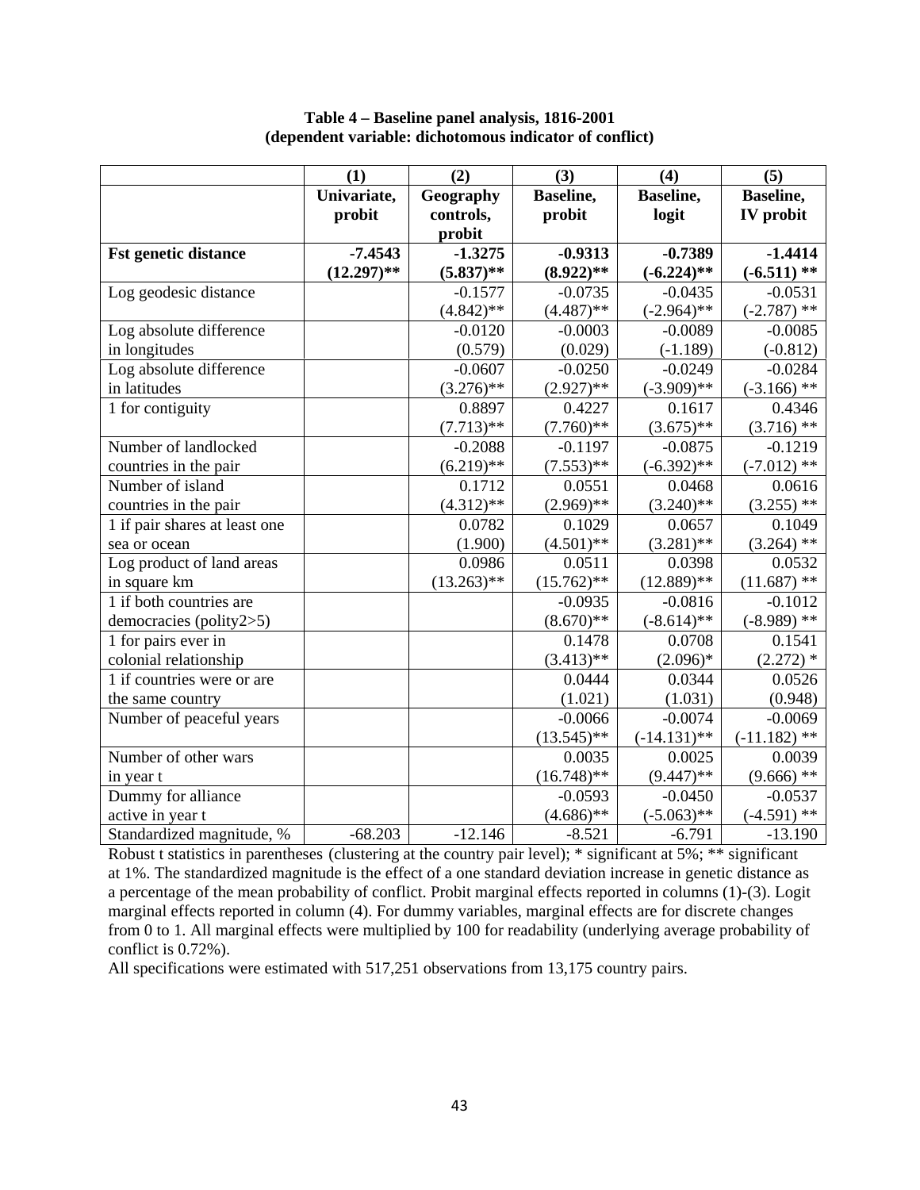**Table 4 – Baseline panel analysis, 1816-2001**
**(dependent variable: dichotomous indicator of conflict)**

| | (1) | (2) | (3) | (4) | (5) |
|---|---|---|---|---|---|
| | **Univariate, probit** | **Geography controls, probit** | **Baseline, probit** | **Baseline, logit** | **Baseline, IV probit** |
| **Fst genetic distance** | **-7.4543** | **-1.3275** | **-0.9313** | **-0.7389** | **-1.4414** |
| | **(12.297)\*\*** | **(5.837)\*\*** | **(8.922)\*\*** | **(-6.224)\*\*** | **(-6.511) \*\*** |
| Log geodesic distance | | -0.1577 | -0.0735 | -0.0435 | -0.0531 |
| | | (4.842)\*\* | (4.487)\*\* | (-2.964)\*\* | (-2.787) \*\* |
| Log absolute difference in longitudes | | -0.0120 | -0.0003 | -0.0089 | -0.0085 |
| | | (0.579) | (0.029) | (-1.189) | (-0.812) |
| Log absolute difference in latitudes | | -0.0607 | -0.0250 | -0.0249 | -0.0284 |
| | | (3.276)\*\* | (2.927)\*\* | (-3.909)\*\* | (-3.166) \*\* |
| 1 for contiguity | | 0.8897 | 0.4227 | 0.1617 | 0.4346 |
| | | (7.713)\*\* | (7.760)\*\* | (3.675)\*\* | (3.716) \*\* |
| Number of landlocked countries in the pair | | -0.2088 | -0.1197 | -0.0875 | -0.1219 |
| | | (6.219)\*\* | (7.553)\*\* | (-6.392)\*\* | (-7.012) \*\* |
| Number of island countries in the pair | | 0.1712 | 0.0551 | 0.0468 | 0.0616 |
| | | (4.312)\*\* | (2.969)\*\* | (3.240)\*\* | (3.255) \*\* |
| 1 if pair shares at least one sea or ocean | | 0.0782 | 0.1029 | 0.0657 | 0.1049 |
| | | (1.900) | (4.501)\*\* | (3.281)\*\* | (3.264) \*\* |
| Log product of land areas in square km | | 0.0986 | 0.0511 | 0.0398 | 0.0532 |
| | | (13.263)\*\* | (15.762)\*\* | (12.889)\*\* | (11.687) \*\* |
| 1 if both countries are democracies (polity2>5) | | | -0.0935 | -0.0816 | -0.1012 |
| | | | (8.670)\*\* | (-8.614)\*\* | (-8.989) \*\* |
| 1 for pairs ever in colonial relationship | | | 0.1478 | 0.0708 | 0.1541 |
| | | | (3.413)\*\* | (2.096)\* | (2.272) \* |
| 1 if countries were or are the same country | | | 0.0444 | 0.0344 | 0.0526 |
| | | | (1.021) | (1.031) | (0.948) |
| Number of peaceful years | | | -0.0066 | -0.0074 | -0.0069 |
| | | | (13.545)\*\* | (-14.131)\*\* | (-11.182) \*\* |
| Number of other wars in year t | | | 0.0035 | 0.0025 | 0.0039 |
| | | | (16.748)\*\* | (9.447)\*\* | (9.666) \*\* |
| Dummy for alliance active in year t | | | -0.0593 | -0.0450 | -0.0537 |
| | | | (4.686)\*\* | (-5.063)\*\* | (-4.591) \*\* |
| Standardized magnitude, % | -68.203 | -12.146 | -8.521 | -6.791 | -13.190 |

Robust t statistics in parentheses (clustering at the country pair level); * significant at 5%; ** significant at 1%. The standardized magnitude is the effect of a one standard deviation increase in genetic distance as a percentage of the mean probability of conflict. Probit marginal effects reported in columns (1)-(3). Logit marginal effects reported in column (4). For dummy variables, marginal effects are for discrete changes from 0 to 1. All marginal effects were multiplied by 100 for readability (underlying average probability of conflict is 0.72%).

All specifications were estimated with 517,251 observations from 13,175 country pairs.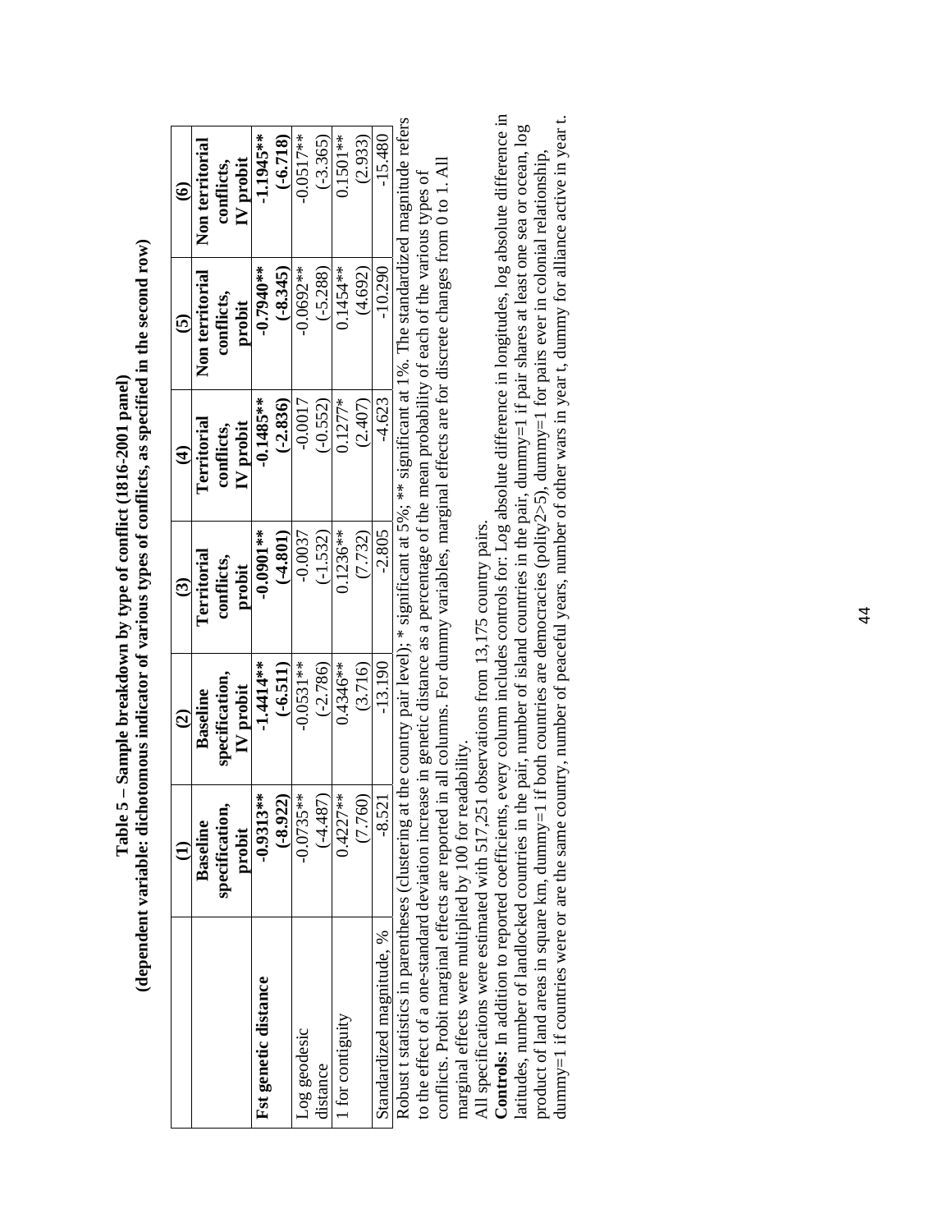**Table 5 – Sample breakdown by type of conflict (1816-2001 panel)**
**(dependent variable: dichotomous indicator of various types of conflicts, as specified in the second row)**

| | (1) | (2) | (3) | (4) | (5) | (6) |
|---|---|---|---|---|---|---|
| | **Baseline specification, probit** | **Baseline specification, IV probit** | **Territorial conflicts, probit** | **Territorial conflicts, IV probit** | **Non territorial conflicts, probit** | **Non territorial conflicts, IV probit** |
| **Fst genetic distance** | **-0.9313\*\*** | **-1.4414\*\*** | **-0.0901\*\*** | **-0.1485\*\*** | **-0.7940\*\*** | **-1.1945\*\*** |
| | **(-8.922)** | **(-6.511)** | **(-4.801)** | **(-2.836)** | **(-8.345)** | **(-6.718)** |
| Log geodesic distance | -0.0735\*\* | -0.0531\*\* | -0.0037 | -0.0017 | -0.0692\*\* | -0.0517\*\* |
| | (-4.487) | (-2.786) | (-1.532) | (-0.552) | (-5.288) | (-3.365) |
| 1 for contiguity | 0.4227\*\* | 0.4346\*\* | 0.1236\*\* | 0.1277\* | 0.1454\*\* | 0.1501\*\* |
| | (7.760) | (3.716) | (7.732) | (2.407) | (4.692) | (2.933) |
| Standardized magnitude, % | -8.521 | -13.190 | -2.805 | -4.623 | -10.290 | -15.480 |

Robust t statistics in parentheses (clustering at the country pair level); \* significant at 5%; \*\* significant at 1%. The standardized magnitude refers to the effect of a one-standard deviation increase in genetic distance as a percentage of the mean probability of each of the various types of conflicts. Probit marginal effects are reported in all columns. For dummy variables, marginal effects are for discrete changes from 0 to 1. All marginal effects were multiplied by 100 for readability.

All specifications were estimated with 517,251 observations from 13,175 country pairs.

**Controls:** In addition to reported coefficients, every column includes controls for: Log absolute difference in longitudes, log absolute difference in latitudes, number of landlocked countries in the pair, number of island countries in the pair, dummy=1 if pair shares at least one sea or ocean, log product of land areas in square km, dummy=1 if both countries are democracies (polity2>5), dummy=1 for pairs ever in colonial relationship, dummy=1 if countries were or are the same country, number of peaceful years, number of other wars in year t, dummy for alliance active in year t.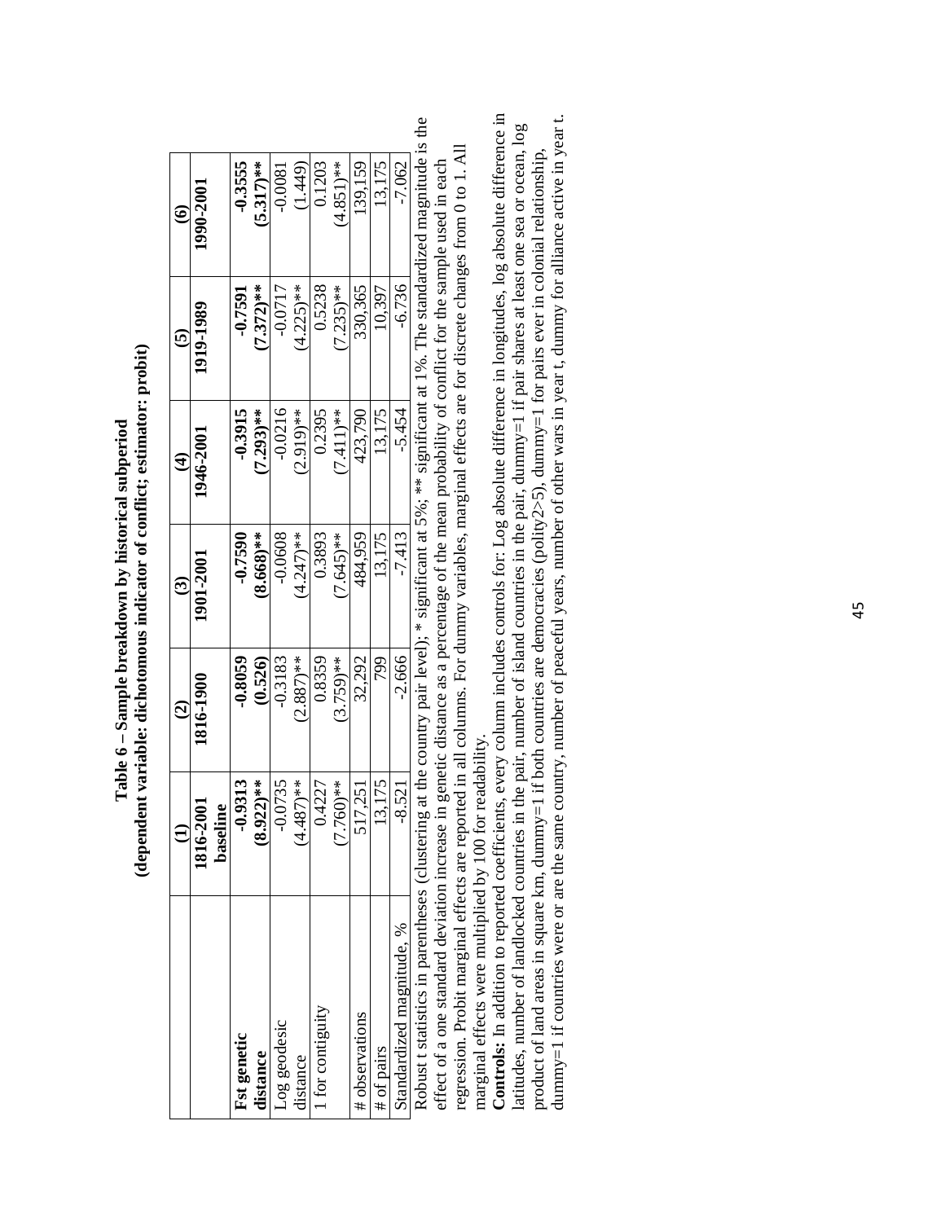**Table 6 – Sample breakdown by historical subperiod**
**(dependent variable: dichotomous indicator of conflict; estimator: probit)**

| | (1) | (2) | (3) | (4) | (5) | (6) |
|---|---|---|---|---|---|---|
| | 1816-2001 baseline | 1816-1900 | 1901-2001 | 1946-2001 | 1919-1989 | 1990-2001 |
| **Fst genetic distance** | **-0.9313** | **-0.8059** | **-0.7590** | **-0.3915** | **-0.7591** | **-0.3555** |
| | **(8.922)**** | **(0.526)** | **(8.668)**** | **(7.293)**** | **(7.372)**** | **(5.317)**** |
| Log geodesic distance | -0.0735 | -0.3183 | -0.0608 | -0.0216 | -0.0717 | -0.0081 |
| | (4.487)** | (2.887)** | (4.247)** | (2.919)** | (4.225)** | (1.449) |
| 1 for contiguity | 0.4227 | 0.8359 | 0.3893 | 0.2395 | 0.5238 | 0.1203 |
| | (7.760)** | (3.759)** | (7.645)** | (7.411)** | (7.235)** | (4.851)** |
| # observations | 517,251 | 32,292 | 484,959 | 423,790 | 330,365 | 139,159 |
| # of pairs | 13,175 | 799 | 13,175 | 13,175 | 10,397 | 13,175 |
| Standardized magnitude, % | -8.521 | -2.666 | -7.413 | -5.454 | -6.736 | -7.062 |

Robust t statistics in parentheses (clustering at the country pair level); * significant at 5%; ** significant at 1%. The standardized magnitude is the effect of a one standard deviation increase in genetic distance as a percentage of the mean probability of conflict for the sample used in each regression. Probit marginal effects are reported in all columns. For dummy variables, marginal effects are for discrete changes from 0 to 1. All marginal effects were multiplied by 100 for readability.

**Controls:** In addition to reported coefficients, every column includes controls for: Log absolute difference in longitudes, log absolute difference in latitudes, number of landlocked countries in the pair, number of island countries in the pair, dummy=1 if pair shares at least one sea or ocean, log product of land areas in square km, dummy=1 if both countries are democracies (polity2>5), dummy=1 for pairs ever in colonial relationship, dummy=1 if countries were or are the same country, number of peaceful years, number of other wars in year t, dummy for alliance active in year t.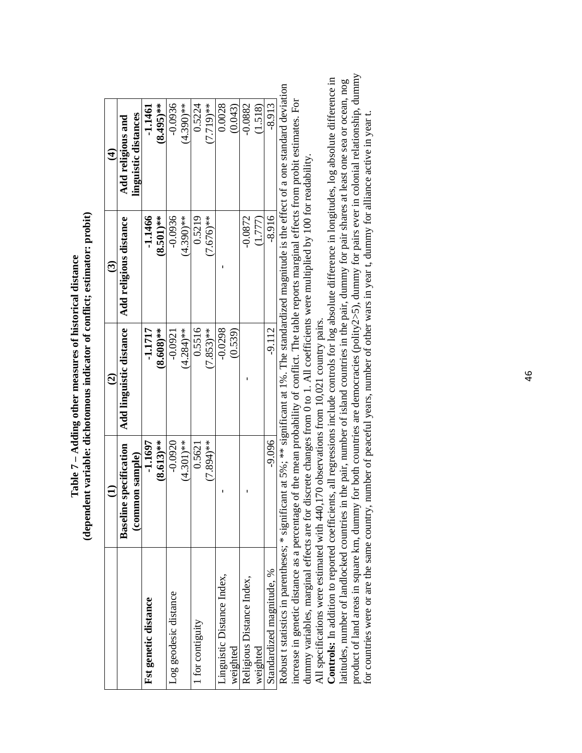**Table 7 – Adding other measures of historical distance**
**(dependent variable: dichotomous indicator of conflict; estimator: probit)**

| | (1) | (2) | (3) | (4) |
|---|---|---|---|---|
| | **Baseline specification (common sample)** | **Add linguistic distance** | **Add religious distance** | **Add religious and linguistic distances** |
| **Fst genetic distance** | **-1.1697** | **-1.1717** | **-1.1466** | **-1.1461** |
| | **(8.613)\*\*** | **(8.608)\*\*** | **(8.501)\*\*** | **(8.495)\*\*** |
| Log geodesic distance | -0.0920 | -0.0921 | -0.0936 | -0.0936 |
| | (4.301)\*\* | (4.284)\*\* | (4.390)\*\* | (4.390)\*\* |
| 1 for contiguity | 0.5621 | 0.5516 | 0.5219 | 0.5224 |
| | (7.894)\*\* | (7.853)\*\* | (7.676)\*\* | (7.719)\*\* |
| Linguistic Distance Index, weighted | - | -0.0298 | - | 0.0028 |
| | | (0.539) | | (0.043) |
| Religious Distance Index, weighted | - | - | -0.0872 | -0.0882 |
| | | | (1.777) | (1.518) |
| Standardized magnitude, % | -9.096 | -9.112 | -8.916 | -8.913 |

Robust t statistics in parentheses; * significant at 5%; ** significant at 1%. The standardized magnitude is the effect of a one standard deviation increase in genetic distance as a percentage of the mean probability of conflict. The table reports marginal effects from probit estimates. For dummy variables, marginal effects are for discrete changes from 0 to 1. All coefficients were multiplied by 100 for readability.

All specifications were estimated with 440,170 observations from 10,021 country pairs.

**Controls:** In addition to reported coefficients, all regressions include controls for log absolute difference in longitudes, log absolute difference in latitudes, number of landlocked countries in the pair, number of island countries in the pair, dummy for pair shares at least one sea or ocean, nog product of land areas in square km, dummy for both countries are democracies (polity2>5), dummy for pairs ever in colonial relationship, dummy for countries were or are the same country, number of peaceful years, number of other wars in year t, dummy for alliance active in year t.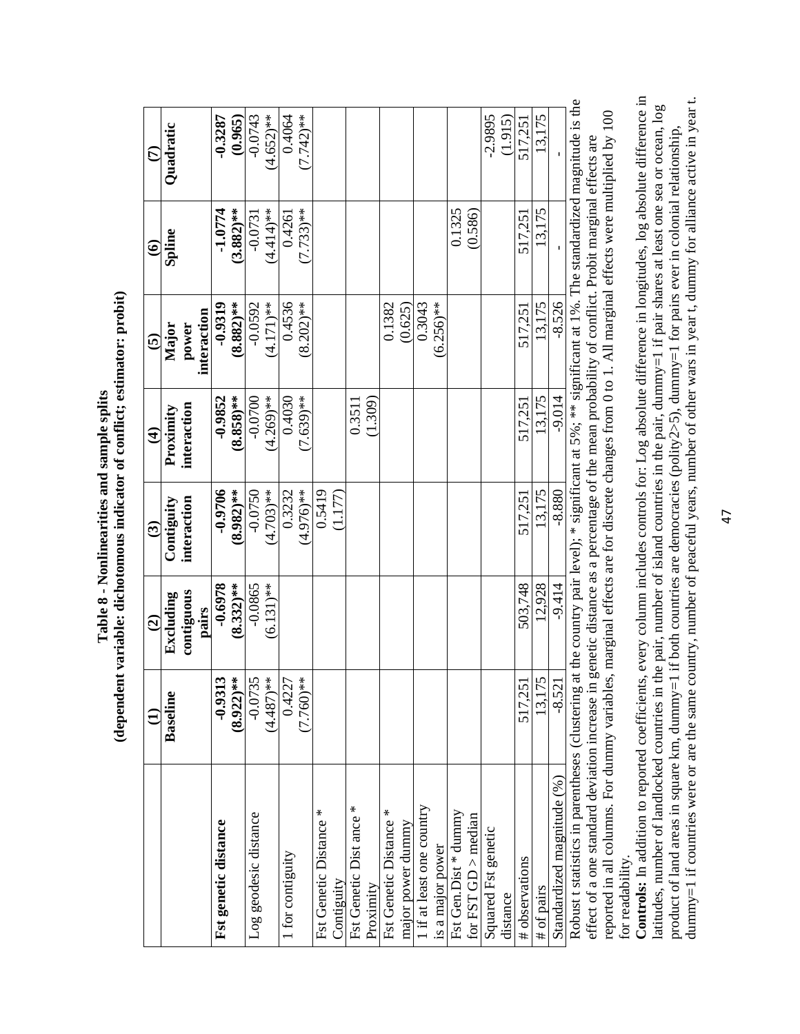**Table 8 - Nonlinearities and sample splits**
**(dependent variable: dichotomous indicator of conflict; estimator: probit)**

| | (1) | (2) | (3) | (4) | (5) | (6) | (7) |
|---|---|---|---|---|---|---|---|
| | **Baseline** | **Excluding contiguous pairs** | **Contiguity interaction** | **Proximity interaction** | **Major power interaction** | **Spline** | **Quadratic** |
| **Fst genetic distance** | **-0.9313** | **-0.6978** | **-0.9706** | **-0.9852** | **-0.9319** | **-1.0774** | **-0.3287** |
| | **(8.922)\*\*** | **(8.332)\*\*** | **(8.982)\*\*** | **(8.858)\*\*** | **(8.882)\*\*** | **(3.882)\*\*** | **(0.965)** |
| Log geodesic distance | -0.0735 | -0.0865 | -0.0750 | -0.0700 | -0.0592 | -0.0731 | -0.0743 |
| | (4.487)\*\* | (6.131)\*\* | (4.703)\*\* | (4.269)\*\* | (4.171)\*\* | (4.414)\*\* | (4.652)\*\* |
| 1 for contiguity | 0.4227 | | 0.3232 | 0.4030 | 0.4536 | 0.4261 | 0.4064 |
| | (7.760)\*\* | | (4.976)\*\* | (7.639)\*\* | (8.202)\*\* | (7.733)\*\* | (7.742)\*\* |
| Fst Genetic Distance * Contiguity | | | 0.5419 | | | | |
| | | | (1.177) | | | | |
| Fst Genetic Dist ance * Proximity | | | | 0.3511 | | | |
| | | | | (1.309) | | | |
| Fst Genetic Distance * major power dummy | | | | | 0.1382 | | |
| | | | | | (0.625) | | |
| 1 if at least one country is a major power | | | | | 0.3043 | | |
| | | | | | (6.256)\*\* | | |
| Fst Gen.Dist * dummy for FST GD > median | | | | | | 0.1325 | |
| | | | | | | (0.586) | |
| Squared Fst genetic distance | | | | | | | -2.9895 |
| | | | | | | | (1.915) |
| # observations | 517,251 | 503,748 | 517,251 | 517,251 | 517,251 | 517,251 | 517,251 |
| # of pairs | 13,175 | 12,928 | 13,175 | 13,175 | 13,175 | 13,175 | 13,175 |
| Standardized magnitude (%) | -8.521 | -9.414 | -8.880 | -9.014 | -8.526 | - | - |

Robust t statistics in parentheses (clustering at the country pair level); * significant at 5%; ** significant at 1%. The standardized magnitude is the effect of a one standard deviation increase in genetic distance as a percentage of the mean probability of conflict. Probit marginal effects are reported in all columns. For dummy variables, marginal effects are for discrete changes from 0 to 1. All marginal effects were multiplied by 100 for readability.

**Controls:** In addition to reported coefficients, every column includes controls for: Log absolute difference in longitudes, log absolute difference in latitudes, number of landlocked countries in the pair, number of island countries in the pair, dummy=1 if pair shares at least one sea or ocean, log product of land areas in square km, dummy=1 if both countries are democracies (polity2>5), dummy=1 for pairs ever in colonial relationship, dummy=1 if countries were or are the same country, number of peaceful years, number of other wars in year t, dummy for alliance active in year t.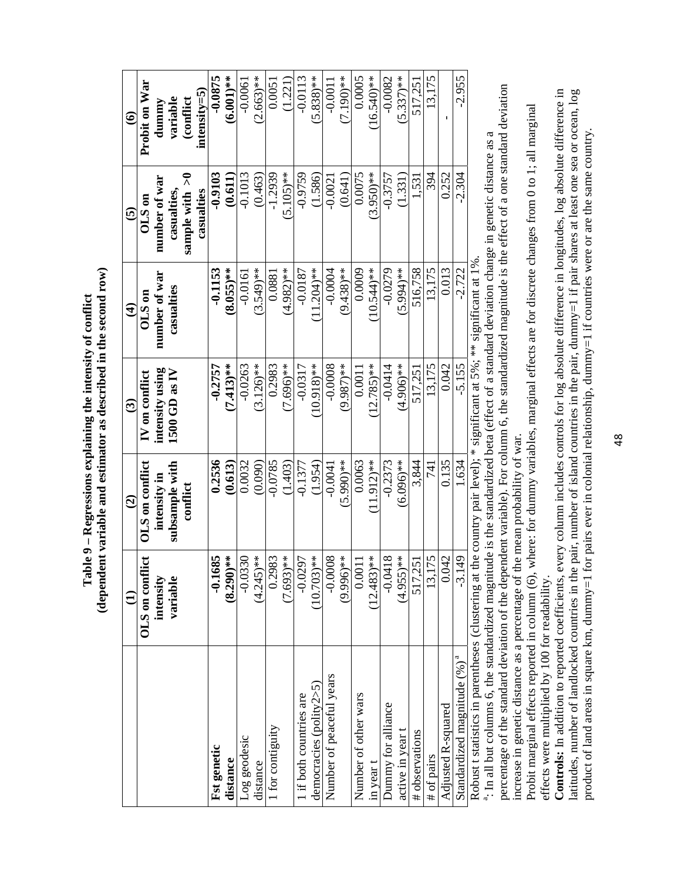**Table 9 – Regressions explaining the intensity of conflict**
**(dependent variable and estimator as described in the second row)**

| | (1) | (2) | (3) | (4) | (5) | (6) |
|---|---|---|---|---|---|---|
| | **OLS on conflict intensity variable** | **OLS on conflict intensity in subsample with conflict** | **IV on conflict intensity using 1500 GD as IV** | **OLS on number of war casualties** | **OLS on number of war casualties, sample with >0 casualties** | **Probit on War dummy variable (conflict intensity=5)** |
| **Fst genetic distance** | **-0.1685** | **0.2536** | **-0.2757** | **-0.1153** | **-0.9103** | **-0.0875** |
| | **(8.290)\*\*** | **(0.613)** | **(7.413)\*\*** | **(8.055)\*\*** | **(0.611)** | **(6.001)\*\*** |
| Log geodesic distance | -0.0330 | 0.0032 | -0.0263 | -0.0161 | -0.1013 | -0.0061 |
| | (4.245)\*\* | (0.090) | (3.126)\*\* | (3.549)\*\* | (0.463) | (2.663)\*\* |
| 1 for contiguity | 0.2983 | -0.0785 | 0.2983 | 0.0881 | -1.2939 | 0.0051 |
| | (7.693)\*\* | (1.403) | (7.696)\*\* | (4.982)\*\* | (5.105)\*\* | (1.221) |
| 1 if both countries are democracies (polity2>5) | -0.0297 | -0.1377 | -0.0317 | -0.0187 | -0.9759 | -0.0113 |
| | (10.703)\*\* | (1.954) | (10.918)\*\* | (11.204)\*\* | (1.586) | (5.838)\*\* |
| Number of peaceful years | -0.0008 | -0.0041 | -0.0008 | -0.0004 | -0.0021 | -0.0011 |
| | (9.996)\*\* | (5.990)\*\* | (9.987)\*\* | (9.438)\*\* | (0.641) | (7.190)\*\* |
| Number of other wars in year t | 0.0011 | 0.0063 | 0.0011 | 0.0009 | 0.0075 | 0.0005 |
| | (12.483)\*\* | (11.912)\*\* | (12.785)\*\* | (10.544)\*\* | (3.950)\*\* | (16.540)\*\* |
| Dummy for alliance active in year t | -0.0418 | -0.2373 | -0.0414 | -0.0279 | -0.3757 | -0.0082 |
| | (4.955)\*\* | (6.096)\*\* | (4.906)\*\* | (5.994)\*\* | (1.331) | (5.337)\*\* |
| # observations | 517,251 | 3,844 | 517,251 | 516,758 | 1,531 | 517,251 |
| # of pairs | 13,175 | 741 | 13,175 | 13,175 | 394 | 13,175 |
| Adjusted R-squared | 0.042 | 0.135 | 0.042 | 0.013 | 0.252 | - |
| Standardized magnitude (%) [a] | -3.149 | 1.634 | -5.155 | -2.722 | -2.304 | -2.955 |

Robust t statistics in parentheses (clustering at the country pair level); \* significant at 5%; \*\* significant at 1%.

[a]: In all but columns 6, the standardized magnitude is the standardized beta (effect of a standard deviation change in genetic distance as a percentage of the standard deviation of the dependent variable). For column 6, the standardized magnitude is the effect of a one standard deviation increase in genetic distance as a percentage of the mean probability of war.

Probit marginal effects reported in column (6), where: for dummy variables, marginal effects are for discrete changes from 0 to 1; all marginal effects were multiplied by 100 for readability.

**Controls:** In addition to reported coefficients, every column includes controls for log absolute difference in longitudes, log absolute difference in latitudes, number of landlocked countries in the pair, number of island countries in the pair, dummy=1 if pair shares at least one sea or ocean, log product of land areas in square km, dummy=1 for pairs ever in colonial relationship, dummy=1 if countries were or are the same country.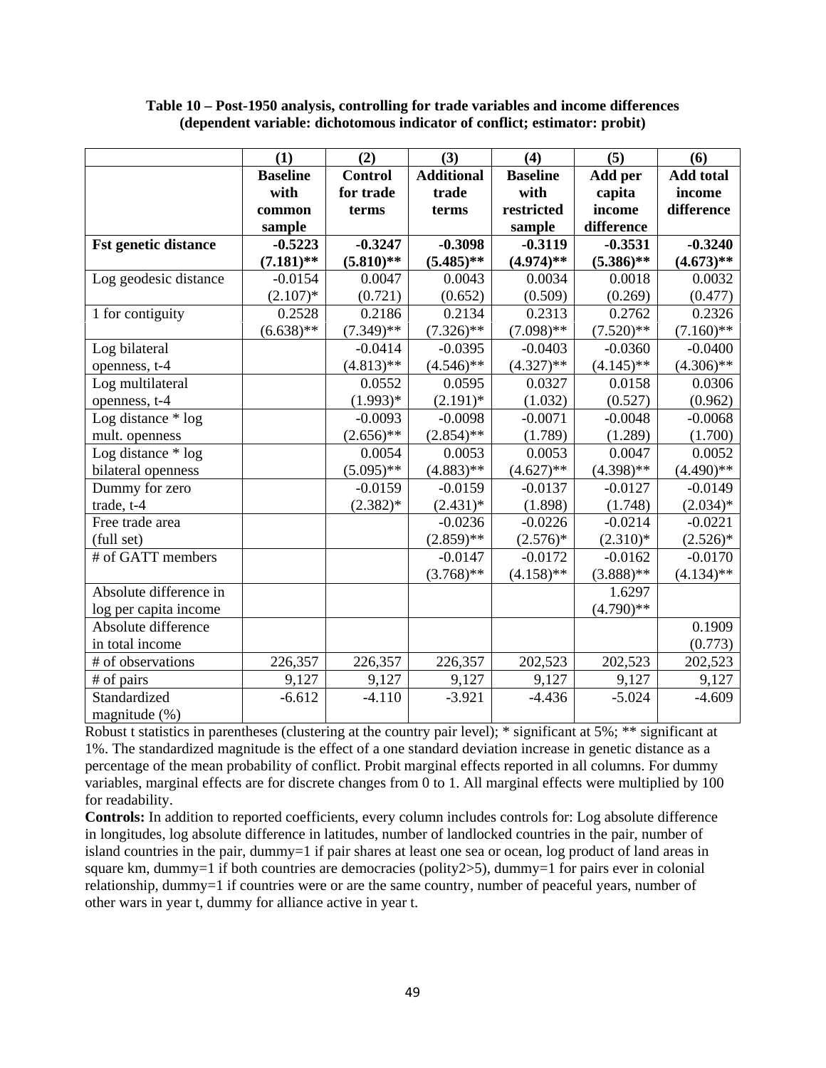**Table 10 – Post-1950 analysis, controlling for trade variables and income differences (dependent variable: dichotomous indicator of conflict; estimator: probit)**

| | (1) | (2) | (3) | (4) | (5) | (6) |
|---|---|---|---|---|---|---|
| | **Baseline with common sample** | **Control for trade terms** | **Additional trade terms** | **Baseline with restricted sample** | **Add per capita income difference** | **Add total income difference** |
| **Fst genetic distance** | **-0.5223** | **-0.3247** | **-0.3098** | **-0.3119** | **-0.3531** | **-0.3240** |
| | **(7.181)**** | **(5.810)**** | **(5.485)**** | **(4.974)**** | **(5.386)**** | **(4.673)**** |
| Log geodesic distance | -0.0154 | 0.0047 | 0.0043 | 0.0034 | 0.0018 | 0.0032 |
| | (2.107)* | (0.721) | (0.652) | (0.509) | (0.269) | (0.477) |
| 1 for contiguity | 0.2528 | 0.2186 | 0.2134 | 0.2313 | 0.2762 | 0.2326 |
| | (6.638)** | (7.349)** | (7.326)** | (7.098)** | (7.520)** | (7.160)** |
| Log bilateral openness, t-4 | | -0.0414 | -0.0395 | -0.0403 | -0.0360 | -0.0400 |
| | | (4.813)** | (4.546)** | (4.327)** | (4.145)** | (4.306)** |
| Log multilateral openness, t-4 | | 0.0552 | 0.0595 | 0.0327 | 0.0158 | 0.0306 |
| | | (1.993)* | (2.191)* | (1.032) | (0.527) | (0.962) |
| Log distance * log mult. openness | | -0.0093 | -0.0098 | -0.0071 | -0.0048 | -0.0068 |
| | | (2.656)** | (2.854)** | (1.789) | (1.289) | (1.700) |
| Log distance * log bilateral openness | | 0.0054 | 0.0053 | 0.0053 | 0.0047 | 0.0052 |
| | | (5.095)** | (4.883)** | (4.627)** | (4.398)** | (4.490)** |
| Dummy for zero trade, t-4 | | -0.0159 | -0.0159 | -0.0137 | -0.0127 | -0.0149 |
| | | (2.382)* | (2.431)* | (1.898) | (1.748) | (2.034)* |
| Free trade area (full set) | | | -0.0236 | -0.0226 | -0.0214 | -0.0221 |
| | | | (2.859)** | (2.576)* | (2.310)* | (2.526)* |
| # of GATT members | | | -0.0147 | -0.0172 | -0.0162 | -0.0170 |
| | | | (3.768)** | (4.158)** | (3.888)** | (4.134)** |
| Absolute difference in log per capita income | | | | | 1.6297 | |
| | | | | | (4.790)** | |
| Absolute difference in total income | | | | | | 0.1909 |
| | | | | | | (0.773) |
| # of observations | 226,357 | 226,357 | 226,357 | 202,523 | 202,523 | 202,523 |
| # of pairs | 9,127 | 9,127 | 9,127 | 9,127 | 9,127 | 9,127 |
| Standardized magnitude (%) | -6.612 | -4.110 | -3.921 | -4.436 | -5.024 | -4.609 |

Robust t statistics in parentheses (clustering at the country pair level); * significant at 5%; ** significant at 1%. The standardized magnitude is the effect of a one standard deviation increase in genetic distance as a percentage of the mean probability of conflict. Probit marginal effects reported in all columns. For dummy variables, marginal effects are for discrete changes from 0 to 1. All marginal effects were multiplied by 100 for readability.

**Controls:** In addition to reported coefficients, every column includes controls for: Log absolute difference in longitudes, log absolute difference in latitudes, number of landlocked countries in the pair, number of island countries in the pair, dummy=1 if pair shares at least one sea or ocean, log product of land areas in square km, dummy=1 if both countries are democracies (polity2>5), dummy=1 for pairs ever in colonial relationship, dummy=1 if countries were or are the same country, number of peaceful years, number of other wars in year t, dummy for alliance active in year t.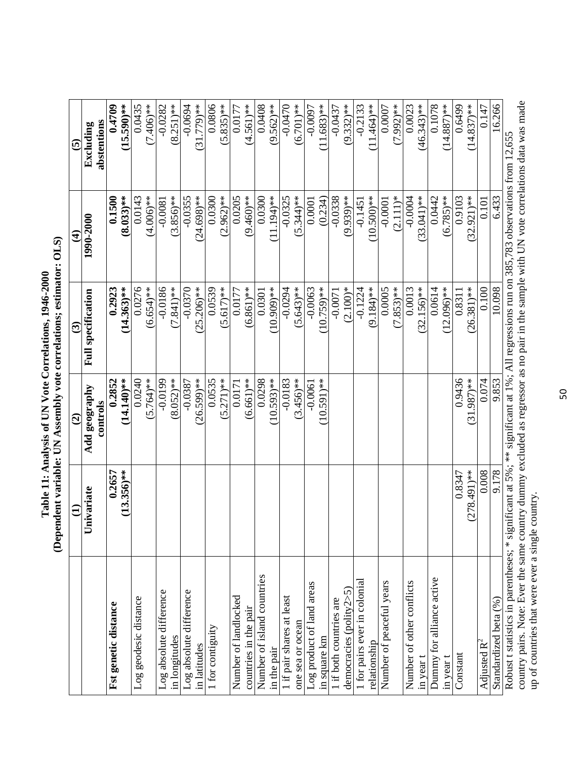**Table 11: Analysis of UN Vote Correlations, 1946-2000**
**(Dependent variable: UN Assembly vote correlations; estimator: OLS)**

| | (1) | (2) | (3) | (4) | (5) |
|---|---|---|---|---|---|
| | Univariate | Add geography controls | Full specification | 1990-2000 | Excluding abstentions |
| **Fst genetic distance** | **0.2657** | **0.2852** | **0.2923** | **0.1500** | **0.4709** |
| | **(13.356)\*\*** | **(14.140)\*\*** | **(14.363)\*\*** | **(8.033)\*\*** | **(15.590)\*\*** |
| Log geodesic distance | | 0.0240 | 0.0276 | 0.0143 | 0.0435 |
| | | (5.764)\*\* | (6.654)\*\* | (4.006)\*\* | (7.406)\*\* |
| Log absolute difference in longitudes | | -0.0199 | -0.0186 | -0.0081 | -0.0282 |
| | | (8.052)\*\* | (7.841)\*\* | (3.856)\*\* | (8.251)\*\* |
| Log absolute difference in latitudes | | -0.0387 | -0.0370 | -0.0355 | -0.0694 |
| | | (26.599)\*\* | (25.206)\*\* | (24.698)\*\* | (31.779)\*\* |
| 1 for contiguity | | 0.0535 | 0.0539 | 0.0300 | 0.0806 |
| | | (5.271)\*\* | (5.617)\*\* | (2.962)\*\* | (5.835)\*\* |
| Number of landlocked countries in the pair | | 0.0171 | 0.0177 | 0.0205 | 0.0177 |
| | | (6.661)\*\* | (6.861)\*\* | (9.460)\*\* | (4.561)\*\* |
| Number of island countries in the pair | | 0.0298 | 0.0301 | 0.0300 | 0.0408 |
| | | (10.593)\*\* | (10.909)\*\* | (11.194)\*\* | (9.562)\*\* |
| 1 if pair shares at least one sea or ocean | | -0.0183 | -0.0294 | -0.0325 | -0.0470 |
| | | (3.456)\*\* | (5.643)\*\* | (5.344)\*\* | (6.701)\*\* |
| Log product of land areas in square km | | -0.0061 | -0.0063 | 0.0001 | -0.0097 |
| | | (10.591)\*\* | (10.759)\*\* | (0.234) | (11.683)\*\* |
| 1 if both countries are democracies (polity2>5) | | | -0.0071 | -0.0338 | -0.0437 |
| | | | (2.100)\* | (9.939)\*\* | (9.332)\*\* |
| 1 for pairs ever in colonial relationship | | | -0.1224 | -0.1451 | -0.2133 |
| | | | (9.184)\*\* | (10.500)\*\* | (11.464)\*\* |
| Number of peaceful years | | | 0.0005 | -0.0001 | 0.0007 |
| | | | (7.853)\*\* | (2.111)\* | (7.992)\*\* |
| Number of other conflicts in year t | | | 0.0013 | -0.0004 | 0.0023 |
| | | | (32.156)\*\* | (33.041)\*\* | (46.343)\*\* |
| Dummy for alliance active in year t | | | 0.0614 | 0.0442 | 0.1078 |
| | | | (12.096)\*\* | (6.785)\*\* | (14.887)\*\* |
| Constant | 0.8347 | 0.9436 | 0.8311 | 0.9103 | 0.6499 |
| | (278.491)\*\* | (31.987)\*\* | (26.381)\*\* | (32.921)\*\* | (14.837)\*\* |
| Adjusted $R^2$ | 0.008 | 0.074 | 0.100 | 0.101 | 0.147 |
| Standardized beta (%) | 9.178 | 9.853 | 10.098 | 6.433 | 16.266 |

Robust t statistics in parentheses; * significant at 5%; ** significant at 1%; All regressions run on 385,783 observations from 12,655 country pairs. Note: Ever the same country dummy excluded as regressor as no pair in the sample with UN vote correlations data was made up of countries that were ever a single country.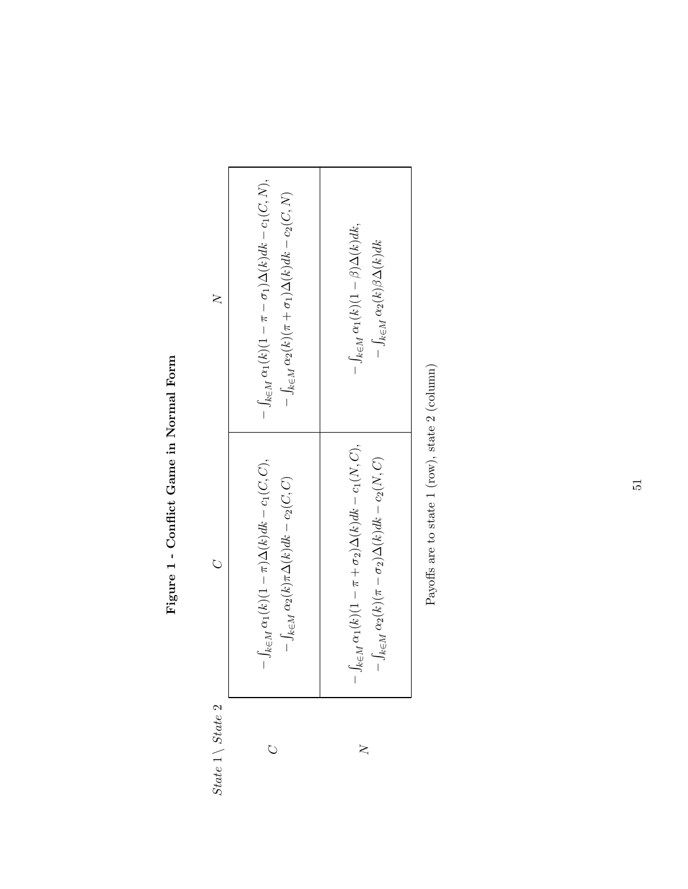**Figure 1 - Conflict Game in Normal Form**

| *State* 1 \ *State* 2 | $C$ | $N$ |
|---|---|---|
| $C$ | $-\int_{k\in M}\alpha_1(k)(1-\pi)\Delta(k)dk - c_1(C,C)$, $-\int_{k\in M}\alpha_2(k)\pi\Delta(k)dk - c_2(C,C)$ | $-\int_{k\in M}\alpha_1(k)(1-\pi-\sigma_1)\Delta(k)dk - c_1(C,N)$, $-\int_{k\in M}\alpha_2(k)(\pi+\sigma_1)\Delta(k)dk - c_2(C,N)$ |
| $N$ | $-\int_{k\in M}\alpha_1(k)(1-\pi+\sigma_2)\Delta(k)dk - c_1(N,C)$, $-\int_{k\in M}\alpha_2(k)(\pi-\sigma_2)\Delta(k)dk - c_2(N,C)$ | $-\int_{k\in M}\alpha_1(k)(1-\beta)\Delta(k)dk$, $-\int_{k\in M}\alpha_2(k)\beta\Delta(k)dk$ |

Payoffs are to state 1 (row), state 2 (column)